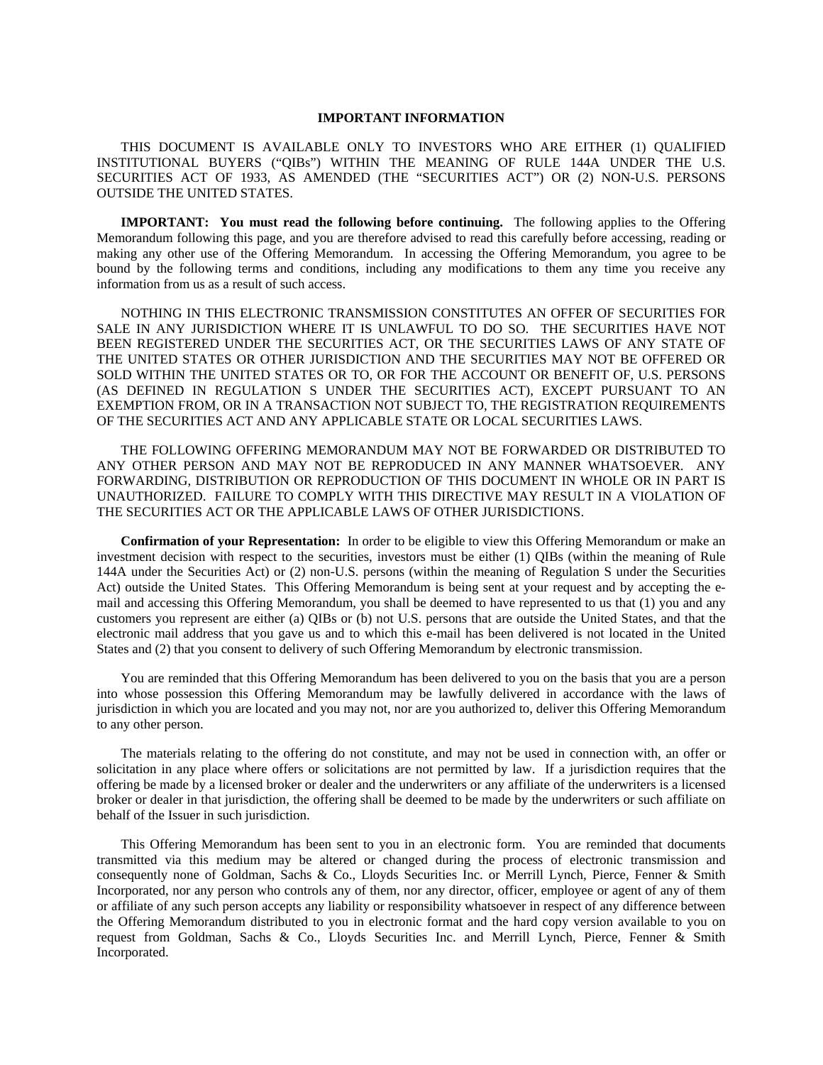## IMPORTANT INFORMATION

THIS DOCUMENT IS AVAILABLE ONLY TO INVESTORS WHO ARE EITHER (1) QUALIFIED INSTITUTIONAL BUYERS ("QIBs") WITHIN THE MEANING OF RULE 144A UNDER THE U.S. SECURITIES ACT OF 1933, AS AMENDED (THE "SECURITIES ACT") OR (2) NON-U.S. PERSONS OUTSIDE THE UNITED STATES.

**IMPORTANT: You must read the following before continuing.** The following applies to the Offering Memorandum following this page, and you are therefore advised to read this carefully before accessing, reading or making any other use of the Offering Memorandum. In accessing the Offering Memorandum, you agree to be bound by the following terms and conditions, including any modifications to them any time you receive any information from us as a result of such access.

NOTHING IN THIS ELECTRONIC TRANSMISSION CONSTITUTES AN OFFER OF SECURITIES FOR SALE IN ANY JURISDICTION WHERE IT IS UNLAWFUL TO DO SO. THE SECURITIES HAVE NOT BEEN REGISTERED UNDER THE SECURITIES ACT, OR THE SECURITIES LAWS OF ANY STATE OF THE UNITED STATES OR OTHER JURISDICTION AND THE SECURITIES MAY NOT BE OFFERED OR SOLD WITHIN THE UNITED STATES OR TO, OR FOR THE ACCOUNT OR BENEFIT OF, U.S. PERSONS (AS DEFINED IN REGULATION S UNDER THE SECURITIES ACT), EXCEPT PURSUANT TO AN EXEMPTION FROM, OR IN A TRANSACTION NOT SUBJECT TO, THE REGISTRATION REQUIREMENTS OF THE SECURITIES ACT AND ANY APPLICABLE STATE OR LOCAL SECURITIES LAWS.

THE FOLLOWING OFFERING MEMORANDUM MAY NOT BE FORWARDED OR DISTRIBUTED TO ANY OTHER PERSON AND MAY NOT BE REPRODUCED IN ANY MANNER WHATSOEVER. ANY FORWARDING, DISTRIBUTION OR REPRODUCTION OF THIS DOCUMENT IN WHOLE OR IN PART IS UNAUTHORIZED. FAILURE TO COMPLY WITH THIS DIRECTIVE MAY RESULT IN A VIOLATION OF THE SECURITIES ACT OR THE APPLICABLE LAWS OF OTHER JURISDICTIONS.

**Confirmation of your Representation:** In order to be eligible to view this Offering Memorandum or make an investment decision with respect to the securities, investors must be either (1) QIBs (within the meaning of Rule 144A under the Securities Act) or (2) non-U.S. persons (within the meaning of Regulation S under the Securities Act) outside the United States. This Offering Memorandum is being sent at your request and by accepting the e-mail and accessing this Offering Memorandum, you shall be deemed to have represented to us that (1) you and any customers you represent are either (a) QIBs or (b) not U.S. persons that are outside the United States, and that the electronic mail address that you gave us and to which this e-mail has been delivered is not located in the United States and (2) that you consent to delivery of such Offering Memorandum by electronic transmission.

You are reminded that this Offering Memorandum has been delivered to you on the basis that you are a person into whose possession this Offering Memorandum may be lawfully delivered in accordance with the laws of jurisdiction in which you are located and you may not, nor are you authorized to, deliver this Offering Memorandum to any other person.

The materials relating to the offering do not constitute, and may not be used in connection with, an offer or solicitation in any place where offers or solicitations are not permitted by law. If a jurisdiction requires that the offering be made by a licensed broker or dealer and the underwriters or any affiliate of the underwriters is a licensed broker or dealer in that jurisdiction, the offering shall be deemed to be made by the underwriters or such affiliate on behalf of the Issuer in such jurisdiction.

This Offering Memorandum has been sent to you in an electronic form. You are reminded that documents transmitted via this medium may be altered or changed during the process of electronic transmission and consequently none of Goldman, Sachs & Co., Lloyds Securities Inc. or Merrill Lynch, Pierce, Fenner & Smith Incorporated, nor any person who controls any of them, nor any director, officer, employee or agent of any of them or affiliate of any such person accepts any liability or responsibility whatsoever in respect of any difference between the Offering Memorandum distributed to you in electronic format and the hard copy version available to you on request from Goldman, Sachs & Co., Lloyds Securities Inc. and Merrill Lynch, Pierce, Fenner & Smith Incorporated.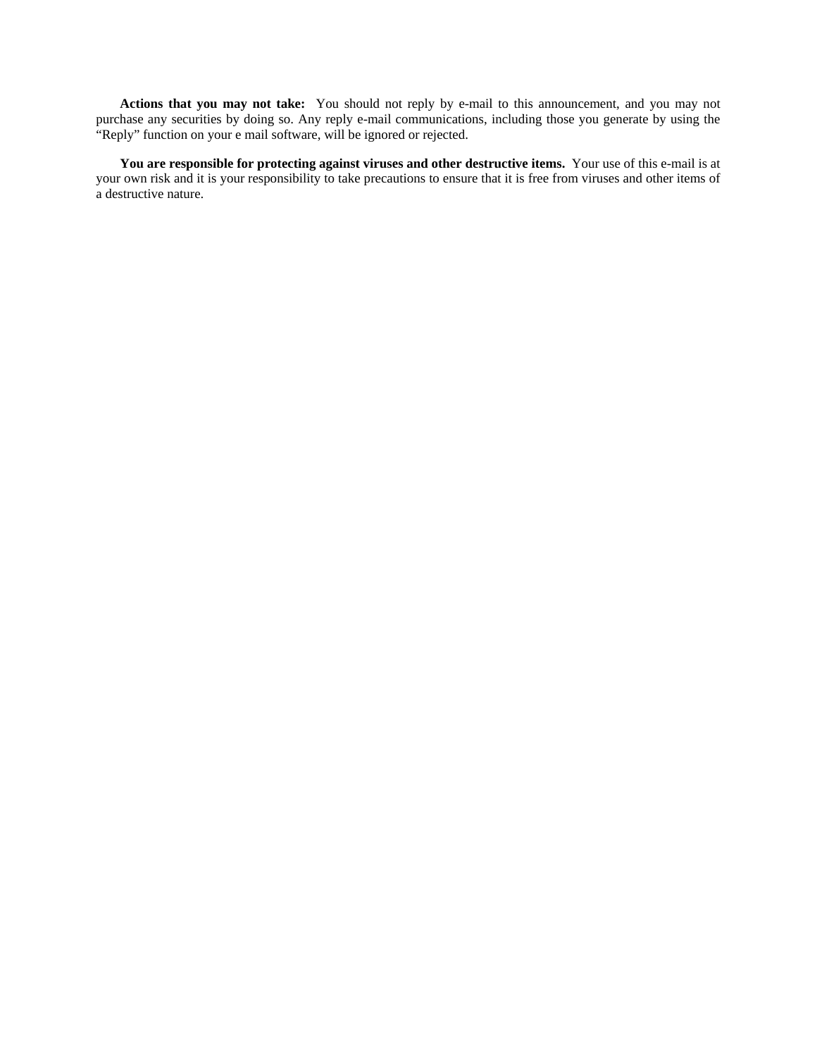**Actions that you may not take:** You should not reply by e-mail to this announcement, and you may not purchase any securities by doing so. Any reply e-mail communications, including those you generate by using the "Reply" function on your e mail software, will be ignored or rejected.

**You are responsible for protecting against viruses and other destructive items.** Your use of this e-mail is at your own risk and it is your responsibility to take precautions to ensure that it is free from viruses and other items of a destructive nature.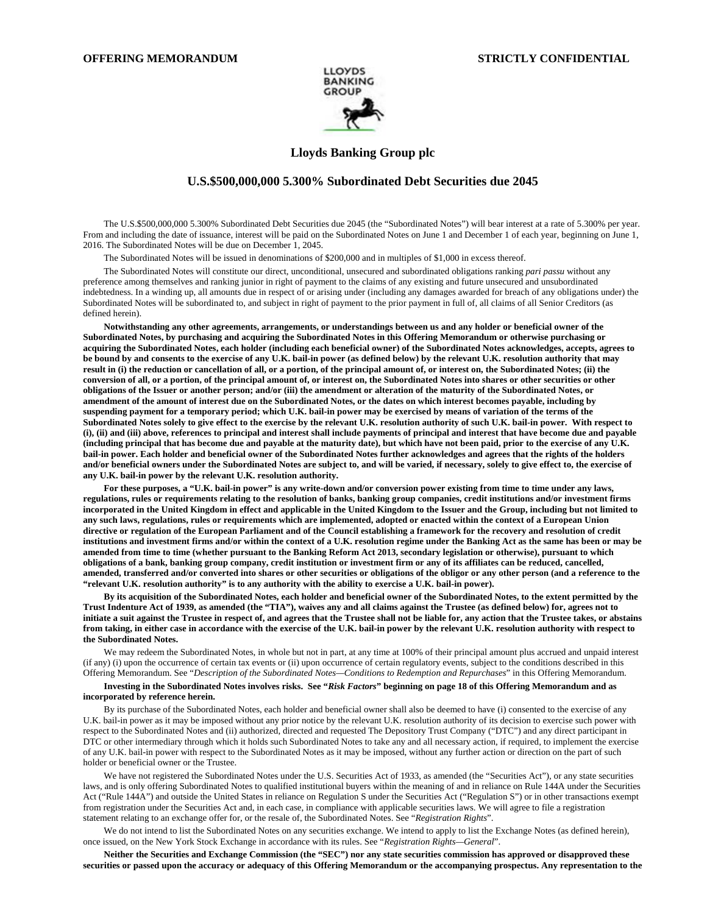**OFFERING MEMORANDUM** **STRICTLY CONFIDENTIAL**

LLOYDS BANKING GROUP

## Lloyds Banking Group plc

## U.S.$500,000,000 5.300% Subordinated Debt Securities due 2045

The U.S.$500,000,000 5.300% Subordinated Debt Securities due 2045 (the "Subordinated Notes") will bear interest at a rate of 5.300% per year. From and including the date of issuance, interest will be paid on the Subordinated Notes on June 1 and December 1 of each year, beginning on June 1, 2016. The Subordinated Notes will be due on December 1, 2045.

The Subordinated Notes will be issued in denominations of $200,000 and in multiples of $1,000 in excess thereof.

The Subordinated Notes will constitute our direct, unconditional, unsecured and subordinated obligations ranking *pari passu* without any preference among themselves and ranking junior in right of payment to the claims of any existing and future unsecured and unsubordinated indebtedness. In a winding up, all amounts due in respect of or arising under (including any damages awarded for breach of any obligations under) the Subordinated Notes will be subordinated to, and subject in right of payment to the prior payment in full of, all claims of all Senior Creditors (as defined herein).

**Notwithstanding any other agreements, arrangements, or understandings between us and any holder or beneficial owner of the Subordinated Notes, by purchasing and acquiring the Subordinated Notes in this Offering Memorandum or otherwise purchasing or acquiring the Subordinated Notes, each holder (including each beneficial owner) of the Subordinated Notes acknowledges, accepts, agrees to be bound by and consents to the exercise of any U.K. bail-in power (as defined below) by the relevant U.K. resolution authority that may result in (i) the reduction or cancellation of all, or a portion, of the principal amount of, or interest on, the Subordinated Notes; (ii) the conversion of all, or a portion, of the principal amount of, or interest on, the Subordinated Notes into shares or other securities or other obligations of the Issuer or another person; and/or (iii) the amendment or alteration of the maturity of the Subordinated Notes, or amendment of the amount of interest due on the Subordinated Notes, or the dates on which interest becomes payable, including by suspending payment for a temporary period; which U.K. bail-in power may be exercised by means of variation of the terms of the Subordinated Notes solely to give effect to the exercise by the relevant U.K. resolution authority of such U.K. bail-in power. With respect to (i), (ii) and (iii) above, references to principal and interest shall include payments of principal and interest that have become due and payable (including principal that has become due and payable at the maturity date), but which have not been paid, prior to the exercise of any U.K. bail-in power. Each holder and beneficial owner of the Subordinated Notes further acknowledges and agrees that the rights of the holders and/or beneficial owners under the Subordinated Notes are subject to, and will be varied, if necessary, solely to give effect to, the exercise of any U.K. bail-in power by the relevant U.K. resolution authority.**

**For these purposes, a "U.K. bail-in power" is any write-down and/or conversion power existing from time to time under any laws, regulations, rules or requirements relating to the resolution of banks, banking group companies, credit institutions and/or investment firms incorporated in the United Kingdom in effect and applicable in the United Kingdom to the Issuer and the Group, including but not limited to any such laws, regulations, rules or requirements which are implemented, adopted or enacted within the context of a European Union directive or regulation of the European Parliament and of the Council establishing a framework for the recovery and resolution of credit institutions and investment firms and/or within the context of a U.K. resolution regime under the Banking Act as the same has been or may be amended from time to time (whether pursuant to the Banking Reform Act 2013, secondary legislation or otherwise), pursuant to which obligations of a bank, banking group company, credit institution or investment firm or any of its affiliates can be reduced, cancelled, amended, transferred and/or converted into shares or other securities or obligations of the obligor or any other person (and a reference to the "relevant U.K. resolution authority" is to any authority with the ability to exercise a U.K. bail-in power).**

**By its acquisition of the Subordinated Notes, each holder and beneficial owner of the Subordinated Notes, to the extent permitted by the Trust Indenture Act of 1939, as amended (the "TIA"), waives any and all claims against the Trustee (as defined below) for, agrees not to initiate a suit against the Trustee in respect of, and agrees that the Trustee shall not be liable for, any action that the Trustee takes, or abstains from taking, in either case in accordance with the exercise of the U.K. bail-in power by the relevant U.K. resolution authority with respect to the Subordinated Notes.**

We may redeem the Subordinated Notes, in whole but not in part, at any time at 100% of their principal amount plus accrued and unpaid interest (if any) (i) upon the occurrence of certain tax events or (ii) upon occurrence of certain regulatory events, subject to the conditions described in this Offering Memorandum. See "*Description of the Subordinated Notes—Conditions to Redemption and Repurchases*" in this Offering Memorandum.

**Investing in the Subordinated Notes involves risks. See "*Risk Factors*" beginning on page 18 of this Offering Memorandum and as incorporated by reference herein.**

By its purchase of the Subordinated Notes, each holder and beneficial owner shall also be deemed to have (i) consented to the exercise of any U.K. bail-in power as it may be imposed without any prior notice by the relevant U.K. resolution authority of its decision to exercise such power with respect to the Subordinated Notes and (ii) authorized, directed and requested The Depository Trust Company ("DTC") and any direct participant in DTC or other intermediary through which it holds such Subordinated Notes to take any and all necessary action, if required, to implement the exercise of any U.K. bail-in power with respect to the Subordinated Notes as it may be imposed, without any further action or direction on the part of such holder or beneficial owner or the Trustee.

We have not registered the Subordinated Notes under the U.S. Securities Act of 1933, as amended (the "Securities Act"), or any state securities laws, and is only offering Subordinated Notes to qualified institutional buyers within the meaning of and in reliance on Rule 144A under the Securities Act ("Rule 144A") and outside the United States in reliance on Regulation S under the Securities Act ("Regulation S") or in other transactions exempt from registration under the Securities Act and, in each case, in compliance with applicable securities laws. We will agree to file a registration statement relating to an exchange offer for, or the resale of, the Subordinated Notes. See "*Registration Rights*".

We do not intend to list the Subordinated Notes on any securities exchange. We intend to apply to list the Exchange Notes (as defined herein), once issued, on the New York Stock Exchange in accordance with its rules. See "*Registration Rights—General*".

**Neither the Securities and Exchange Commission (the "SEC") nor any state securities commission has approved or disapproved these securities or passed upon the accuracy or adequacy of this Offering Memorandum or the accompanying prospectus. Any representation to the**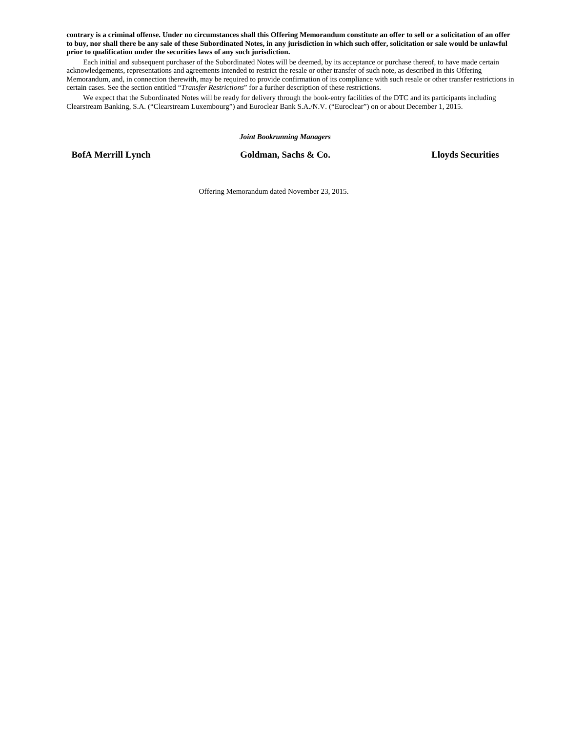**contrary is a criminal offense. Under no circumstances shall this Offering Memorandum constitute an offer to sell or a solicitation of an offer to buy, nor shall there be any sale of these Subordinated Notes, in any jurisdiction in which such offer, solicitation or sale would be unlawful prior to qualification under the securities laws of any such jurisdiction.**

Each initial and subsequent purchaser of the Subordinated Notes will be deemed, by its acceptance or purchase thereof, to have made certain acknowledgements, representations and agreements intended to restrict the resale or other transfer of such note, as described in this Offering Memorandum, and, in connection therewith, may be required to provide confirmation of its compliance with such resale or other transfer restrictions in certain cases. See the section entitled "*Transfer Restrictions*" for a further description of these restrictions.

We expect that the Subordinated Notes will be ready for delivery through the book-entry facilities of the DTC and its participants including Clearstream Banking, S.A. ("Clearstream Luxembourg") and Euroclear Bank S.A./N.V. ("Euroclear") on or about December 1, 2015.

***Joint Bookrunning Managers***

**BofA Merrill Lynch** **Goldman, Sachs & Co.** **Lloyds Securities**

Offering Memorandum dated November 23, 2015.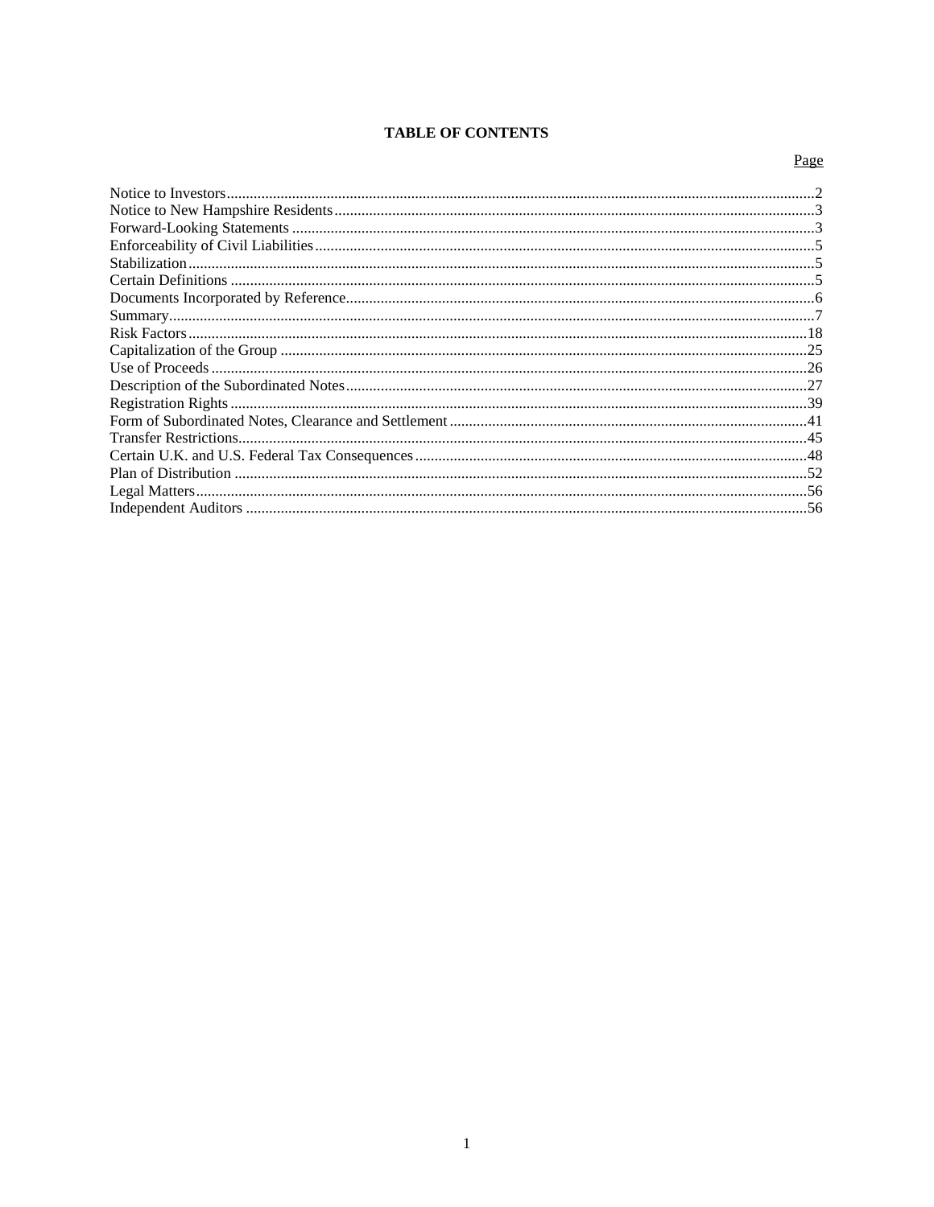# TABLE OF CONTENTS

| | Page |
|---|---|
| Notice to Investors | 2 |
| Notice to New Hampshire Residents | 3 |
| Forward-Looking Statements | 3 |
| Enforceability of Civil Liabilities | 5 |
| Stabilization | 5 |
| Certain Definitions | 5 |
| Documents Incorporated by Reference | 6 |
| Summary | 7 |
| Risk Factors | 18 |
| Capitalization of the Group | 25 |
| Use of Proceeds | 26 |
| Description of the Subordinated Notes | 27 |
| Registration Rights | 39 |
| Form of Subordinated Notes, Clearance and Settlement | 41 |
| Transfer Restrictions | 45 |
| Certain U.K. and U.S. Federal Tax Consequences | 48 |
| Plan of Distribution | 52 |
| Legal Matters | 56 |
| Independent Auditors | 56 |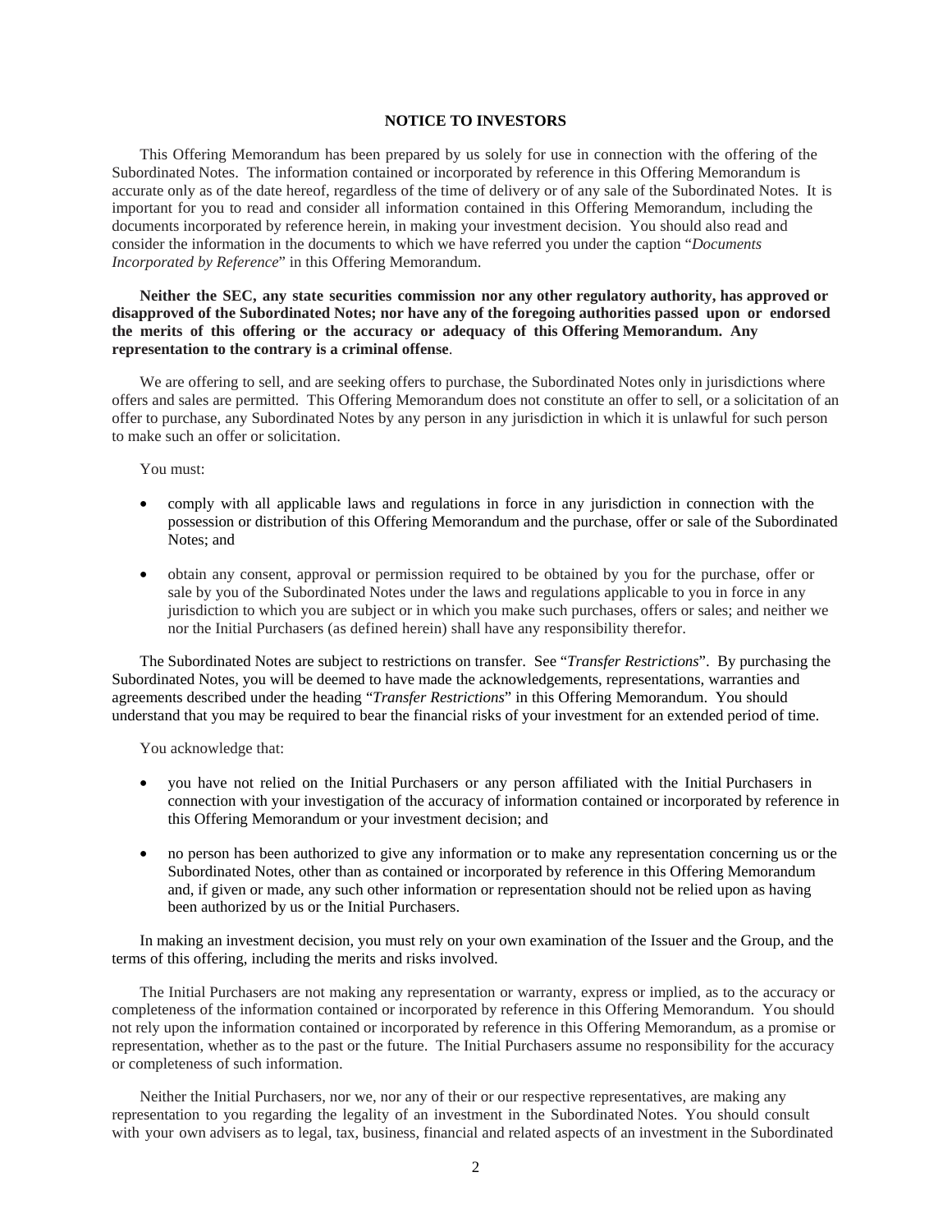## NOTICE TO INVESTORS

This Offering Memorandum has been prepared by us solely for use in connection with the offering of the Subordinated Notes. The information contained or incorporated by reference in this Offering Memorandum is accurate only as of the date hereof, regardless of the time of delivery or of any sale of the Subordinated Notes. It is important for you to read and consider all information contained in this Offering Memorandum, including the documents incorporated by reference herein, in making your investment decision. You should also read and consider the information in the documents to which we have referred you under the caption "*Documents Incorporated by Reference*" in this Offering Memorandum.

**Neither the SEC, any state securities commission nor any other regulatory authority, has approved or disapproved of the Subordinated Notes; nor have any of the foregoing authorities passed upon or endorsed the merits of this offering or the accuracy or adequacy of this Offering Memorandum. Any representation to the contrary is a criminal offense**.

We are offering to sell, and are seeking offers to purchase, the Subordinated Notes only in jurisdictions where offers and sales are permitted. This Offering Memorandum does not constitute an offer to sell, or a solicitation of an offer to purchase, any Subordinated Notes by any person in any jurisdiction in which it is unlawful for such person to make such an offer or solicitation.

You must:

- comply with all applicable laws and regulations in force in any jurisdiction in connection with the possession or distribution of this Offering Memorandum and the purchase, offer or sale of the Subordinated Notes; and
- obtain any consent, approval or permission required to be obtained by you for the purchase, offer or sale by you of the Subordinated Notes under the laws and regulations applicable to you in force in any jurisdiction to which you are subject or in which you make such purchases, offers or sales; and neither we nor the Initial Purchasers (as defined herein) shall have any responsibility therefor.

The Subordinated Notes are subject to restrictions on transfer. See "*Transfer Restrictions*". By purchasing the Subordinated Notes, you will be deemed to have made the acknowledgements, representations, warranties and agreements described under the heading "*Transfer Restrictions*" in this Offering Memorandum. You should understand that you may be required to bear the financial risks of your investment for an extended period of time.

You acknowledge that:

- you have not relied on the Initial Purchasers or any person affiliated with the Initial Purchasers in connection with your investigation of the accuracy of information contained or incorporated by reference in this Offering Memorandum or your investment decision; and
- no person has been authorized to give any information or to make any representation concerning us or the Subordinated Notes, other than as contained or incorporated by reference in this Offering Memorandum and, if given or made, any such other information or representation should not be relied upon as having been authorized by us or the Initial Purchasers.

In making an investment decision, you must rely on your own examination of the Issuer and the Group, and the terms of this offering, including the merits and risks involved.

The Initial Purchasers are not making any representation or warranty, express or implied, as to the accuracy or completeness of the information contained or incorporated by reference in this Offering Memorandum. You should not rely upon the information contained or incorporated by reference in this Offering Memorandum, as a promise or representation, whether as to the past or the future. The Initial Purchasers assume no responsibility for the accuracy or completeness of such information.

Neither the Initial Purchasers, nor we, nor any of their or our respective representatives, are making any representation to you regarding the legality of an investment in the Subordinated Notes. You should consult with your own advisers as to legal, tax, business, financial and related aspects of an investment in the Subordinated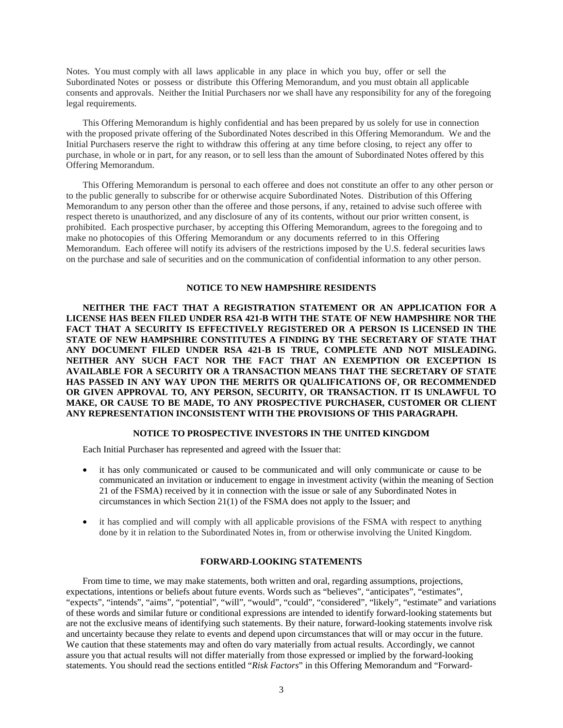Notes. You must comply with all laws applicable in any place in which you buy, offer or sell the Subordinated Notes or possess or distribute this Offering Memorandum, and you must obtain all applicable consents and approvals. Neither the Initial Purchasers nor we shall have any responsibility for any of the foregoing legal requirements.

This Offering Memorandum is highly confidential and has been prepared by us solely for use in connection with the proposed private offering of the Subordinated Notes described in this Offering Memorandum. We and the Initial Purchasers reserve the right to withdraw this offering at any time before closing, to reject any offer to purchase, in whole or in part, for any reason, or to sell less than the amount of Subordinated Notes offered by this Offering Memorandum.

This Offering Memorandum is personal to each offeree and does not constitute an offer to any other person or to the public generally to subscribe for or otherwise acquire Subordinated Notes. Distribution of this Offering Memorandum to any person other than the offeree and those persons, if any, retained to advise such offeree with respect thereto is unauthorized, and any disclosure of any of its contents, without our prior written consent, is prohibited. Each prospective purchaser, by accepting this Offering Memorandum, agrees to the foregoing and to make no photocopies of this Offering Memorandum or any documents referred to in this Offering Memorandum. Each offeree will notify its advisers of the restrictions imposed by the U.S. federal securities laws on the purchase and sale of securities and on the communication of confidential information to any other person.

## NOTICE TO NEW HAMPSHIRE RESIDENTS

**NEITHER THE FACT THAT A REGISTRATION STATEMENT OR AN APPLICATION FOR A LICENSE HAS BEEN FILED UNDER RSA 421-B WITH THE STATE OF NEW HAMPSHIRE NOR THE FACT THAT A SECURITY IS EFFECTIVELY REGISTERED OR A PERSON IS LICENSED IN THE STATE OF NEW HAMPSHIRE CONSTITUTES A FINDING BY THE SECRETARY OF STATE THAT ANY DOCUMENT FILED UNDER RSA 421-B IS TRUE, COMPLETE AND NOT MISLEADING. NEITHER ANY SUCH FACT NOR THE FACT THAT AN EXEMPTION OR EXCEPTION IS AVAILABLE FOR A SECURITY OR A TRANSACTION MEANS THAT THE SECRETARY OF STATE HAS PASSED IN ANY WAY UPON THE MERITS OR QUALIFICATIONS OF, OR RECOMMENDED OR GIVEN APPROVAL TO, ANY PERSON, SECURITY, OR TRANSACTION. IT IS UNLAWFUL TO MAKE, OR CAUSE TO BE MADE, TO ANY PROSPECTIVE PURCHASER, CUSTOMER OR CLIENT ANY REPRESENTATION INCONSISTENT WITH THE PROVISIONS OF THIS PARAGRAPH.**

## NOTICE TO PROSPECTIVE INVESTORS IN THE UNITED KINGDOM

Each Initial Purchaser has represented and agreed with the Issuer that:

- it has only communicated or caused to be communicated and will only communicate or cause to be communicated an invitation or inducement to engage in investment activity (within the meaning of Section 21 of the FSMA) received by it in connection with the issue or sale of any Subordinated Notes in circumstances in which Section 21(1) of the FSMA does not apply to the Issuer; and
- it has complied and will comply with all applicable provisions of the FSMA with respect to anything done by it in relation to the Subordinated Notes in, from or otherwise involving the United Kingdom.

## FORWARD-LOOKING STATEMENTS

From time to time, we may make statements, both written and oral, regarding assumptions, projections, expectations, intentions or beliefs about future events. Words such as "believes", "anticipates", "estimates", "expects", "intends", "aims", "potential", "will", "would", "could", "considered", "likely", "estimate" and variations of these words and similar future or conditional expressions are intended to identify forward-looking statements but are not the exclusive means of identifying such statements. By their nature, forward-looking statements involve risk and uncertainty because they relate to events and depend upon circumstances that will or may occur in the future. We caution that these statements may and often do vary materially from actual results. Accordingly, we cannot assure you that actual results will not differ materially from those expressed or implied by the forward-looking statements. You should read the sections entitled "*Risk Factors*" in this Offering Memorandum and "Forward-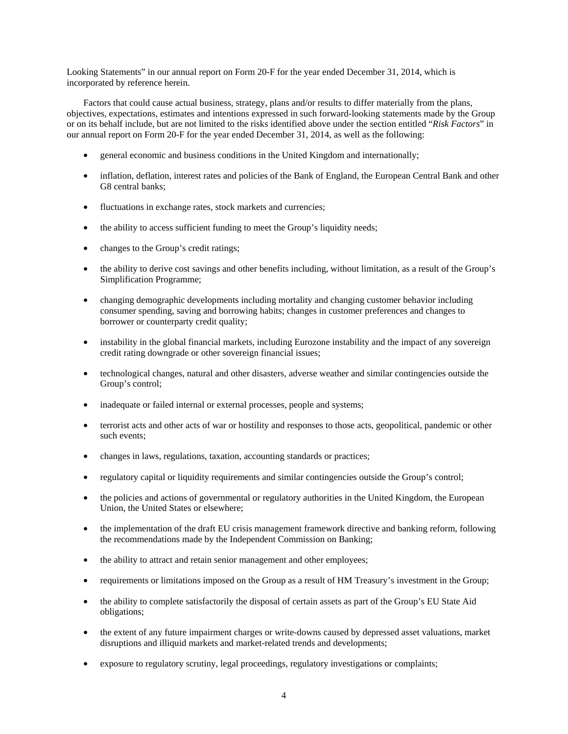Looking Statements" in our annual report on Form 20-F for the year ended December 31, 2014, which is incorporated by reference herein.

Factors that could cause actual business, strategy, plans and/or results to differ materially from the plans, objectives, expectations, estimates and intentions expressed in such forward-looking statements made by the Group or on its behalf include, but are not limited to the risks identified above under the section entitled "*Risk Factors*" in our annual report on Form 20-F for the year ended December 31, 2014, as well as the following:

- general economic and business conditions in the United Kingdom and internationally;
- inflation, deflation, interest rates and policies of the Bank of England, the European Central Bank and other G8 central banks;
- fluctuations in exchange rates, stock markets and currencies;
- the ability to access sufficient funding to meet the Group's liquidity needs;
- changes to the Group's credit ratings;
- the ability to derive cost savings and other benefits including, without limitation, as a result of the Group's Simplification Programme;
- changing demographic developments including mortality and changing customer behavior including consumer spending, saving and borrowing habits; changes in customer preferences and changes to borrower or counterparty credit quality;
- instability in the global financial markets, including Eurozone instability and the impact of any sovereign credit rating downgrade or other sovereign financial issues;
- technological changes, natural and other disasters, adverse weather and similar contingencies outside the Group's control;
- inadequate or failed internal or external processes, people and systems;
- terrorist acts and other acts of war or hostility and responses to those acts, geopolitical, pandemic or other such events;
- changes in laws, regulations, taxation, accounting standards or practices;
- regulatory capital or liquidity requirements and similar contingencies outside the Group's control;
- the policies and actions of governmental or regulatory authorities in the United Kingdom, the European Union, the United States or elsewhere;
- the implementation of the draft EU crisis management framework directive and banking reform, following the recommendations made by the Independent Commission on Banking;
- the ability to attract and retain senior management and other employees;
- requirements or limitations imposed on the Group as a result of HM Treasury's investment in the Group;
- the ability to complete satisfactorily the disposal of certain assets as part of the Group's EU State Aid obligations;
- the extent of any future impairment charges or write-downs caused by depressed asset valuations, market disruptions and illiquid markets and market-related trends and developments;
- exposure to regulatory scrutiny, legal proceedings, regulatory investigations or complaints;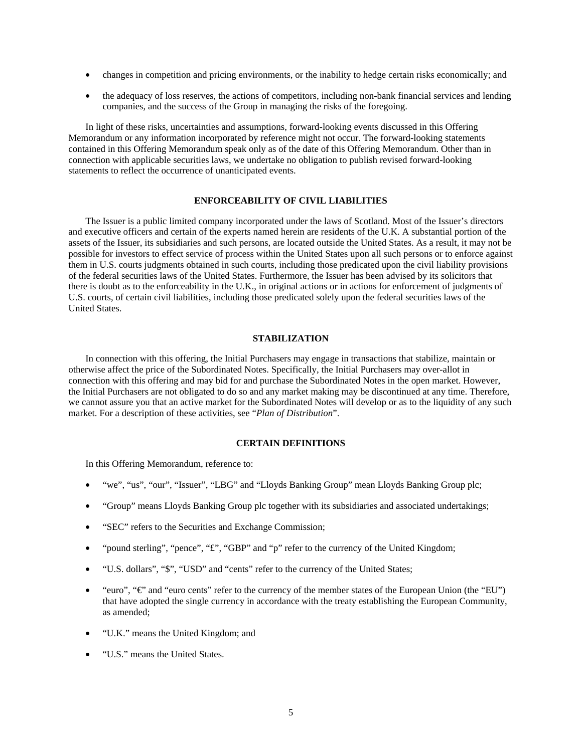- changes in competition and pricing environments, or the inability to hedge certain risks economically; and
- the adequacy of loss reserves, the actions of competitors, including non-bank financial services and lending companies, and the success of the Group in managing the risks of the foregoing.

In light of these risks, uncertainties and assumptions, forward-looking events discussed in this Offering Memorandum or any information incorporated by reference might not occur. The forward-looking statements contained in this Offering Memorandum speak only as of the date of this Offering Memorandum. Other than in connection with applicable securities laws, we undertake no obligation to publish revised forward-looking statements to reflect the occurrence of unanticipated events.

## ENFORCEABILITY OF CIVIL LIABILITIES

The Issuer is a public limited company incorporated under the laws of Scotland. Most of the Issuer's directors and executive officers and certain of the experts named herein are residents of the U.K. A substantial portion of the assets of the Issuer, its subsidiaries and such persons, are located outside the United States. As a result, it may not be possible for investors to effect service of process within the United States upon all such persons or to enforce against them in U.S. courts judgments obtained in such courts, including those predicated upon the civil liability provisions of the federal securities laws of the United States. Furthermore, the Issuer has been advised by its solicitors that there is doubt as to the enforceability in the U.K., in original actions or in actions for enforcement of judgments of U.S. courts, of certain civil liabilities, including those predicated solely upon the federal securities laws of the United States.

## STABILIZATION

In connection with this offering, the Initial Purchasers may engage in transactions that stabilize, maintain or otherwise affect the price of the Subordinated Notes. Specifically, the Initial Purchasers may over-allot in connection with this offering and may bid for and purchase the Subordinated Notes in the open market. However, the Initial Purchasers are not obligated to do so and any market making may be discontinued at any time. Therefore, we cannot assure you that an active market for the Subordinated Notes will develop or as to the liquidity of any such market. For a description of these activities, see "*Plan of Distribution*".

## CERTAIN DEFINITIONS

In this Offering Memorandum, reference to:

- "we", "us", "our", "Issuer", "LBG" and "Lloyds Banking Group" mean Lloyds Banking Group plc;
- "Group" means Lloyds Banking Group plc together with its subsidiaries and associated undertakings;
- "SEC" refers to the Securities and Exchange Commission;
- "pound sterling", "pence", "£", "GBP" and "p" refer to the currency of the United Kingdom;
- "U.S. dollars", "$", "USD" and "cents" refer to the currency of the United States;
- "euro", "€" and "euro cents" refer to the currency of the member states of the European Union (the "EU") that have adopted the single currency in accordance with the treaty establishing the European Community, as amended;
- "U.K." means the United Kingdom; and
- "U.S." means the United States.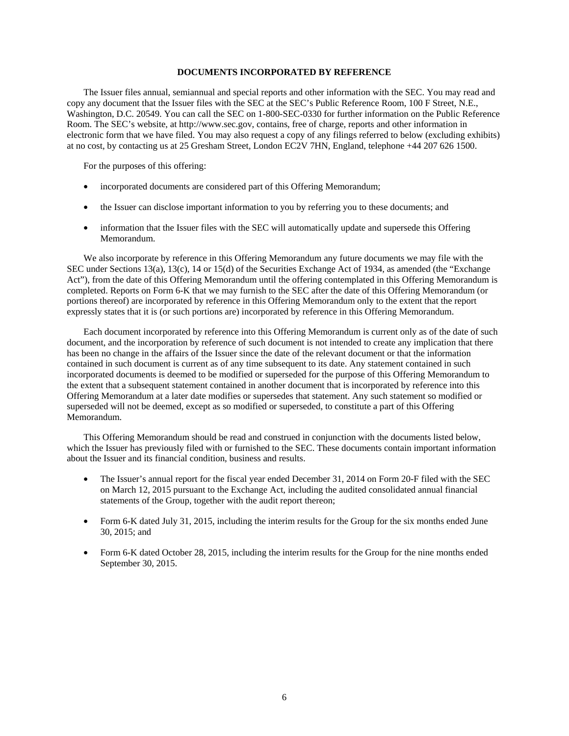## DOCUMENTS INCORPORATED BY REFERENCE

The Issuer files annual, semiannual and special reports and other information with the SEC. You may read and copy any document that the Issuer files with the SEC at the SEC's Public Reference Room, 100 F Street, N.E., Washington, D.C. 20549. You can call the SEC on 1-800-SEC-0330 for further information on the Public Reference Room. The SEC's website, at http://www.sec.gov, contains, free of charge, reports and other information in electronic form that we have filed. You may also request a copy of any filings referred to below (excluding exhibits) at no cost, by contacting us at 25 Gresham Street, London EC2V 7HN, England, telephone +44 207 626 1500.

For the purposes of this offering:

- incorporated documents are considered part of this Offering Memorandum;
- the Issuer can disclose important information to you by referring you to these documents; and
- information that the Issuer files with the SEC will automatically update and supersede this Offering Memorandum.

We also incorporate by reference in this Offering Memorandum any future documents we may file with the SEC under Sections 13(a), 13(c), 14 or 15(d) of the Securities Exchange Act of 1934, as amended (the "Exchange Act"), from the date of this Offering Memorandum until the offering contemplated in this Offering Memorandum is completed. Reports on Form 6-K that we may furnish to the SEC after the date of this Offering Memorandum (or portions thereof) are incorporated by reference in this Offering Memorandum only to the extent that the report expressly states that it is (or such portions are) incorporated by reference in this Offering Memorandum.

Each document incorporated by reference into this Offering Memorandum is current only as of the date of such document, and the incorporation by reference of such document is not intended to create any implication that there has been no change in the affairs of the Issuer since the date of the relevant document or that the information contained in such document is current as of any time subsequent to its date. Any statement contained in such incorporated documents is deemed to be modified or superseded for the purpose of this Offering Memorandum to the extent that a subsequent statement contained in another document that is incorporated by reference into this Offering Memorandum at a later date modifies or supersedes that statement. Any such statement so modified or superseded will not be deemed, except as so modified or superseded, to constitute a part of this Offering Memorandum.

This Offering Memorandum should be read and construed in conjunction with the documents listed below, which the Issuer has previously filed with or furnished to the SEC. These documents contain important information about the Issuer and its financial condition, business and results.

- The Issuer's annual report for the fiscal year ended December 31, 2014 on Form 20-F filed with the SEC on March 12, 2015 pursuant to the Exchange Act, including the audited consolidated annual financial statements of the Group, together with the audit report thereon;
- Form 6-K dated July 31, 2015, including the interim results for the Group for the six months ended June 30, 2015; and
- Form 6-K dated October 28, 2015, including the interim results for the Group for the nine months ended September 30, 2015.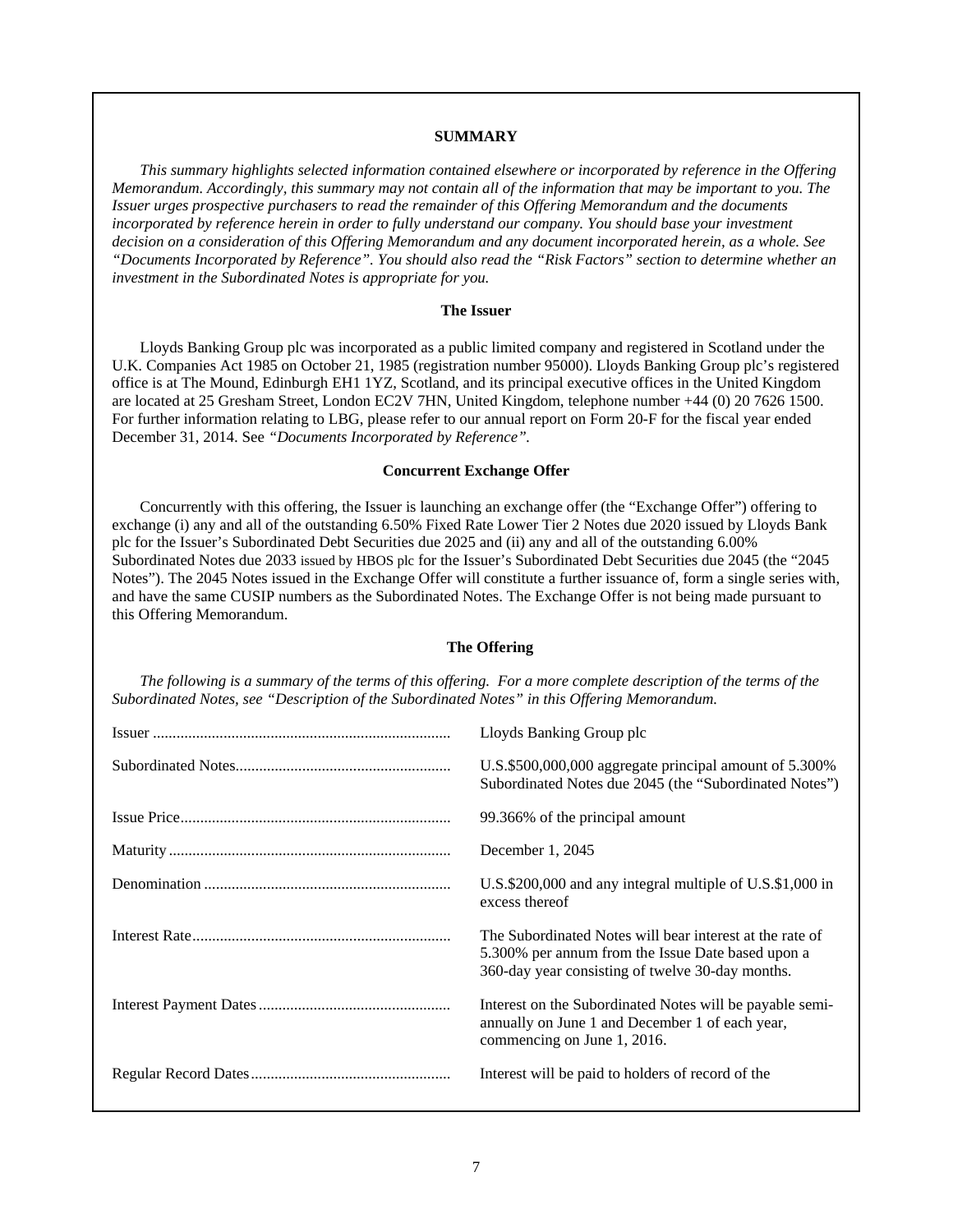## SUMMARY

*This summary highlights selected information contained elsewhere or incorporated by reference in the Offering Memorandum. Accordingly, this summary may not contain all of the information that may be important to you. The Issuer urges prospective purchasers to read the remainder of this Offering Memorandum and the documents incorporated by reference herein in order to fully understand our company. You should base your investment decision on a consideration of this Offering Memorandum and any document incorporated herein, as a whole. See "Documents Incorporated by Reference". You should also read the "Risk Factors" section to determine whether an investment in the Subordinated Notes is appropriate for you.*

### The Issuer

Lloyds Banking Group plc was incorporated as a public limited company and registered in Scotland under the U.K. Companies Act 1985 on October 21, 1985 (registration number 95000). Lloyds Banking Group plc's registered office is at The Mound, Edinburgh EH1 1YZ, Scotland, and its principal executive offices in the United Kingdom are located at 25 Gresham Street, London EC2V 7HN, United Kingdom, telephone number +44 (0) 20 7626 1500. For further information relating to LBG, please refer to our annual report on Form 20-F for the fiscal year ended December 31, 2014. See *"Documents Incorporated by Reference".*

### Concurrent Exchange Offer

Concurrently with this offering, the Issuer is launching an exchange offer (the "Exchange Offer") offering to exchange (i) any and all of the outstanding 6.50% Fixed Rate Lower Tier 2 Notes due 2020 issued by Lloyds Bank plc for the Issuer's Subordinated Debt Securities due 2025 and (ii) any and all of the outstanding 6.00% Subordinated Notes due 2033 issued by HBOS plc for the Issuer's Subordinated Debt Securities due 2045 (the "2045 Notes"). The 2045 Notes issued in the Exchange Offer will constitute a further issuance of, form a single series with, and have the same CUSIP numbers as the Subordinated Notes. The Exchange Offer is not being made pursuant to this Offering Memorandum.

### The Offering

*The following is a summary of the terms of this offering. For a more complete description of the terms of the Subordinated Notes, see "Description of the Subordinated Notes" in this Offering Memorandum.*

| | |
|---|---|
| Issuer | Lloyds Banking Group plc |
| Subordinated Notes | U.S.$500,000,000 aggregate principal amount of 5.300% Subordinated Notes due 2045 (the "Subordinated Notes") |
| Issue Price | 99.366% of the principal amount |
| Maturity | December 1, 2045 |
| Denomination | U.S.$200,000 and any integral multiple of U.S.$1,000 in excess thereof |
| Interest Rate | The Subordinated Notes will bear interest at the rate of 5.300% per annum from the Issue Date based upon a 360-day year consisting of twelve 30-day months. |
| Interest Payment Dates | Interest on the Subordinated Notes will be payable semi-annually on June 1 and December 1 of each year, commencing on June 1, 2016. |
| Regular Record Dates | Interest will be paid to holders of record of the |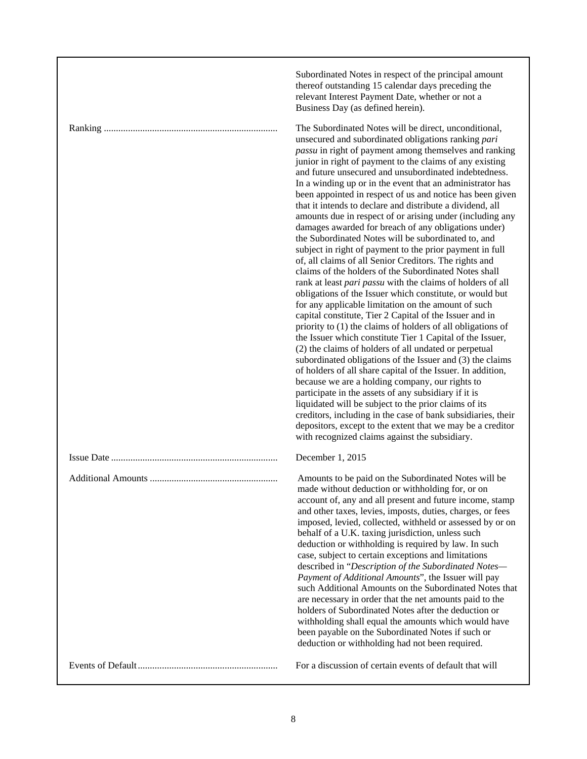| | |
|---|---|
| | Subordinated Notes in respect of the principal amount thereof outstanding 15 calendar days preceding the relevant Interest Payment Date, whether or not a Business Day (as defined herein). |
| Ranking | The Subordinated Notes will be direct, unconditional, unsecured and subordinated obligations ranking *pari passu* in right of payment among themselves and ranking junior in right of payment to the claims of any existing and future unsecured and unsubordinated indebtedness. In a winding up or in the event that an administrator has been appointed in respect of us and notice has been given that it intends to declare and distribute a dividend, all amounts due in respect of or arising under (including any damages awarded for breach of any obligations under) the Subordinated Notes will be subordinated to, and subject in right of payment to the prior payment in full of, all claims of all Senior Creditors. The rights and claims of the holders of the Subordinated Notes shall rank at least *pari passu* with the claims of holders of all obligations of the Issuer which constitute, or would but for any applicable limitation on the amount of such capital constitute, Tier 2 Capital of the Issuer and in priority to (1) the claims of holders of all obligations of the Issuer which constitute Tier 1 Capital of the Issuer, (2) the claims of holders of all undated or perpetual subordinated obligations of the Issuer and (3) the claims of holders of all share capital of the Issuer. In addition, because we are a holding company, our rights to participate in the assets of any subsidiary if it is liquidated will be subject to the prior claims of its creditors, including in the case of bank subsidiaries, their depositors, except to the extent that we may be a creditor with recognized claims against the subsidiary. |
| Issue Date | December 1, 2015 |
| Additional Amounts | Amounts to be paid on the Subordinated Notes will be made without deduction or withholding for, or on account of, any and all present and future income, stamp and other taxes, levies, imposts, duties, charges, or fees imposed, levied, collected, withheld or assessed by or on behalf of a U.K. taxing jurisdiction, unless such deduction or withholding is required by law. In such case, subject to certain exceptions and limitations described in "*Description of the Subordinated Notes—Payment of Additional Amounts*", the Issuer will pay such Additional Amounts on the Subordinated Notes that are necessary in order that the net amounts paid to the holders of Subordinated Notes after the deduction or withholding shall equal the amounts which would have been payable on the Subordinated Notes if such or deduction or withholding had not been required. |
| Events of Default | For a discussion of certain events of default that will |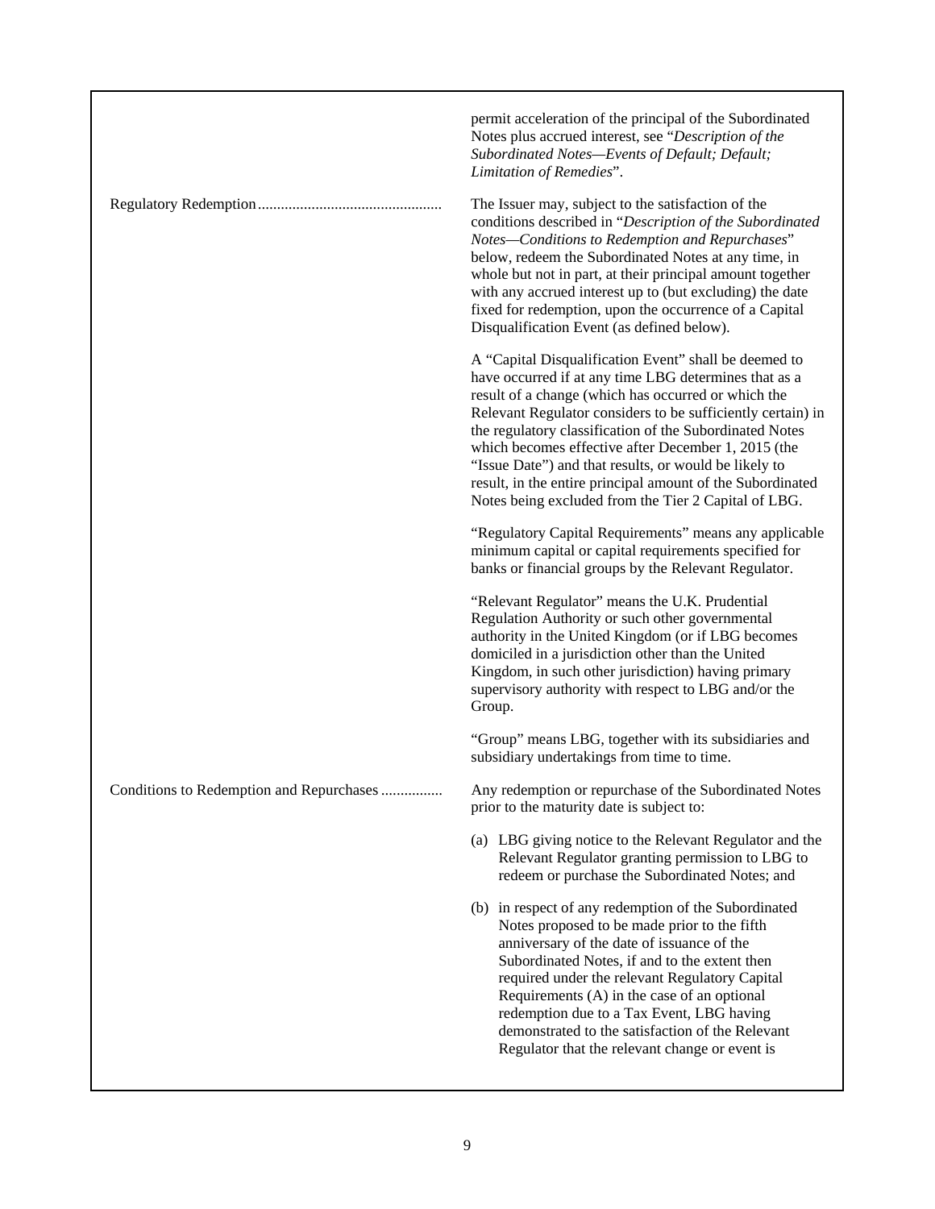| | |
|---|---|
| | permit acceleration of the principal of the Subordinated Notes plus accrued interest, see "*Description of the Subordinated Notes—Events of Default; Default; Limitation of Remedies*". |
| Regulatory Redemption | The Issuer may, subject to the satisfaction of the conditions described in "*Description of the Subordinated Notes—Conditions to Redemption and Repurchases*" below, redeem the Subordinated Notes at any time, in whole but not in part, at their principal amount together with any accrued interest up to (but excluding) the date fixed for redemption, upon the occurrence of a Capital Disqualification Event (as defined below).<br><br>A "Capital Disqualification Event" shall be deemed to have occurred if at any time LBG determines that as a result of a change (which has occurred or which the Relevant Regulator considers to be sufficiently certain) in the regulatory classification of the Subordinated Notes which becomes effective after December 1, 2015 (the "Issue Date") and that results, or would be likely to result, in the entire principal amount of the Subordinated Notes being excluded from the Tier 2 Capital of LBG.<br><br>"Regulatory Capital Requirements" means any applicable minimum capital or capital requirements specified for banks or financial groups by the Relevant Regulator.<br><br>"Relevant Regulator" means the U.K. Prudential Regulation Authority or such other governmental authority in the United Kingdom (or if LBG becomes domiciled in a jurisdiction other than the United Kingdom, in such other jurisdiction) having primary supervisory authority with respect to LBG and/or the Group.<br><br>"Group" means LBG, together with its subsidiaries and subsidiary undertakings from time to time. |
| Conditions to Redemption and Repurchases | Any redemption or repurchase of the Subordinated Notes prior to the maturity date is subject to:<br><br>(a) LBG giving notice to the Relevant Regulator and the Relevant Regulator granting permission to LBG to redeem or purchase the Subordinated Notes; and<br><br>(b) in respect of any redemption of the Subordinated Notes proposed to be made prior to the fifth anniversary of the date of issuance of the Subordinated Notes, if and to the extent then required under the relevant Regulatory Capital Requirements (A) in the case of an optional redemption due to a Tax Event, LBG having demonstrated to the satisfaction of the Relevant Regulator that the relevant change or event is |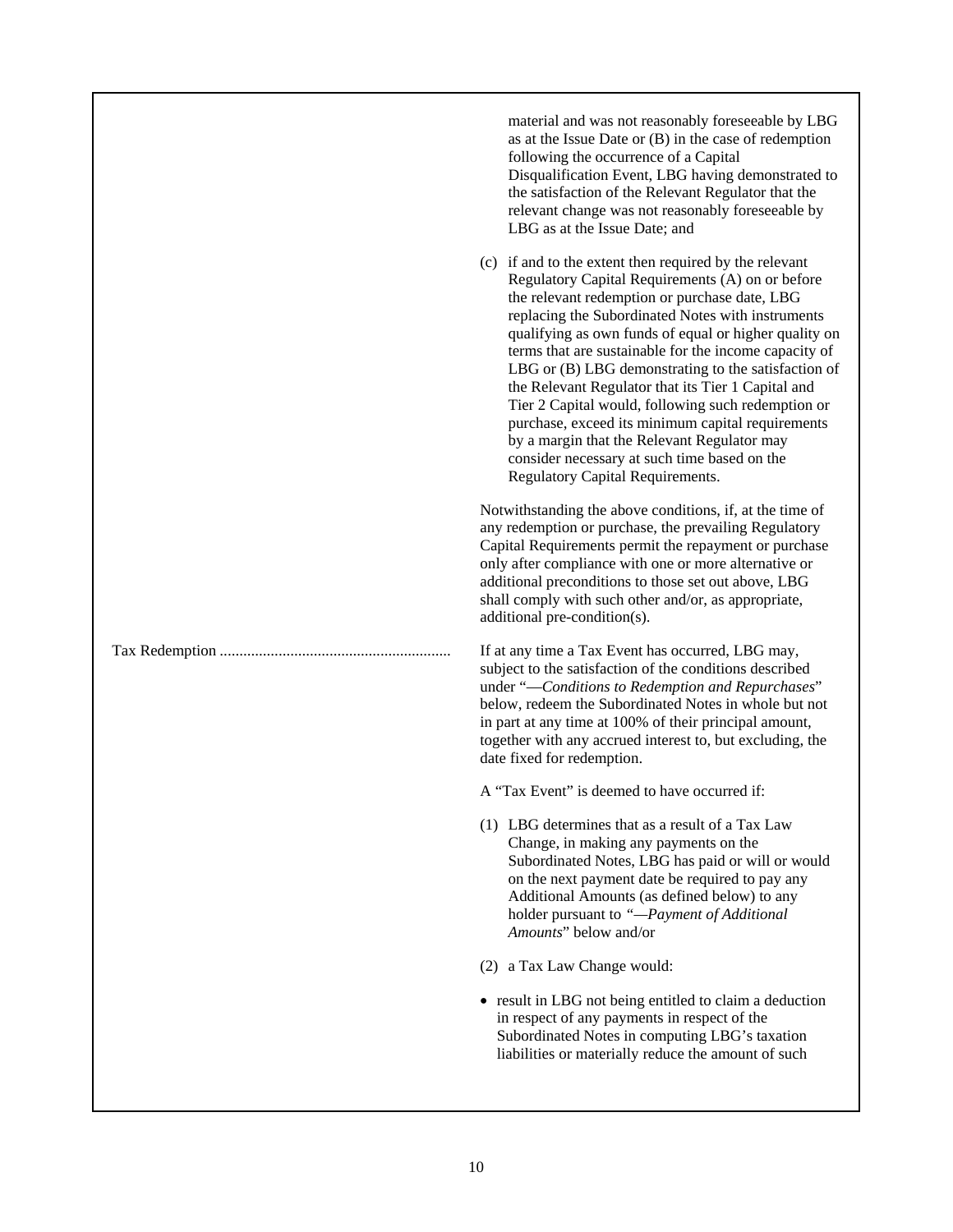material and was not reasonably foreseeable by LBG as at the Issue Date or (B) in the case of redemption following the occurrence of a Capital Disqualification Event, LBG having demonstrated to the satisfaction of the Relevant Regulator that the relevant change was not reasonably foreseeable by LBG as at the Issue Date; and

(c) if and to the extent then required by the relevant Regulatory Capital Requirements (A) on or before the relevant redemption or purchase date, LBG replacing the Subordinated Notes with instruments qualifying as own funds of equal or higher quality on terms that are sustainable for the income capacity of LBG or (B) LBG demonstrating to the satisfaction of the Relevant Regulator that its Tier 1 Capital and Tier 2 Capital would, following such redemption or purchase, exceed its minimum capital requirements by a margin that the Relevant Regulator may consider necessary at such time based on the Regulatory Capital Requirements.

Notwithstanding the above conditions, if, at the time of any redemption or purchase, the prevailing Regulatory Capital Requirements permit the repayment or purchase only after compliance with one or more alternative or additional preconditions to those set out above, LBG shall comply with such other and/or, as appropriate, additional pre-condition(s).

**Tax Redemption**

If at any time a Tax Event has occurred, LBG may, subject to the satisfaction of the conditions described under "*—Conditions to Redemption and Repurchases*" below, redeem the Subordinated Notes in whole but not in part at any time at 100% of their principal amount, together with any accrued interest to, but excluding, the date fixed for redemption.

A "Tax Event" is deemed to have occurred if:

(1) LBG determines that as a result of a Tax Law Change, in making any payments on the Subordinated Notes, LBG has paid or will or would on the next payment date be required to pay any Additional Amounts (as defined below) to any holder pursuant to "*—Payment of Additional Amounts*" below and/or

(2) a Tax Law Change would:

- result in LBG not being entitled to claim a deduction in respect of any payments in respect of the Subordinated Notes in computing LBG's taxation liabilities or materially reduce the amount of such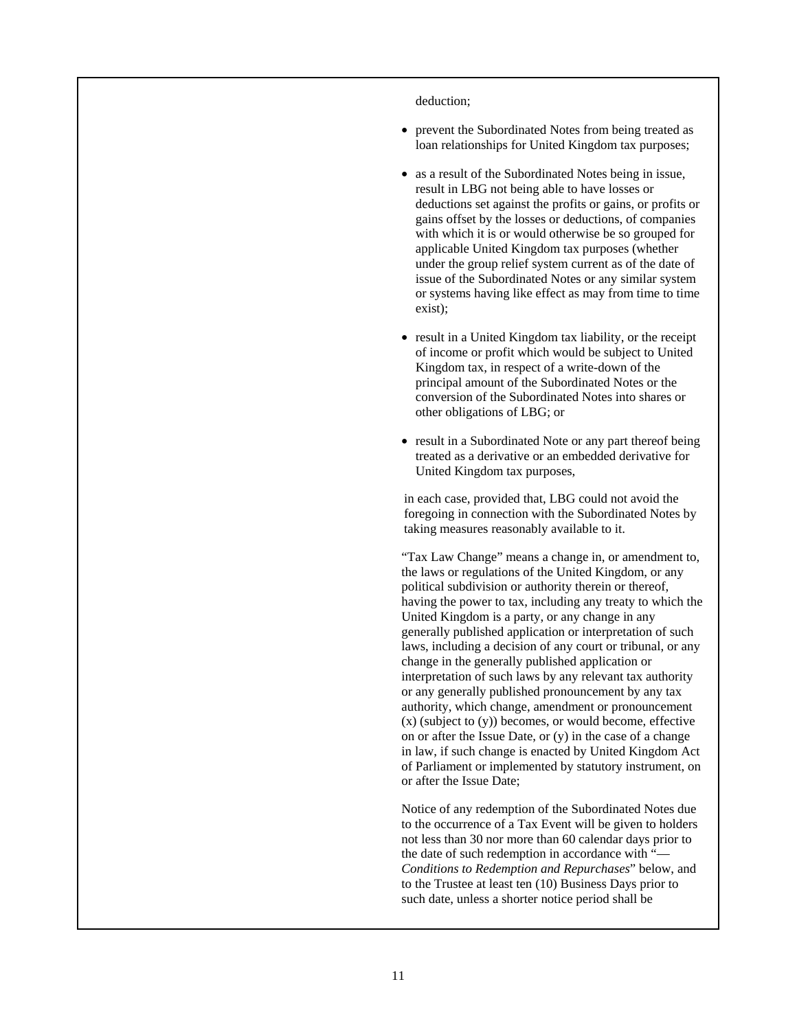deduction;

- prevent the Subordinated Notes from being treated as loan relationships for United Kingdom tax purposes;
- as a result of the Subordinated Notes being in issue, result in LBG not being able to have losses or deductions set against the profits or gains, or profits or gains offset by the losses or deductions, of companies with which it is or would otherwise be so grouped for applicable United Kingdom tax purposes (whether under the group relief system current as of the date of issue of the Subordinated Notes or any similar system or systems having like effect as may from time to time exist);
- result in a United Kingdom tax liability, or the receipt of income or profit which would be subject to United Kingdom tax, in respect of a write-down of the principal amount of the Subordinated Notes or the conversion of the Subordinated Notes into shares or other obligations of LBG; or
- result in a Subordinated Note or any part thereof being treated as a derivative or an embedded derivative for United Kingdom tax purposes,

in each case, provided that, LBG could not avoid the foregoing in connection with the Subordinated Notes by taking measures reasonably available to it.

"Tax Law Change" means a change in, or amendment to, the laws or regulations of the United Kingdom, or any political subdivision or authority therein or thereof, having the power to tax, including any treaty to which the United Kingdom is a party, or any change in any generally published application or interpretation of such laws, including a decision of any court or tribunal, or any change in the generally published application or interpretation of such laws by any relevant tax authority or any generally published pronouncement by any tax authority, which change, amendment or pronouncement (x) (subject to (y)) becomes, or would become, effective on or after the Issue Date, or (y) in the case of a change in law, if such change is enacted by United Kingdom Act of Parliament or implemented by statutory instrument, on or after the Issue Date;

Notice of any redemption of the Subordinated Notes due to the occurrence of a Tax Event will be given to holders not less than 30 nor more than 60 calendar days prior to the date of such redemption in accordance with "—*Conditions to Redemption and Repurchases*" below, and to the Trustee at least ten (10) Business Days prior to such date, unless a shorter notice period shall be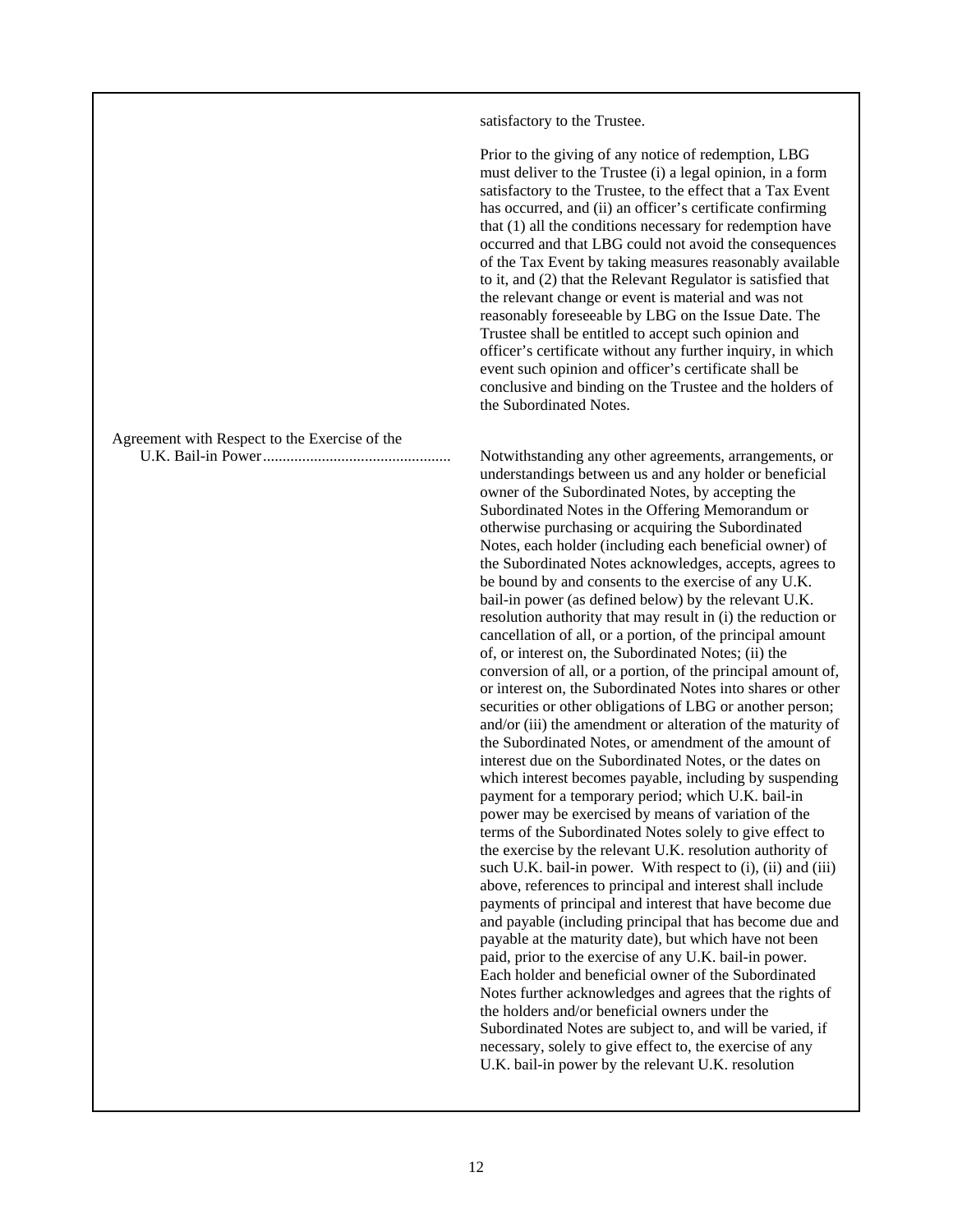| | |
|---|---|
| | satisfactory to the Trustee.<br><br>Prior to the giving of any notice of redemption, LBG must deliver to the Trustee (i) a legal opinion, in a form satisfactory to the Trustee, to the effect that a Tax Event has occurred, and (ii) an officer's certificate confirming that (1) all the conditions necessary for redemption have occurred and that LBG could not avoid the consequences of the Tax Event by taking measures reasonably available to it, and (2) that the Relevant Regulator is satisfied that the relevant change or event is material and was not reasonably foreseeable by LBG on the Issue Date. The Trustee shall be entitled to accept such opinion and officer's certificate without any further inquiry, in which event such opinion and officer's certificate shall be conclusive and binding on the Trustee and the holders of the Subordinated Notes. |
| Agreement with Respect to the Exercise of the U.K. Bail-in Power | Notwithstanding any other agreements, arrangements, or understandings between us and any holder or beneficial owner of the Subordinated Notes, by accepting the Subordinated Notes in the Offering Memorandum or otherwise purchasing or acquiring the Subordinated Notes, each holder (including each beneficial owner) of the Subordinated Notes acknowledges, accepts, agrees to be bound by and consents to the exercise of any U.K. bail-in power (as defined below) by the relevant U.K. resolution authority that may result in (i) the reduction or cancellation of all, or a portion, of the principal amount of, or interest on, the Subordinated Notes; (ii) the conversion of all, or a portion, of the principal amount of, or interest on, the Subordinated Notes into shares or other securities or other obligations of LBG or another person; and/or (iii) the amendment or alteration of the maturity of the Subordinated Notes, or amendment of the amount of interest due on the Subordinated Notes, or the dates on which interest becomes payable, including by suspending payment for a temporary period; which U.K. bail-in power may be exercised by means of variation of the terms of the Subordinated Notes solely to give effect to the exercise by the relevant U.K. resolution authority of such U.K. bail-in power. With respect to (i), (ii) and (iii) above, references to principal and interest shall include payments of principal and interest that have become due and payable (including principal that has become due and payable at the maturity date), but which have not been paid, prior to the exercise of any U.K. bail-in power. Each holder and beneficial owner of the Subordinated Notes further acknowledges and agrees that the rights of the holders and/or beneficial owners under the Subordinated Notes are subject to, and will be varied, if necessary, solely to give effect to, the exercise of any U.K. bail-in power by the relevant U.K. resolution |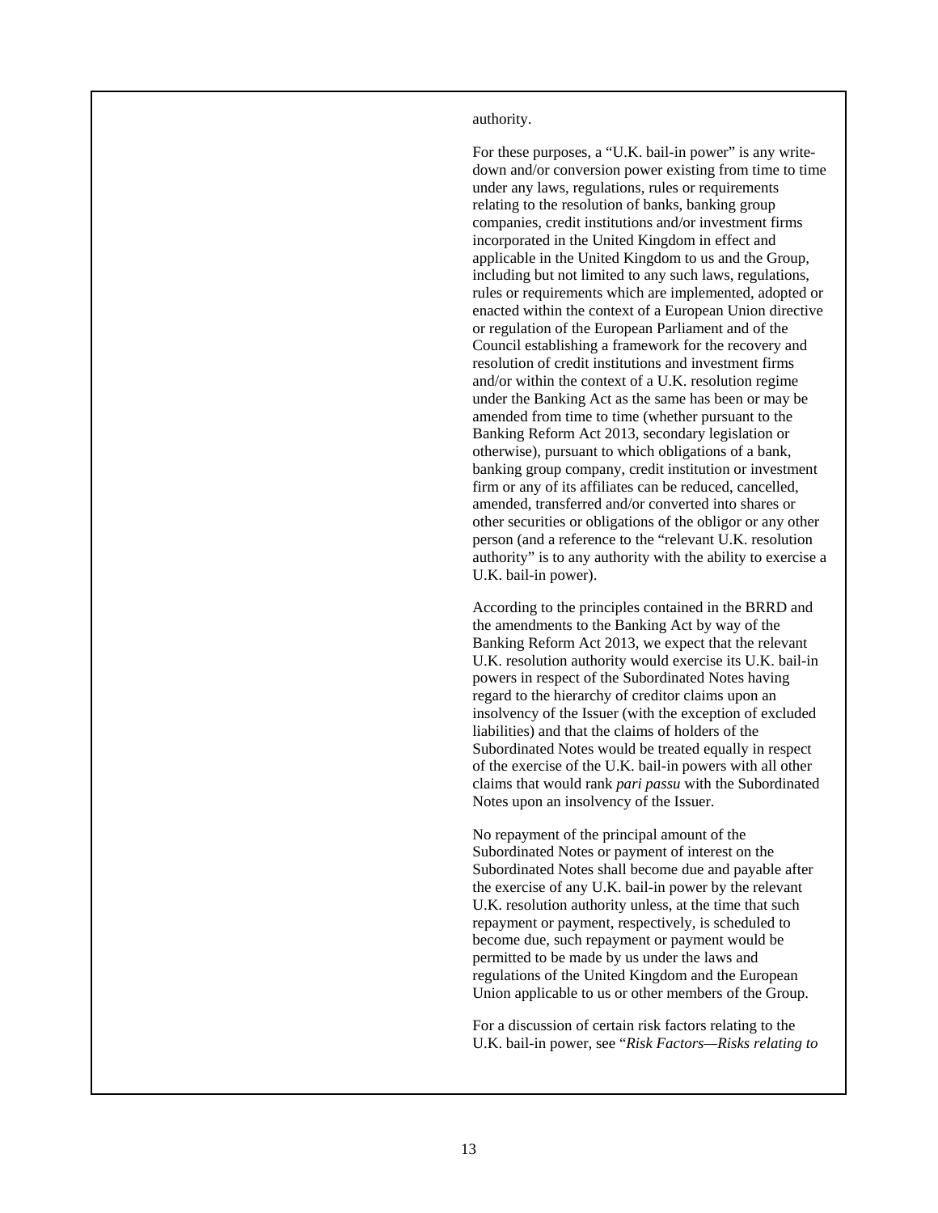authority.

For these purposes, a "U.K. bail-in power" is any write-down and/or conversion power existing from time to time under any laws, regulations, rules or requirements relating to the resolution of banks, banking group companies, credit institutions and/or investment firms incorporated in the United Kingdom in effect and applicable in the United Kingdom to us and the Group, including but not limited to any such laws, regulations, rules or requirements which are implemented, adopted or enacted within the context of a European Union directive or regulation of the European Parliament and of the Council establishing a framework for the recovery and resolution of credit institutions and investment firms and/or within the context of a U.K. resolution regime under the Banking Act as the same has been or may be amended from time to time (whether pursuant to the Banking Reform Act 2013, secondary legislation or otherwise), pursuant to which obligations of a bank, banking group company, credit institution or investment firm or any of its affiliates can be reduced, cancelled, amended, transferred and/or converted into shares or other securities or obligations of the obligor or any other person (and a reference to the "relevant U.K. resolution authority" is to any authority with the ability to exercise a U.K. bail-in power).

According to the principles contained in the BRRD and the amendments to the Banking Act by way of the Banking Reform Act 2013, we expect that the relevant U.K. resolution authority would exercise its U.K. bail-in powers in respect of the Subordinated Notes having regard to the hierarchy of creditor claims upon an insolvency of the Issuer (with the exception of excluded liabilities) and that the claims of holders of the Subordinated Notes would be treated equally in respect of the exercise of the U.K. bail-in powers with all other claims that would rank *pari passu* with the Subordinated Notes upon an insolvency of the Issuer.

No repayment of the principal amount of the Subordinated Notes or payment of interest on the Subordinated Notes shall become due and payable after the exercise of any U.K. bail-in power by the relevant U.K. resolution authority unless, at the time that such repayment or payment, respectively, is scheduled to become due, such repayment or payment would be permitted to be made by us under the laws and regulations of the United Kingdom and the European Union applicable to us or other members of the Group.

For a discussion of certain risk factors relating to the U.K. bail-in power, see "*Risk Factors—Risks relating to*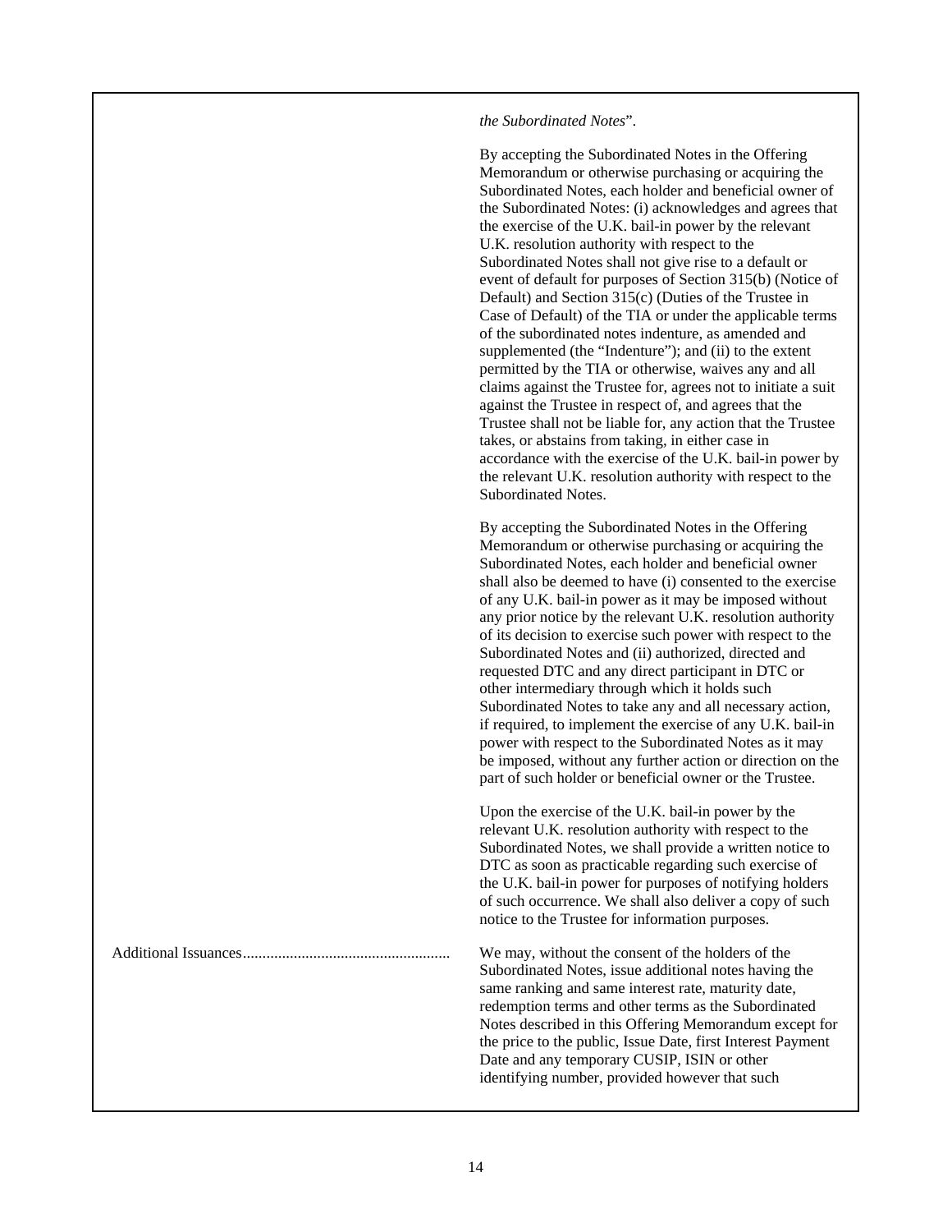| | |
|---|---|
| | *the Subordinated Notes*".<br><br>By accepting the Subordinated Notes in the Offering Memorandum or otherwise purchasing or acquiring the Subordinated Notes, each holder and beneficial owner of the Subordinated Notes: (i) acknowledges and agrees that the exercise of the U.K. bail-in power by the relevant U.K. resolution authority with respect to the Subordinated Notes shall not give rise to a default or event of default for purposes of Section 315(b) (Notice of Default) and Section 315(c) (Duties of the Trustee in Case of Default) of the TIA or under the applicable terms of the subordinated notes indenture, as amended and supplemented (the "Indenture"); and (ii) to the extent permitted by the TIA or otherwise, waives any and all claims against the Trustee for, agrees not to initiate a suit against the Trustee in respect of, and agrees that the Trustee shall not be liable for, any action that the Trustee takes, or abstains from taking, in either case in accordance with the exercise of the U.K. bail-in power by the relevant U.K. resolution authority with respect to the Subordinated Notes.<br><br>By accepting the Subordinated Notes in the Offering Memorandum or otherwise purchasing or acquiring the Subordinated Notes, each holder and beneficial owner shall also be deemed to have (i) consented to the exercise of any U.K. bail-in power as it may be imposed without any prior notice by the relevant U.K. resolution authority of its decision to exercise such power with respect to the Subordinated Notes and (ii) authorized, directed and requested DTC and any direct participant in DTC or other intermediary through which it holds such Subordinated Notes to take any and all necessary action, if required, to implement the exercise of any U.K. bail-in power with respect to the Subordinated Notes as it may be imposed, without any further action or direction on the part of such holder or beneficial owner or the Trustee.<br><br>Upon the exercise of the U.K. bail-in power by the relevant U.K. resolution authority with respect to the Subordinated Notes, we shall provide a written notice to DTC as soon as practicable regarding such exercise of the U.K. bail-in power for purposes of notifying holders of such occurrence. We shall also deliver a copy of such notice to the Trustee for information purposes. |
| Additional Issuances | We may, without the consent of the holders of the Subordinated Notes, issue additional notes having the same ranking and same interest rate, maturity date, redemption terms and other terms as the Subordinated Notes described in this Offering Memorandum except for the price to the public, Issue Date, first Interest Payment Date and any temporary CUSIP, ISIN or other identifying number, provided however that such |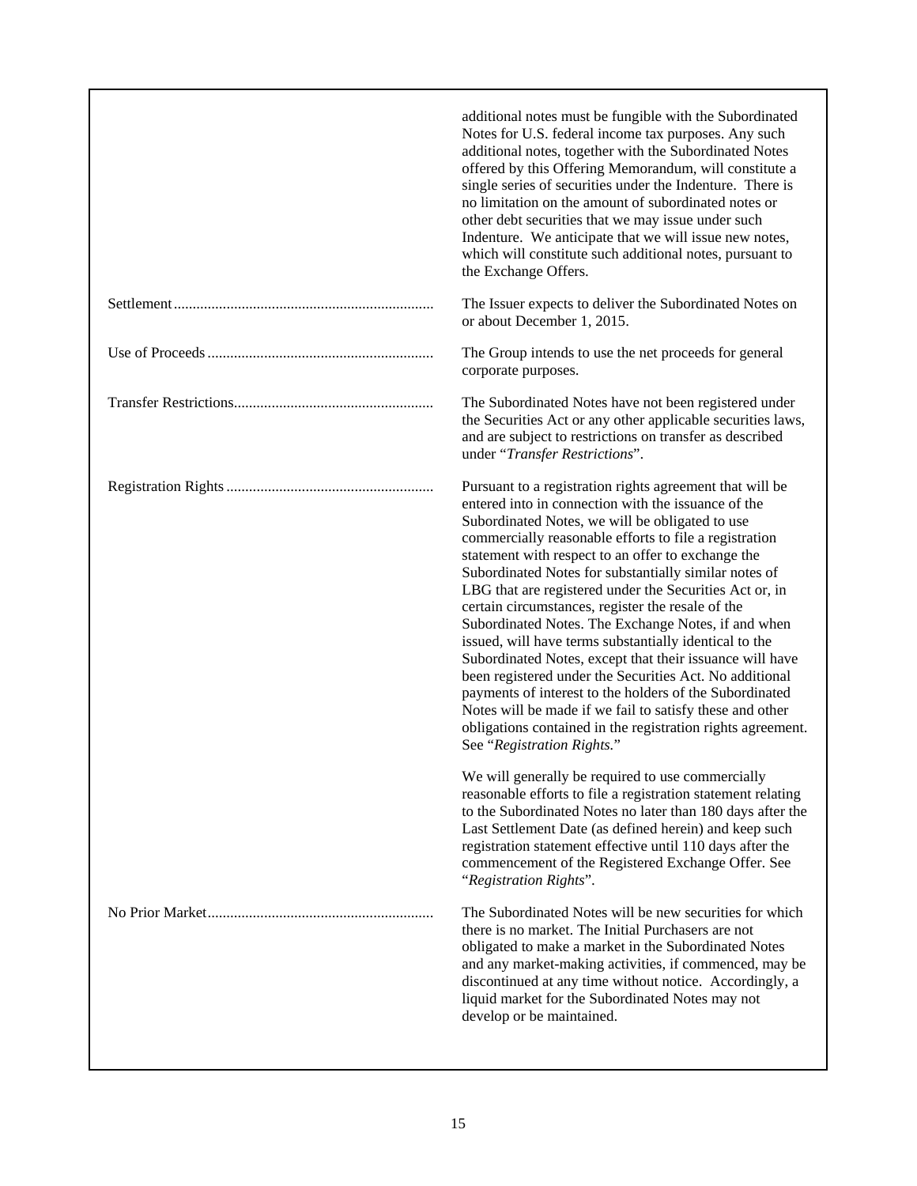| | |
|---|---|
| | additional notes must be fungible with the Subordinated Notes for U.S. federal income tax purposes. Any such additional notes, together with the Subordinated Notes offered by this Offering Memorandum, will constitute a single series of securities under the Indenture. There is no limitation on the amount of subordinated notes or other debt securities that we may issue under such Indenture. We anticipate that we will issue new notes, which will constitute such additional notes, pursuant to the Exchange Offers. |
| Settlement | The Issuer expects to deliver the Subordinated Notes on or about December 1, 2015. |
| Use of Proceeds | The Group intends to use the net proceeds for general corporate purposes. |
| Transfer Restrictions | The Subordinated Notes have not been registered under the Securities Act or any other applicable securities laws, and are subject to restrictions on transfer as described under "*Transfer Restrictions*". |
| Registration Rights | Pursuant to a registration rights agreement that will be entered into in connection with the issuance of the Subordinated Notes, we will be obligated to use commercially reasonable efforts to file a registration statement with respect to an offer to exchange the Subordinated Notes for substantially similar notes of LBG that are registered under the Securities Act or, in certain circumstances, register the resale of the Subordinated Notes. The Exchange Notes, if and when issued, will have terms substantially identical to the Subordinated Notes, except that their issuance will have been registered under the Securities Act. No additional payments of interest to the holders of the Subordinated Notes will be made if we fail to satisfy these and other obligations contained in the registration rights agreement. See "*Registration Rights.*" |
| | We will generally be required to use commercially reasonable efforts to file a registration statement relating to the Subordinated Notes no later than 180 days after the Last Settlement Date (as defined herein) and keep such registration statement effective until 110 days after the commencement of the Registered Exchange Offer. See "*Registration Rights*". |
| No Prior Market | The Subordinated Notes will be new securities for which there is no market. The Initial Purchasers are not obligated to make a market in the Subordinated Notes and any market-making activities, if commenced, may be discontinued at any time without notice. Accordingly, a liquid market for the Subordinated Notes may not develop or be maintained. |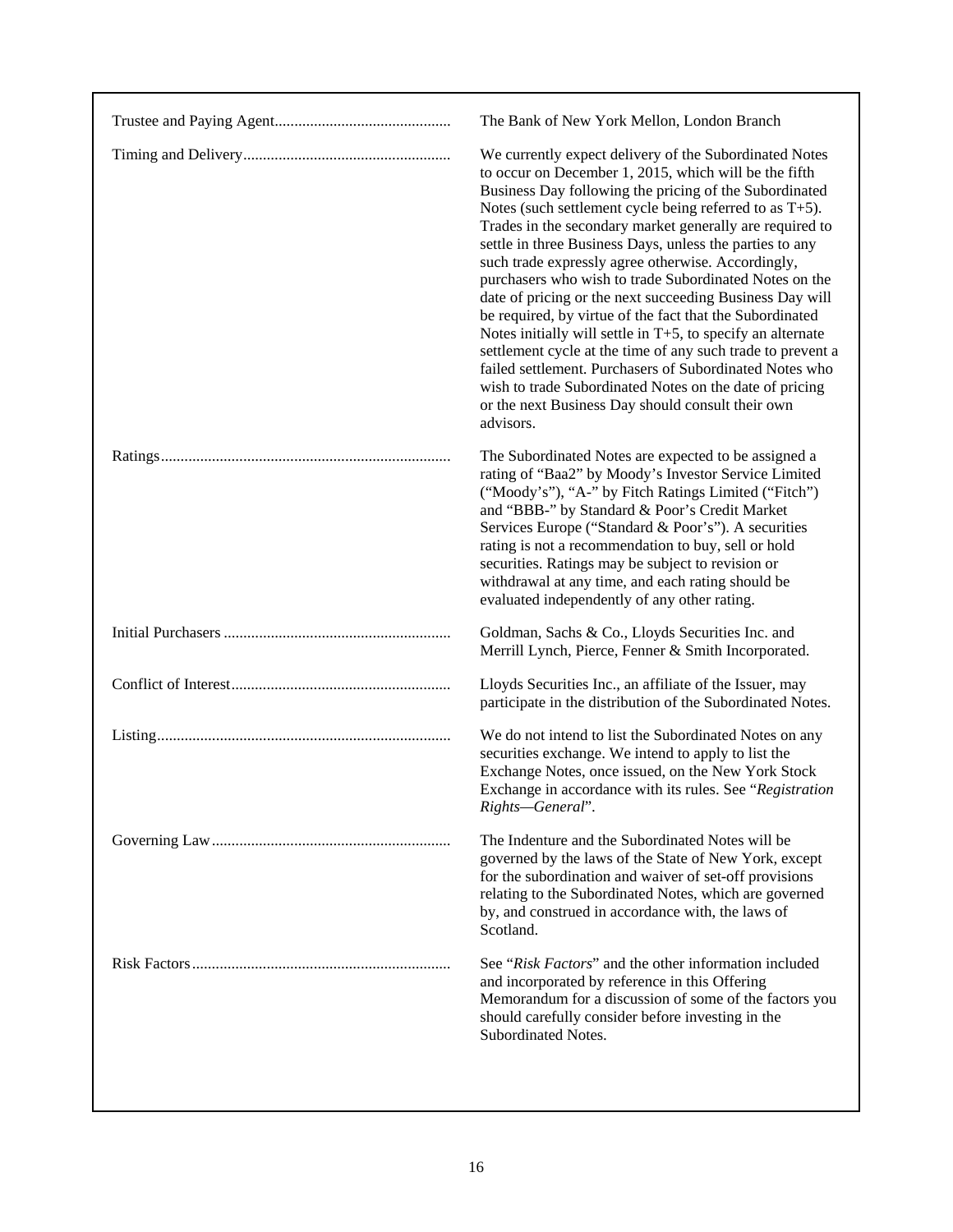| | |
|---|---|
| Trustee and Paying Agent | The Bank of New York Mellon, London Branch |
| Timing and Delivery | We currently expect delivery of the Subordinated Notes to occur on December 1, 2015, which will be the fifth Business Day following the pricing of the Subordinated Notes (such settlement cycle being referred to as T+5). Trades in the secondary market generally are required to settle in three Business Days, unless the parties to any such trade expressly agree otherwise. Accordingly, purchasers who wish to trade Subordinated Notes on the date of pricing or the next succeeding Business Day will be required, by virtue of the fact that the Subordinated Notes initially will settle in T+5, to specify an alternate settlement cycle at the time of any such trade to prevent a failed settlement. Purchasers of Subordinated Notes who wish to trade Subordinated Notes on the date of pricing or the next Business Day should consult their own advisors. |
| Ratings | The Subordinated Notes are expected to be assigned a rating of "Baa2" by Moody's Investor Service Limited ("Moody's"), "A-" by Fitch Ratings Limited ("Fitch") and "BBB-" by Standard & Poor's Credit Market Services Europe ("Standard & Poor's"). A securities rating is not a recommendation to buy, sell or hold securities. Ratings may be subject to revision or withdrawal at any time, and each rating should be evaluated independently of any other rating. |
| Initial Purchasers | Goldman, Sachs & Co., Lloyds Securities Inc. and Merrill Lynch, Pierce, Fenner & Smith Incorporated. |
| Conflict of Interest | Lloyds Securities Inc., an affiliate of the Issuer, may participate in the distribution of the Subordinated Notes. |
| Listing | We do not intend to list the Subordinated Notes on any securities exchange. We intend to apply to list the Exchange Notes, once issued, on the New York Stock Exchange in accordance with its rules. See "*Registration Rights—General*". |
| Governing Law | The Indenture and the Subordinated Notes will be governed by the laws of the State of New York, except for the subordination and waiver of set-off provisions relating to the Subordinated Notes, which are governed by, and construed in accordance with, the laws of Scotland. |
| Risk Factors | See "*Risk Factors*" and the other information included and incorporated by reference in this Offering Memorandum for a discussion of some of the factors you should carefully consider before investing in the Subordinated Notes. |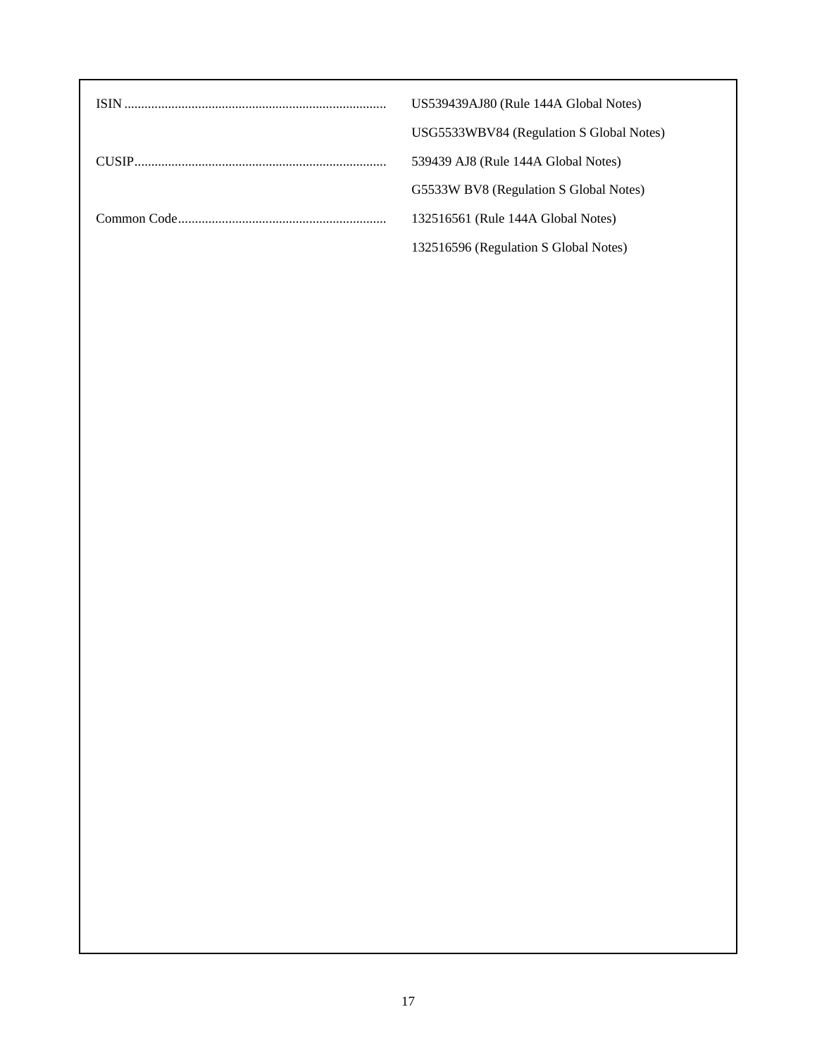| | |
|---|---|
| ISIN | US539439AJ80 (Rule 144A Global Notes) |
| | USG5533WBV84 (Regulation S Global Notes) |
| CUSIP | 539439 AJ8 (Rule 144A Global Notes) |
| | G5533W BV8 (Regulation S Global Notes) |
| Common Code | 132516561 (Rule 144A Global Notes) |
| | 132516596 (Regulation S Global Notes) |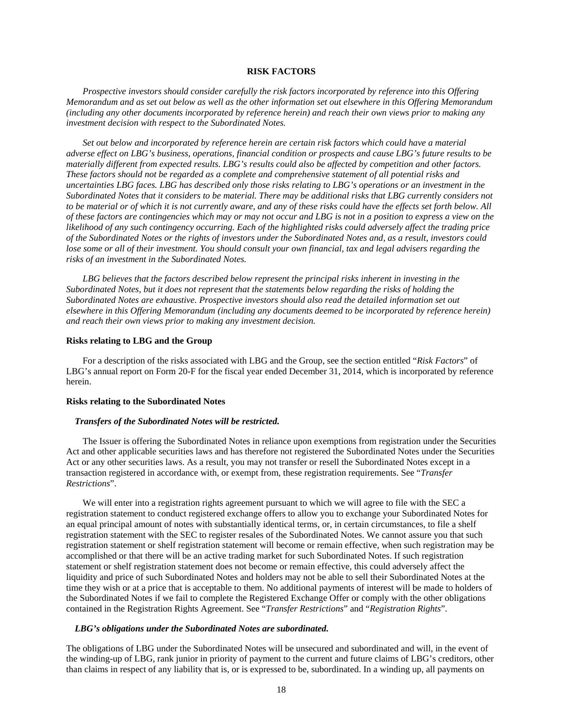# RISK FACTORS

*Prospective investors should consider carefully the risk factors incorporated by reference into this Offering Memorandum and as set out below as well as the other information set out elsewhere in this Offering Memorandum (including any other documents incorporated by reference herein) and reach their own views prior to making any investment decision with respect to the Subordinated Notes.*

*Set out below and incorporated by reference herein are certain risk factors which could have a material adverse effect on LBG's business, operations, financial condition or prospects and cause LBG's future results to be materially different from expected results. LBG's results could also be affected by competition and other factors. These factors should not be regarded as a complete and comprehensive statement of all potential risks and uncertainties LBG faces. LBG has described only those risks relating to LBG's operations or an investment in the Subordinated Notes that it considers to be material. There may be additional risks that LBG currently considers not to be material or of which it is not currently aware, and any of these risks could have the effects set forth below. All of these factors are contingencies which may or may not occur and LBG is not in a position to express a view on the likelihood of any such contingency occurring. Each of the highlighted risks could adversely affect the trading price of the Subordinated Notes or the rights of investors under the Subordinated Notes and, as a result, investors could lose some or all of their investment. You should consult your own financial, tax and legal advisers regarding the risks of an investment in the Subordinated Notes.*

*LBG believes that the factors described below represent the principal risks inherent in investing in the Subordinated Notes, but it does not represent that the statements below regarding the risks of holding the Subordinated Notes are exhaustive. Prospective investors should also read the detailed information set out elsewhere in this Offering Memorandum (including any documents deemed to be incorporated by reference herein) and reach their own views prior to making any investment decision.*

## Risks relating to LBG and the Group

For a description of the risks associated with LBG and the Group, see the section entitled "*Risk Factors*" of LBG's annual report on Form 20-F for the fiscal year ended December 31, 2014, which is incorporated by reference herein.

## Risks relating to the Subordinated Notes

### *Transfers of the Subordinated Notes will be restricted.*

The Issuer is offering the Subordinated Notes in reliance upon exemptions from registration under the Securities Act and other applicable securities laws and has therefore not registered the Subordinated Notes under the Securities Act or any other securities laws. As a result, you may not transfer or resell the Subordinated Notes except in a transaction registered in accordance with, or exempt from, these registration requirements. See "*Transfer Restrictions*".

We will enter into a registration rights agreement pursuant to which we will agree to file with the SEC a registration statement to conduct registered exchange offers to allow you to exchange your Subordinated Notes for an equal principal amount of notes with substantially identical terms, or, in certain circumstances, to file a shelf registration statement with the SEC to register resales of the Subordinated Notes. We cannot assure you that such registration statement or shelf registration statement will become or remain effective, when such registration may be accomplished or that there will be an active trading market for such Subordinated Notes. If such registration statement or shelf registration statement does not become or remain effective, this could adversely affect the liquidity and price of such Subordinated Notes and holders may not be able to sell their Subordinated Notes at the time they wish or at a price that is acceptable to them. No additional payments of interest will be made to holders of the Subordinated Notes if we fail to complete the Registered Exchange Offer or comply with the other obligations contained in the Registration Rights Agreement. See "*Transfer Restrictions*" and "*Registration Rights*".

### *LBG's obligations under the Subordinated Notes are subordinated.*

The obligations of LBG under the Subordinated Notes will be unsecured and subordinated and will, in the event of the winding-up of LBG, rank junior in priority of payment to the current and future claims of LBG's creditors, other than claims in respect of any liability that is, or is expressed to be, subordinated. In a winding up, all payments on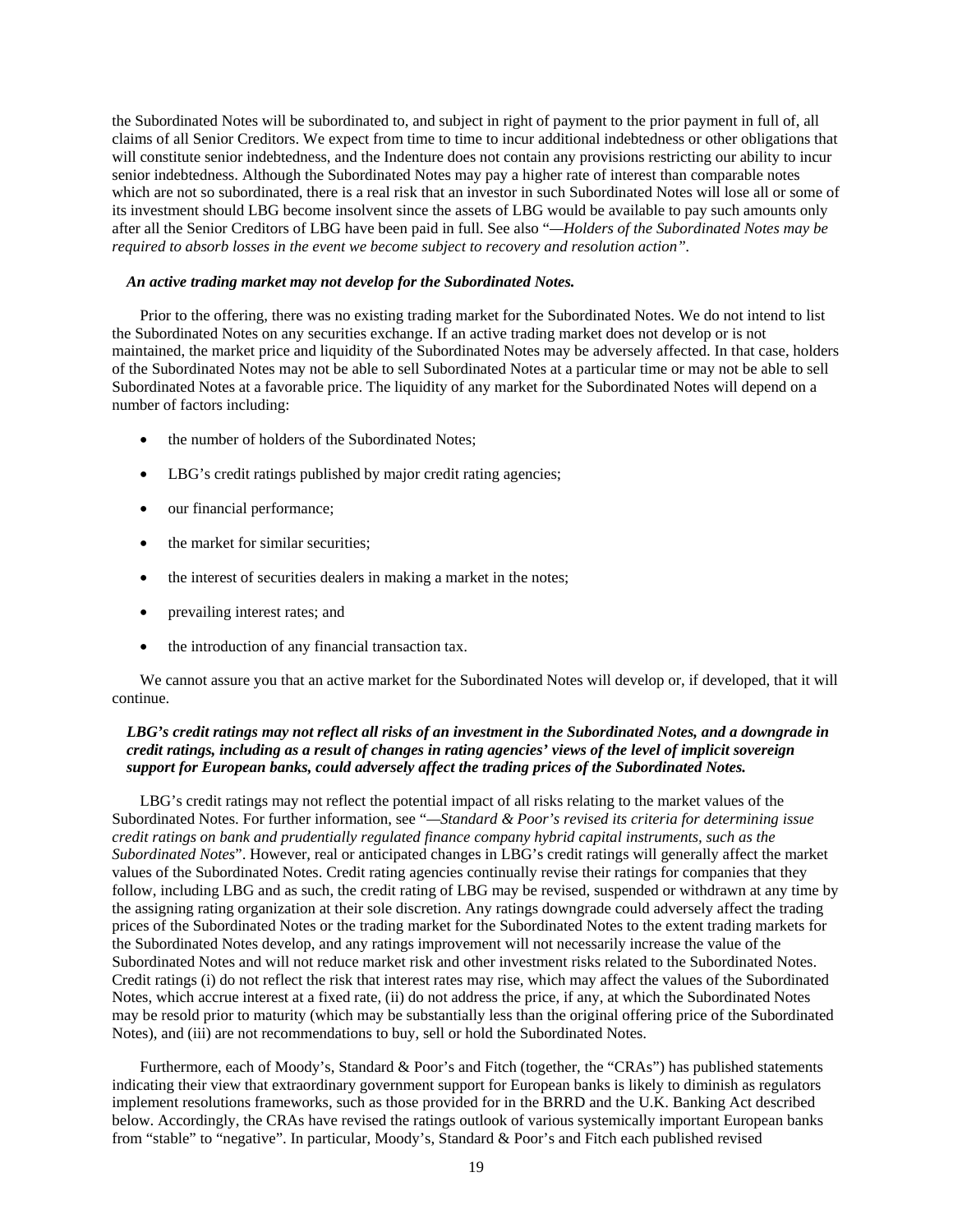the Subordinated Notes will be subordinated to, and subject in right of payment to the prior payment in full of, all claims of all Senior Creditors. We expect from time to time to incur additional indebtedness or other obligations that will constitute senior indebtedness, and the Indenture does not contain any provisions restricting our ability to incur senior indebtedness. Although the Subordinated Notes may pay a higher rate of interest than comparable notes which are not so subordinated, there is a real risk that an investor in such Subordinated Notes will lose all or some of its investment should LBG become insolvent since the assets of LBG would be available to pay such amounts only after all the Senior Creditors of LBG have been paid in full. See also "*—Holders of the Subordinated Notes may be required to absorb losses in the event we become subject to recovery and resolution action*".

***An active trading market may not develop for the Subordinated Notes.***

Prior to the offering, there was no existing trading market for the Subordinated Notes. We do not intend to list the Subordinated Notes on any securities exchange. If an active trading market does not develop or is not maintained, the market price and liquidity of the Subordinated Notes may be adversely affected. In that case, holders of the Subordinated Notes may not be able to sell Subordinated Notes at a particular time or may not be able to sell Subordinated Notes at a favorable price. The liquidity of any market for the Subordinated Notes will depend on a number of factors including:

- the number of holders of the Subordinated Notes;
- LBG's credit ratings published by major credit rating agencies;
- our financial performance;
- the market for similar securities;
- the interest of securities dealers in making a market in the notes;
- prevailing interest rates; and
- the introduction of any financial transaction tax.

We cannot assure you that an active market for the Subordinated Notes will develop or, if developed, that it will continue.

***LBG's credit ratings may not reflect all risks of an investment in the Subordinated Notes, and a downgrade in credit ratings, including as a result of changes in rating agencies' views of the level of implicit sovereign support for European banks, could adversely affect the trading prices of the Subordinated Notes.***

LBG's credit ratings may not reflect the potential impact of all risks relating to the market values of the Subordinated Notes. For further information, see "*—Standard & Poor's revised its criteria for determining issue credit ratings on bank and prudentially regulated finance company hybrid capital instruments, such as the Subordinated Notes*". However, real or anticipated changes in LBG's credit ratings will generally affect the market values of the Subordinated Notes. Credit rating agencies continually revise their ratings for companies that they follow, including LBG and as such, the credit rating of LBG may be revised, suspended or withdrawn at any time by the assigning rating organization at their sole discretion. Any ratings downgrade could adversely affect the trading prices of the Subordinated Notes or the trading market for the Subordinated Notes to the extent trading markets for the Subordinated Notes develop, and any ratings improvement will not necessarily increase the value of the Subordinated Notes and will not reduce market risk and other investment risks related to the Subordinated Notes. Credit ratings (i) do not reflect the risk that interest rates may rise, which may affect the values of the Subordinated Notes, which accrue interest at a fixed rate, (ii) do not address the price, if any, at which the Subordinated Notes may be resold prior to maturity (which may be substantially less than the original offering price of the Subordinated Notes), and (iii) are not recommendations to buy, sell or hold the Subordinated Notes.

Furthermore, each of Moody's, Standard & Poor's and Fitch (together, the "CRAs") has published statements indicating their view that extraordinary government support for European banks is likely to diminish as regulators implement resolutions frameworks, such as those provided for in the BRRD and the U.K. Banking Act described below. Accordingly, the CRAs have revised the ratings outlook of various systemically important European banks from "stable" to "negative". In particular, Moody's, Standard & Poor's and Fitch each published revised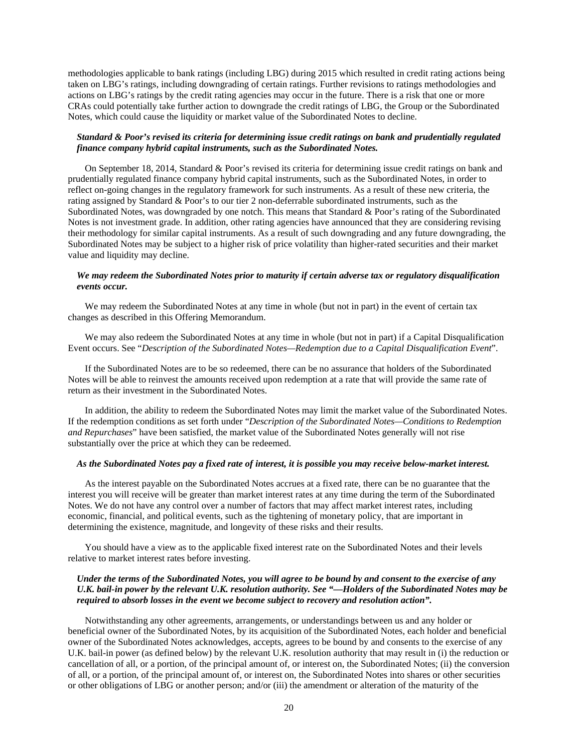methodologies applicable to bank ratings (including LBG) during 2015 which resulted in credit rating actions being taken on LBG's ratings, including downgrading of certain ratings. Further revisions to ratings methodologies and actions on LBG's ratings by the credit rating agencies may occur in the future. There is a risk that one or more CRAs could potentially take further action to downgrade the credit ratings of LBG, the Group or the Subordinated Notes, which could cause the liquidity or market value of the Subordinated Notes to decline.

***Standard & Poor's revised its criteria for determining issue credit ratings on bank and prudentially regulated finance company hybrid capital instruments, such as the Subordinated Notes.***

On September 18, 2014, Standard & Poor's revised its criteria for determining issue credit ratings on bank and prudentially regulated finance company hybrid capital instruments, such as the Subordinated Notes, in order to reflect on-going changes in the regulatory framework for such instruments. As a result of these new criteria, the rating assigned by Standard & Poor's to our tier 2 non-deferrable subordinated instruments, such as the Subordinated Notes, was downgraded by one notch. This means that Standard & Poor's rating of the Subordinated Notes is not investment grade. In addition, other rating agencies have announced that they are considering revising their methodology for similar capital instruments. As a result of such downgrading and any future downgrading, the Subordinated Notes may be subject to a higher risk of price volatility than higher-rated securities and their market value and liquidity may decline.

***We may redeem the Subordinated Notes prior to maturity if certain adverse tax or regulatory disqualification events occur.***

We may redeem the Subordinated Notes at any time in whole (but not in part) in the event of certain tax changes as described in this Offering Memorandum.

We may also redeem the Subordinated Notes at any time in whole (but not in part) if a Capital Disqualification Event occurs. See "*Description of the Subordinated Notes—Redemption due to a Capital Disqualification Event*".

If the Subordinated Notes are to be so redeemed, there can be no assurance that holders of the Subordinated Notes will be able to reinvest the amounts received upon redemption at a rate that will provide the same rate of return as their investment in the Subordinated Notes.

In addition, the ability to redeem the Subordinated Notes may limit the market value of the Subordinated Notes. If the redemption conditions as set forth under "*Description of the Subordinated Notes—Conditions to Redemption and Repurchases*" have been satisfied, the market value of the Subordinated Notes generally will not rise substantially over the price at which they can be redeemed.

***As the Subordinated Notes pay a fixed rate of interest, it is possible you may receive below-market interest.***

As the interest payable on the Subordinated Notes accrues at a fixed rate, there can be no guarantee that the interest you will receive will be greater than market interest rates at any time during the term of the Subordinated Notes. We do not have any control over a number of factors that may affect market interest rates, including economic, financial, and political events, such as the tightening of monetary policy, that are important in determining the existence, magnitude, and longevity of these risks and their results.

You should have a view as to the applicable fixed interest rate on the Subordinated Notes and their levels relative to market interest rates before investing.

***Under the terms of the Subordinated Notes, you will agree to be bound by and consent to the exercise of any U.K. bail-in power by the relevant U.K. resolution authority. See "—Holders of the Subordinated Notes may be required to absorb losses in the event we become subject to recovery and resolution action".***

Notwithstanding any other agreements, arrangements, or understandings between us and any holder or beneficial owner of the Subordinated Notes, by its acquisition of the Subordinated Notes, each holder and beneficial owner of the Subordinated Notes acknowledges, accepts, agrees to be bound by and consents to the exercise of any U.K. bail-in power (as defined below) by the relevant U.K. resolution authority that may result in (i) the reduction or cancellation of all, or a portion, of the principal amount of, or interest on, the Subordinated Notes; (ii) the conversion of all, or a portion, of the principal amount of, or interest on, the Subordinated Notes into shares or other securities or other obligations of LBG or another person; and/or (iii) the amendment or alteration of the maturity of the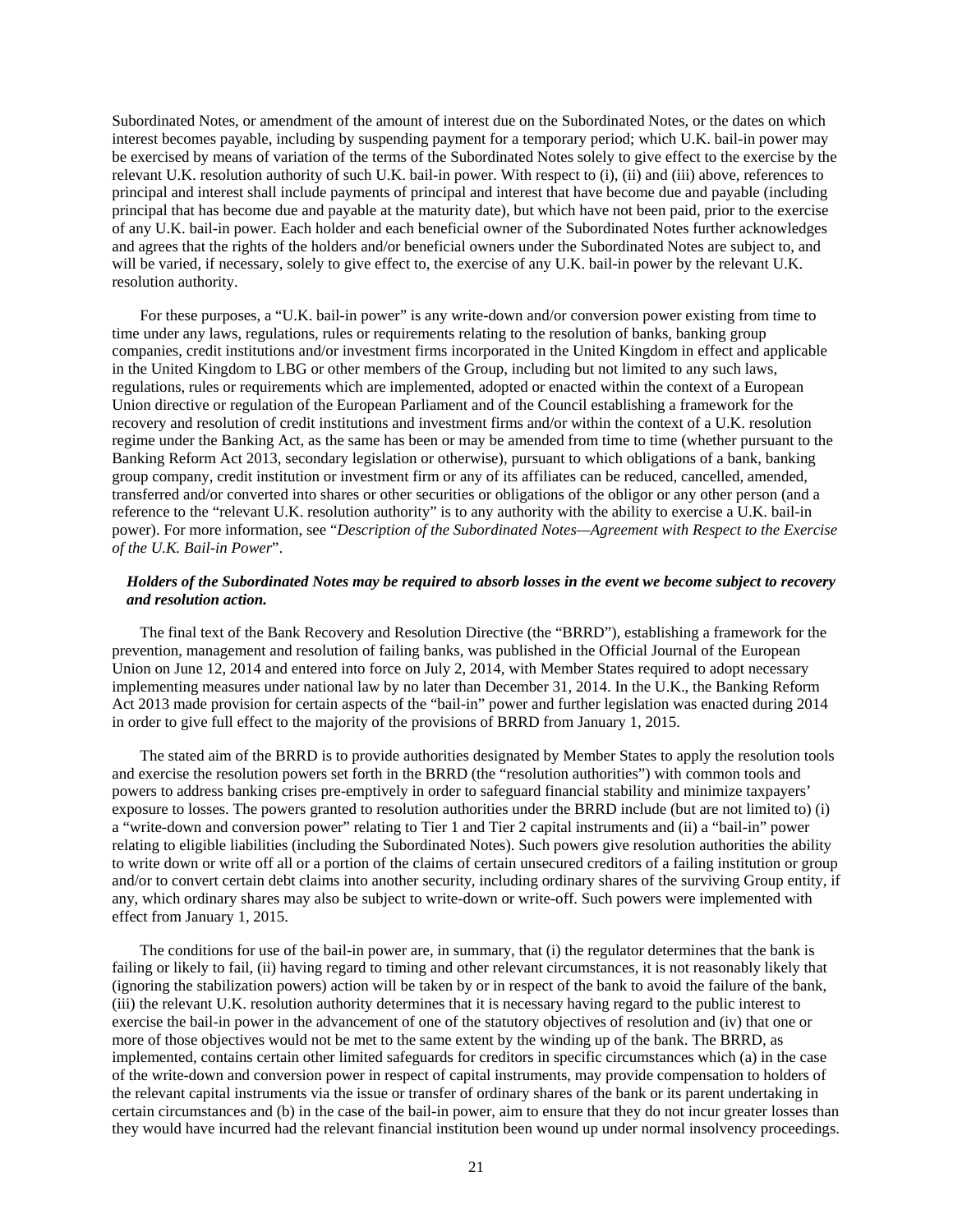Subordinated Notes, or amendment of the amount of interest due on the Subordinated Notes, or the dates on which interest becomes payable, including by suspending payment for a temporary period; which U.K. bail-in power may be exercised by means of variation of the terms of the Subordinated Notes solely to give effect to the exercise by the relevant U.K. resolution authority of such U.K. bail-in power. With respect to (i), (ii) and (iii) above, references to principal and interest shall include payments of principal and interest that have become due and payable (including principal that has become due and payable at the maturity date), but which have not been paid, prior to the exercise of any U.K. bail-in power. Each holder and each beneficial owner of the Subordinated Notes further acknowledges and agrees that the rights of the holders and/or beneficial owners under the Subordinated Notes are subject to, and will be varied, if necessary, solely to give effect to, the exercise of any U.K. bail-in power by the relevant U.K. resolution authority.

For these purposes, a "U.K. bail-in power" is any write-down and/or conversion power existing from time to time under any laws, regulations, rules or requirements relating to the resolution of banks, banking group companies, credit institutions and/or investment firms incorporated in the United Kingdom in effect and applicable in the United Kingdom to LBG or other members of the Group, including but not limited to any such laws, regulations, rules or requirements which are implemented, adopted or enacted within the context of a European Union directive or regulation of the European Parliament and of the Council establishing a framework for the recovery and resolution of credit institutions and investment firms and/or within the context of a U.K. resolution regime under the Banking Act, as the same has been or may be amended from time to time (whether pursuant to the Banking Reform Act 2013, secondary legislation or otherwise), pursuant to which obligations of a bank, banking group company, credit institution or investment firm or any of its affiliates can be reduced, cancelled, amended, transferred and/or converted into shares or other securities or obligations of the obligor or any other person (and a reference to the "relevant U.K. resolution authority" is to any authority with the ability to exercise a U.K. bail-in power). For more information, see "*Description of the Subordinated Notes—Agreement with Respect to the Exercise of the U.K. Bail-in Power*".

***Holders of the Subordinated Notes may be required to absorb losses in the event we become subject to recovery and resolution action.***

The final text of the Bank Recovery and Resolution Directive (the "BRRD"), establishing a framework for the prevention, management and resolution of failing banks, was published in the Official Journal of the European Union on June 12, 2014 and entered into force on July 2, 2014, with Member States required to adopt necessary implementing measures under national law by no later than December 31, 2014. In the U.K., the Banking Reform Act 2013 made provision for certain aspects of the "bail-in" power and further legislation was enacted during 2014 in order to give full effect to the majority of the provisions of BRRD from January 1, 2015.

The stated aim of the BRRD is to provide authorities designated by Member States to apply the resolution tools and exercise the resolution powers set forth in the BRRD (the "resolution authorities") with common tools and powers to address banking crises pre-emptively in order to safeguard financial stability and minimize taxpayers' exposure to losses. The powers granted to resolution authorities under the BRRD include (but are not limited to) (i) a "write-down and conversion power" relating to Tier 1 and Tier 2 capital instruments and (ii) a "bail-in" power relating to eligible liabilities (including the Subordinated Notes). Such powers give resolution authorities the ability to write down or write off all or a portion of the claims of certain unsecured creditors of a failing institution or group and/or to convert certain debt claims into another security, including ordinary shares of the surviving Group entity, if any, which ordinary shares may also be subject to write-down or write-off. Such powers were implemented with effect from January 1, 2015.

The conditions for use of the bail-in power are, in summary, that (i) the regulator determines that the bank is failing or likely to fail, (ii) having regard to timing and other relevant circumstances, it is not reasonably likely that (ignoring the stabilization powers) action will be taken by or in respect of the bank to avoid the failure of the bank, (iii) the relevant U.K. resolution authority determines that it is necessary having regard to the public interest to exercise the bail-in power in the advancement of one of the statutory objectives of resolution and (iv) that one or more of those objectives would not be met to the same extent by the winding up of the bank. The BRRD, as implemented, contains certain other limited safeguards for creditors in specific circumstances which (a) in the case of the write-down and conversion power in respect of capital instruments, may provide compensation to holders of the relevant capital instruments via the issue or transfer of ordinary shares of the bank or its parent undertaking in certain circumstances and (b) in the case of the bail-in power, aim to ensure that they do not incur greater losses than they would have incurred had the relevant financial institution been wound up under normal insolvency proceedings.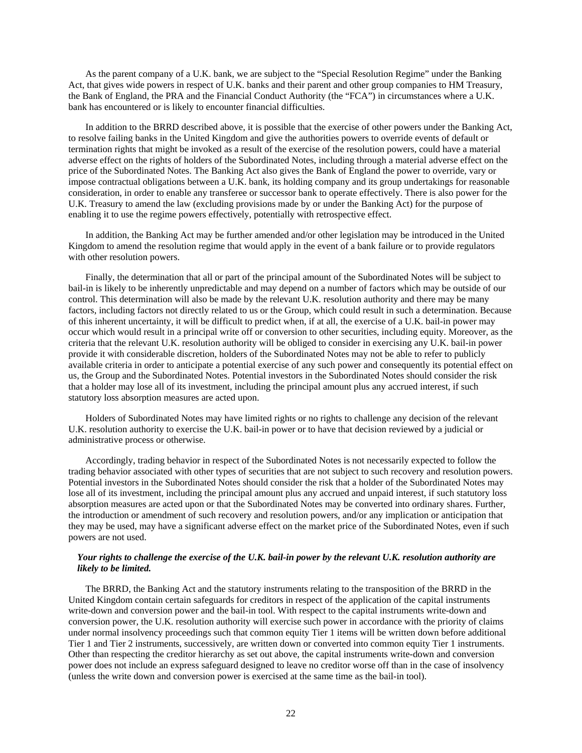As the parent company of a U.K. bank, we are subject to the "Special Resolution Regime" under the Banking Act, that gives wide powers in respect of U.K. banks and their parent and other group companies to HM Treasury, the Bank of England, the PRA and the Financial Conduct Authority (the "FCA") in circumstances where a U.K. bank has encountered or is likely to encounter financial difficulties.

In addition to the BRRD described above, it is possible that the exercise of other powers under the Banking Act, to resolve failing banks in the United Kingdom and give the authorities powers to override events of default or termination rights that might be invoked as a result of the exercise of the resolution powers, could have a material adverse effect on the rights of holders of the Subordinated Notes, including through a material adverse effect on the price of the Subordinated Notes. The Banking Act also gives the Bank of England the power to override, vary or impose contractual obligations between a U.K. bank, its holding company and its group undertakings for reasonable consideration, in order to enable any transferee or successor bank to operate effectively. There is also power for the U.K. Treasury to amend the law (excluding provisions made by or under the Banking Act) for the purpose of enabling it to use the regime powers effectively, potentially with retrospective effect.

In addition, the Banking Act may be further amended and/or other legislation may be introduced in the United Kingdom to amend the resolution regime that would apply in the event of a bank failure or to provide regulators with other resolution powers.

Finally, the determination that all or part of the principal amount of the Subordinated Notes will be subject to bail-in is likely to be inherently unpredictable and may depend on a number of factors which may be outside of our control. This determination will also be made by the relevant U.K. resolution authority and there may be many factors, including factors not directly related to us or the Group, which could result in such a determination. Because of this inherent uncertainty, it will be difficult to predict when, if at all, the exercise of a U.K. bail-in power may occur which would result in a principal write off or conversion to other securities, including equity. Moreover, as the criteria that the relevant U.K. resolution authority will be obliged to consider in exercising any U.K. bail-in power provide it with considerable discretion, holders of the Subordinated Notes may not be able to refer to publicly available criteria in order to anticipate a potential exercise of any such power and consequently its potential effect on us, the Group and the Subordinated Notes. Potential investors in the Subordinated Notes should consider the risk that a holder may lose all of its investment, including the principal amount plus any accrued interest, if such statutory loss absorption measures are acted upon.

Holders of Subordinated Notes may have limited rights or no rights to challenge any decision of the relevant U.K. resolution authority to exercise the U.K. bail-in power or to have that decision reviewed by a judicial or administrative process or otherwise.

Accordingly, trading behavior in respect of the Subordinated Notes is not necessarily expected to follow the trading behavior associated with other types of securities that are not subject to such recovery and resolution powers. Potential investors in the Subordinated Notes should consider the risk that a holder of the Subordinated Notes may lose all of its investment, including the principal amount plus any accrued and unpaid interest, if such statutory loss absorption measures are acted upon or that the Subordinated Notes may be converted into ordinary shares. Further, the introduction or amendment of such recovery and resolution powers, and/or any implication or anticipation that they may be used, may have a significant adverse effect on the market price of the Subordinated Notes, even if such powers are not used.

***Your rights to challenge the exercise of the U.K. bail-in power by the relevant U.K. resolution authority are likely to be limited.***

The BRRD, the Banking Act and the statutory instruments relating to the transposition of the BRRD in the United Kingdom contain certain safeguards for creditors in respect of the application of the capital instruments write-down and conversion power and the bail-in tool. With respect to the capital instruments write-down and conversion power, the U.K. resolution authority will exercise such power in accordance with the priority of claims under normal insolvency proceedings such that common equity Tier 1 items will be written down before additional Tier 1 and Tier 2 instruments, successively, are written down or converted into common equity Tier 1 instruments. Other than respecting the creditor hierarchy as set out above, the capital instruments write-down and conversion power does not include an express safeguard designed to leave no creditor worse off than in the case of insolvency (unless the write down and conversion power is exercised at the same time as the bail-in tool).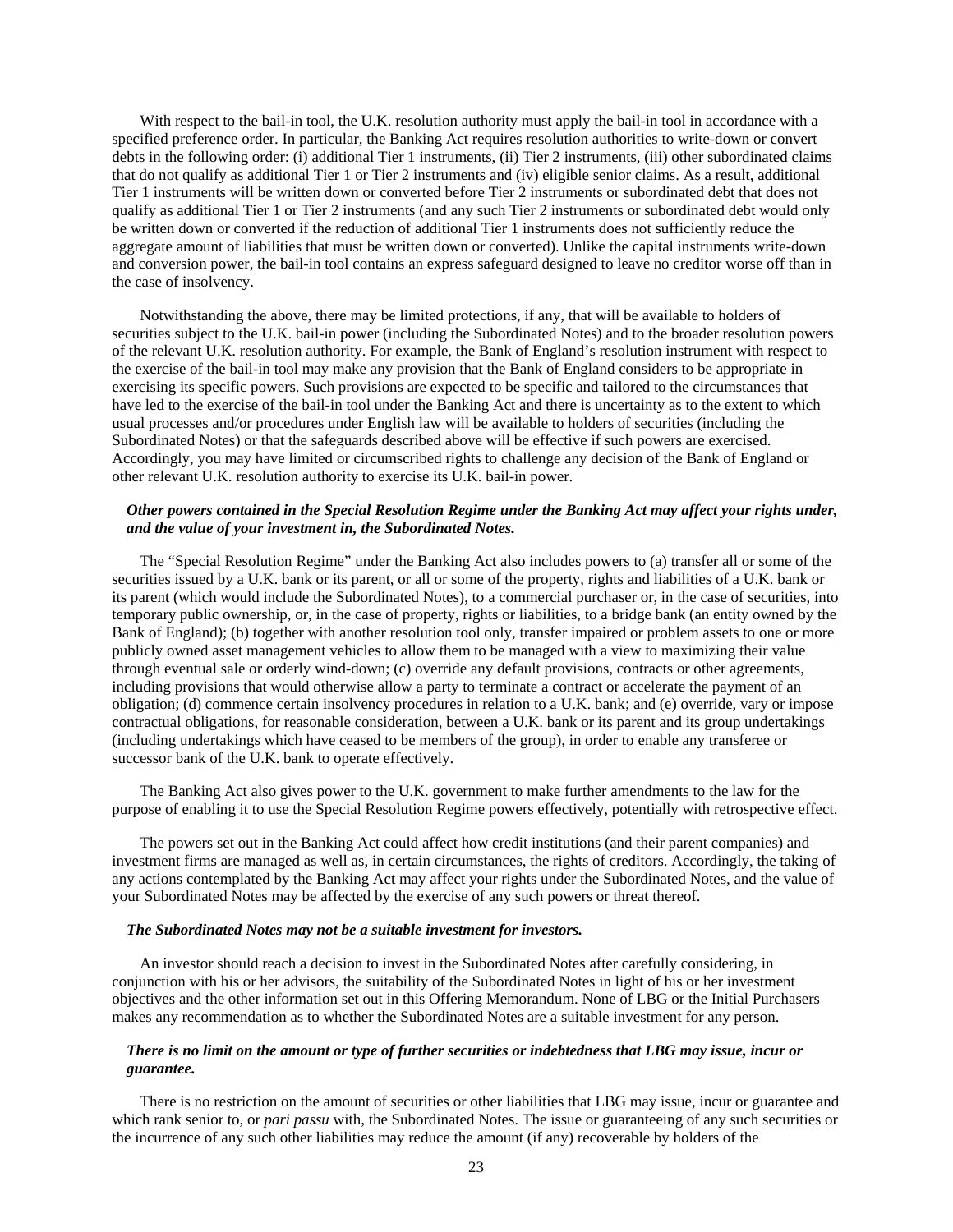With respect to the bail-in tool, the U.K. resolution authority must apply the bail-in tool in accordance with a specified preference order. In particular, the Banking Act requires resolution authorities to write-down or convert debts in the following order: (i) additional Tier 1 instruments, (ii) Tier 2 instruments, (iii) other subordinated claims that do not qualify as additional Tier 1 or Tier 2 instruments and (iv) eligible senior claims. As a result, additional Tier 1 instruments will be written down or converted before Tier 2 instruments or subordinated debt that does not qualify as additional Tier 1 or Tier 2 instruments (and any such Tier 2 instruments or subordinated debt would only be written down or converted if the reduction of additional Tier 1 instruments does not sufficiently reduce the aggregate amount of liabilities that must be written down or converted). Unlike the capital instruments write-down and conversion power, the bail-in tool contains an express safeguard designed to leave no creditor worse off than in the case of insolvency.

Notwithstanding the above, there may be limited protections, if any, that will be available to holders of securities subject to the U.K. bail-in power (including the Subordinated Notes) and to the broader resolution powers of the relevant U.K. resolution authority. For example, the Bank of England's resolution instrument with respect to the exercise of the bail-in tool may make any provision that the Bank of England considers to be appropriate in exercising its specific powers. Such provisions are expected to be specific and tailored to the circumstances that have led to the exercise of the bail-in tool under the Banking Act and there is uncertainty as to the extent to which usual processes and/or procedures under English law will be available to holders of securities (including the Subordinated Notes) or that the safeguards described above will be effective if such powers are exercised. Accordingly, you may have limited or circumscribed rights to challenge any decision of the Bank of England or other relevant U.K. resolution authority to exercise its U.K. bail-in power.

***Other powers contained in the Special Resolution Regime under the Banking Act may affect your rights under, and the value of your investment in, the Subordinated Notes.***

The "Special Resolution Regime" under the Banking Act also includes powers to (a) transfer all or some of the securities issued by a U.K. bank or its parent, or all or some of the property, rights and liabilities of a U.K. bank or its parent (which would include the Subordinated Notes), to a commercial purchaser or, in the case of securities, into temporary public ownership, or, in the case of property, rights or liabilities, to a bridge bank (an entity owned by the Bank of England); (b) together with another resolution tool only, transfer impaired or problem assets to one or more publicly owned asset management vehicles to allow them to be managed with a view to maximizing their value through eventual sale or orderly wind-down; (c) override any default provisions, contracts or other agreements, including provisions that would otherwise allow a party to terminate a contract or accelerate the payment of an obligation; (d) commence certain insolvency procedures in relation to a U.K. bank; and (e) override, vary or impose contractual obligations, for reasonable consideration, between a U.K. bank or its parent and its group undertakings (including undertakings which have ceased to be members of the group), in order to enable any transferee or successor bank of the U.K. bank to operate effectively.

The Banking Act also gives power to the U.K. government to make further amendments to the law for the purpose of enabling it to use the Special Resolution Regime powers effectively, potentially with retrospective effect.

The powers set out in the Banking Act could affect how credit institutions (and their parent companies) and investment firms are managed as well as, in certain circumstances, the rights of creditors. Accordingly, the taking of any actions contemplated by the Banking Act may affect your rights under the Subordinated Notes, and the value of your Subordinated Notes may be affected by the exercise of any such powers or threat thereof.

***The Subordinated Notes may not be a suitable investment for investors.***

An investor should reach a decision to invest in the Subordinated Notes after carefully considering, in conjunction with his or her advisors, the suitability of the Subordinated Notes in light of his or her investment objectives and the other information set out in this Offering Memorandum. None of LBG or the Initial Purchasers makes any recommendation as to whether the Subordinated Notes are a suitable investment for any person.

***There is no limit on the amount or type of further securities or indebtedness that LBG may issue, incur or guarantee.***

There is no restriction on the amount of securities or other liabilities that LBG may issue, incur or guarantee and which rank senior to, or *pari passu* with, the Subordinated Notes. The issue or guaranteeing of any such securities or the incurrence of any such other liabilities may reduce the amount (if any) recoverable by holders of the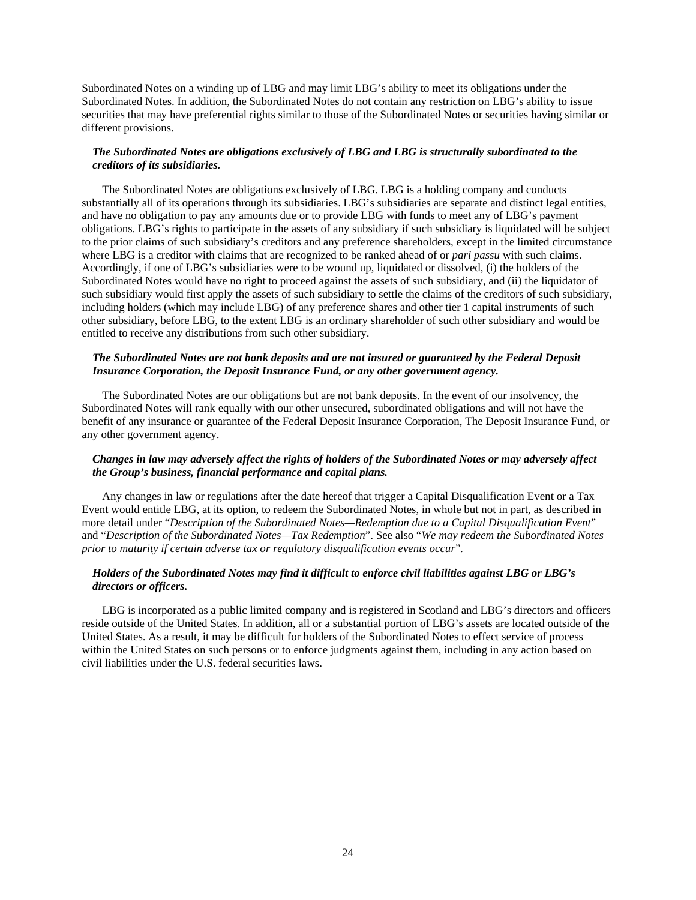Subordinated Notes on a winding up of LBG and may limit LBG's ability to meet its obligations under the Subordinated Notes. In addition, the Subordinated Notes do not contain any restriction on LBG's ability to issue securities that may have preferential rights similar to those of the Subordinated Notes or securities having similar or different provisions.

***The Subordinated Notes are obligations exclusively of LBG and LBG is structurally subordinated to the creditors of its subsidiaries.***

The Subordinated Notes are obligations exclusively of LBG. LBG is a holding company and conducts substantially all of its operations through its subsidiaries. LBG's subsidiaries are separate and distinct legal entities, and have no obligation to pay any amounts due or to provide LBG with funds to meet any of LBG's payment obligations. LBG's rights to participate in the assets of any subsidiary if such subsidiary is liquidated will be subject to the prior claims of such subsidiary's creditors and any preference shareholders, except in the limited circumstance where LBG is a creditor with claims that are recognized to be ranked ahead of or *pari passu* with such claims. Accordingly, if one of LBG's subsidiaries were to be wound up, liquidated or dissolved, (i) the holders of the Subordinated Notes would have no right to proceed against the assets of such subsidiary, and (ii) the liquidator of such subsidiary would first apply the assets of such subsidiary to settle the claims of the creditors of such subsidiary, including holders (which may include LBG) of any preference shares and other tier 1 capital instruments of such other subsidiary, before LBG, to the extent LBG is an ordinary shareholder of such other subsidiary and would be entitled to receive any distributions from such other subsidiary.

***The Subordinated Notes are not bank deposits and are not insured or guaranteed by the Federal Deposit Insurance Corporation, the Deposit Insurance Fund, or any other government agency.***

The Subordinated Notes are our obligations but are not bank deposits. In the event of our insolvency, the Subordinated Notes will rank equally with our other unsecured, subordinated obligations and will not have the benefit of any insurance or guarantee of the Federal Deposit Insurance Corporation, The Deposit Insurance Fund, or any other government agency.

***Changes in law may adversely affect the rights of holders of the Subordinated Notes or may adversely affect the Group's business, financial performance and capital plans.***

Any changes in law or regulations after the date hereof that trigger a Capital Disqualification Event or a Tax Event would entitle LBG, at its option, to redeem the Subordinated Notes, in whole but not in part, as described in more detail under "*Description of the Subordinated Notes—Redemption due to a Capital Disqualification Event*" and "*Description of the Subordinated Notes—Tax Redemption*". See also "*We may redeem the Subordinated Notes prior to maturity if certain adverse tax or regulatory disqualification events occur*".

***Holders of the Subordinated Notes may find it difficult to enforce civil liabilities against LBG or LBG's directors or officers.***

LBG is incorporated as a public limited company and is registered in Scotland and LBG's directors and officers reside outside of the United States. In addition, all or a substantial portion of LBG's assets are located outside of the United States. As a result, it may be difficult for holders of the Subordinated Notes to effect service of process within the United States on such persons or to enforce judgments against them, including in any action based on civil liabilities under the U.S. federal securities laws.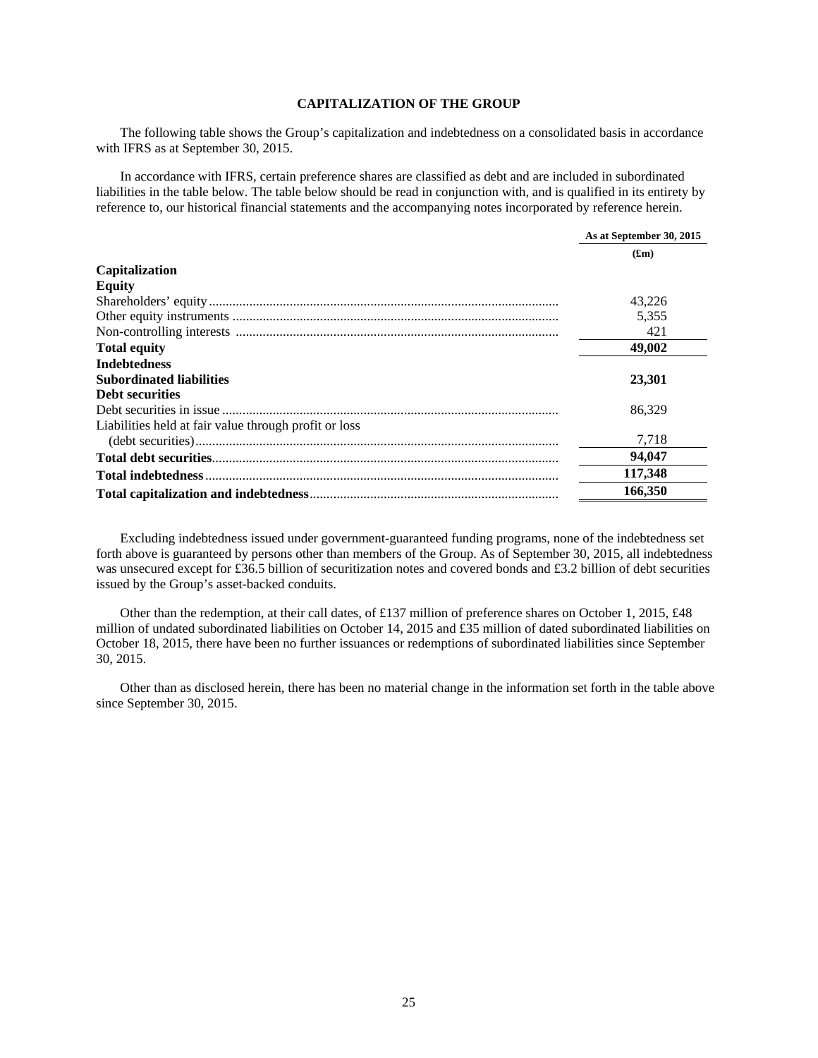# CAPITALIZATION OF THE GROUP

The following table shows the Group's capitalization and indebtedness on a consolidated basis in accordance with IFRS as at September 30, 2015.

In accordance with IFRS, certain preference shares are classified as debt and are included in subordinated liabilities in the table below. The table below should be read in conjunction with, and is qualified in its entirety by reference to, our historical financial statements and the accompanying notes incorporated by reference herein.

| | As at September 30, 2015 |
|---|---|
| | (£m) |
| **Capitalization** | |
| **Equity** | |
| Shareholders' equity | 43,226 |
| Other equity instruments | 5,355 |
| Non-controlling interests | 421 |
| **Total equity** | **49,002** |
| **Indebtedness** | |
| **Subordinated liabilities** | **23,301** |
| **Debt securities** | |
| Debt securities in issue | 86,329 |
| Liabilities held at fair value through profit or loss (debt securities) | 7,718 |
| **Total debt securities** | **94,047** |
| **Total indebtedness** | **117,348** |
| **Total capitalization and indebtedness** | **166,350** |

Excluding indebtedness issued under government-guaranteed funding programs, none of the indebtedness set forth above is guaranteed by persons other than members of the Group. As of September 30, 2015, all indebtedness was unsecured except for £36.5 billion of securitization notes and covered bonds and £3.2 billion of debt securities issued by the Group's asset-backed conduits.

Other than the redemption, at their call dates, of £137 million of preference shares on October 1, 2015, £48 million of undated subordinated liabilities on October 14, 2015 and £35 million of dated subordinated liabilities on October 18, 2015, there have been no further issuances or redemptions of subordinated liabilities since September 30, 2015.

Other than as disclosed herein, there has been no material change in the information set forth in the table above since September 30, 2015.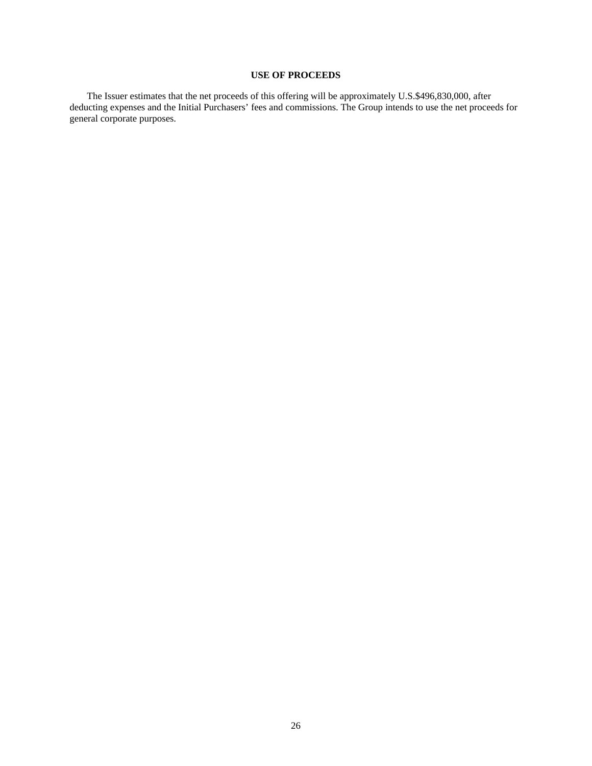## USE OF PROCEEDS

The Issuer estimates that the net proceeds of this offering will be approximately U.S.$496,830,000, after deducting expenses and the Initial Purchasers' fees and commissions. The Group intends to use the net proceeds for general corporate purposes.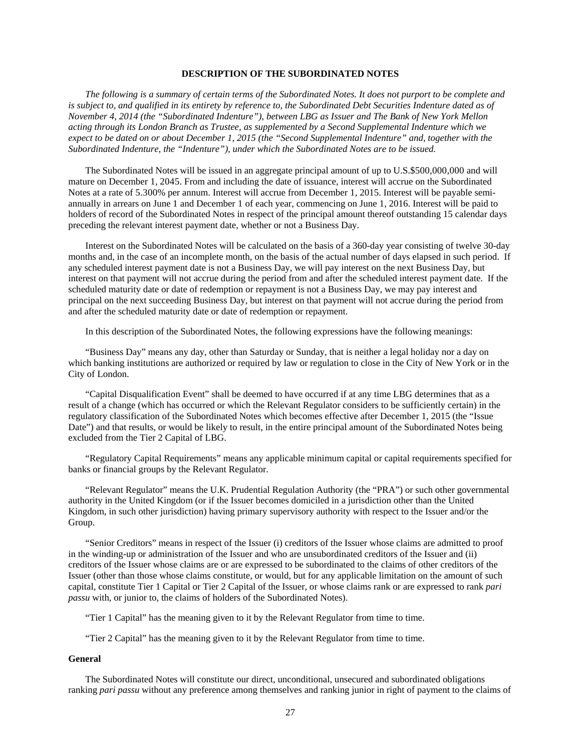## DESCRIPTION OF THE SUBORDINATED NOTES

*The following is a summary of certain terms of the Subordinated Notes. It does not purport to be complete and is subject to, and qualified in its entirety by reference to, the Subordinated Debt Securities Indenture dated as of November 4, 2014 (the "Subordinated Indenture"), between LBG as Issuer and The Bank of New York Mellon acting through its London Branch as Trustee, as supplemented by a Second Supplemental Indenture which we expect to be dated on or about December 1, 2015 (the "Second Supplemental Indenture" and, together with the Subordinated Indenture, the "Indenture"), under which the Subordinated Notes are to be issued.*

The Subordinated Notes will be issued in an aggregate principal amount of up to U.S.$500,000,000 and will mature on December 1, 2045. From and including the date of issuance, interest will accrue on the Subordinated Notes at a rate of 5.300% per annum. Interest will accrue from December 1, 2015. Interest will be payable semi-annually in arrears on June 1 and December 1 of each year, commencing on June 1, 2016. Interest will be paid to holders of record of the Subordinated Notes in respect of the principal amount thereof outstanding 15 calendar days preceding the relevant interest payment date, whether or not a Business Day.

Interest on the Subordinated Notes will be calculated on the basis of a 360-day year consisting of twelve 30-day months and, in the case of an incomplete month, on the basis of the actual number of days elapsed in such period. If any scheduled interest payment date is not a Business Day, we will pay interest on the next Business Day, but interest on that payment will not accrue during the period from and after the scheduled interest payment date. If the scheduled maturity date or date of redemption or repayment is not a Business Day, we may pay interest and principal on the next succeeding Business Day, but interest on that payment will not accrue during the period from and after the scheduled maturity date or date of redemption or repayment.

In this description of the Subordinated Notes, the following expressions have the following meanings:

"Business Day" means any day, other than Saturday or Sunday, that is neither a legal holiday nor a day on which banking institutions are authorized or required by law or regulation to close in the City of New York or in the City of London.

"Capital Disqualification Event" shall be deemed to have occurred if at any time LBG determines that as a result of a change (which has occurred or which the Relevant Regulator considers to be sufficiently certain) in the regulatory classification of the Subordinated Notes which becomes effective after December 1, 2015 (the "Issue Date") and that results, or would be likely to result, in the entire principal amount of the Subordinated Notes being excluded from the Tier 2 Capital of LBG.

"Regulatory Capital Requirements" means any applicable minimum capital or capital requirements specified for banks or financial groups by the Relevant Regulator.

"Relevant Regulator" means the U.K. Prudential Regulation Authority (the "PRA") or such other governmental authority in the United Kingdom (or if the Issuer becomes domiciled in a jurisdiction other than the United Kingdom, in such other jurisdiction) having primary supervisory authority with respect to the Issuer and/or the Group.

"Senior Creditors" means in respect of the Issuer (i) creditors of the Issuer whose claims are admitted to proof in the winding-up or administration of the Issuer and who are unsubordinated creditors of the Issuer and (ii) creditors of the Issuer whose claims are or are expressed to be subordinated to the claims of other creditors of the Issuer (other than those whose claims constitute, or would, but for any applicable limitation on the amount of such capital, constitute Tier 1 Capital or Tier 2 Capital of the Issuer, or whose claims rank or are expressed to rank *pari passu* with, or junior to, the claims of holders of the Subordinated Notes).

"Tier 1 Capital" has the meaning given to it by the Relevant Regulator from time to time.

"Tier 2 Capital" has the meaning given to it by the Relevant Regulator from time to time.

### General

The Subordinated Notes will constitute our direct, unconditional, unsecured and subordinated obligations ranking *pari passu* without any preference among themselves and ranking junior in right of payment to the claims of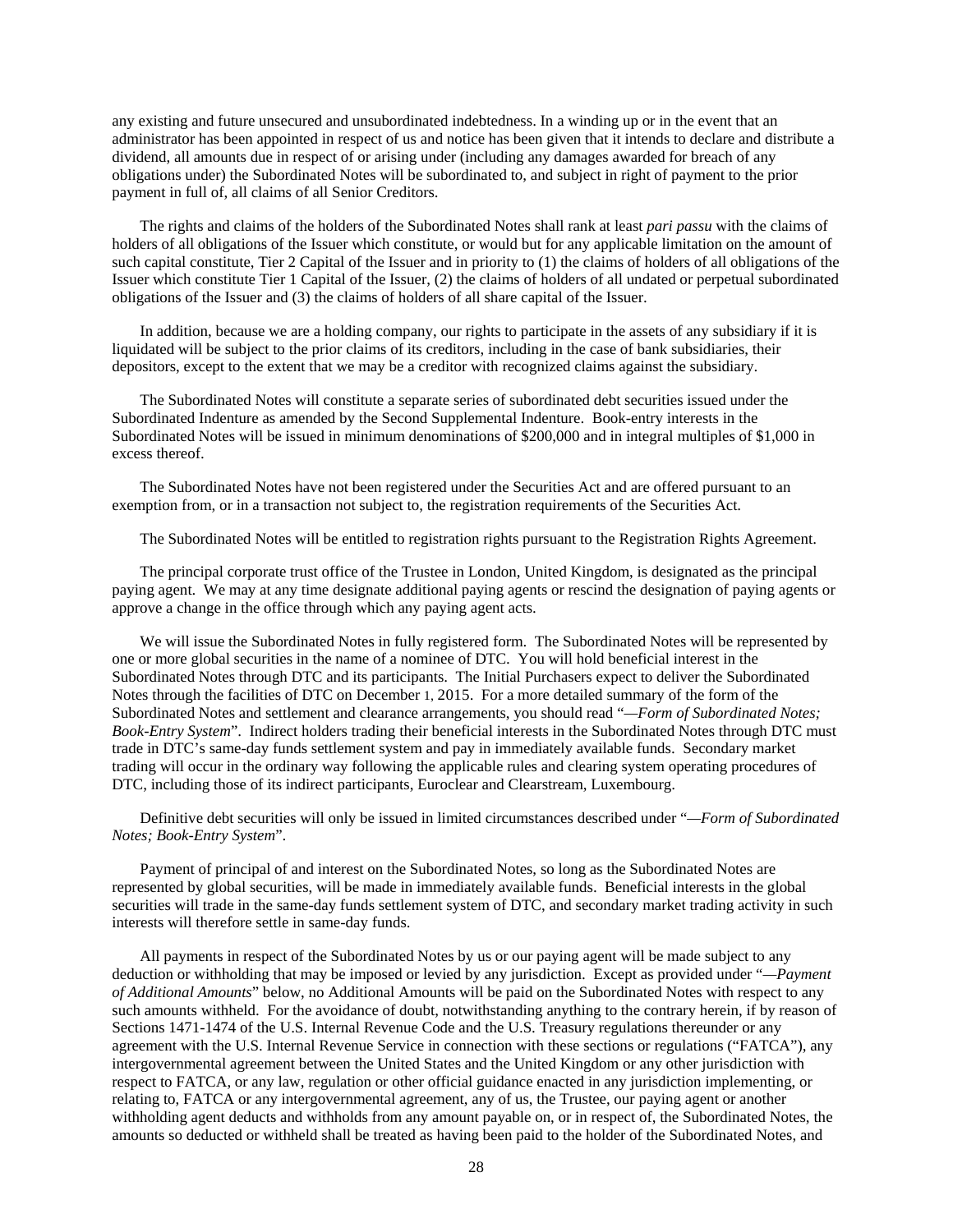any existing and future unsecured and unsubordinated indebtedness. In a winding up or in the event that an administrator has been appointed in respect of us and notice has been given that it intends to declare and distribute a dividend, all amounts due in respect of or arising under (including any damages awarded for breach of any obligations under) the Subordinated Notes will be subordinated to, and subject in right of payment to the prior payment in full of, all claims of all Senior Creditors.

The rights and claims of the holders of the Subordinated Notes shall rank at least *pari passu* with the claims of holders of all obligations of the Issuer which constitute, or would but for any applicable limitation on the amount of such capital constitute, Tier 2 Capital of the Issuer and in priority to (1) the claims of holders of all obligations of the Issuer which constitute Tier 1 Capital of the Issuer, (2) the claims of holders of all undated or perpetual subordinated obligations of the Issuer and (3) the claims of holders of all share capital of the Issuer.

In addition, because we are a holding company, our rights to participate in the assets of any subsidiary if it is liquidated will be subject to the prior claims of its creditors, including in the case of bank subsidiaries, their depositors, except to the extent that we may be a creditor with recognized claims against the subsidiary.

The Subordinated Notes will constitute a separate series of subordinated debt securities issued under the Subordinated Indenture as amended by the Second Supplemental Indenture. Book-entry interests in the Subordinated Notes will be issued in minimum denominations of $200,000 and in integral multiples of $1,000 in excess thereof.

The Subordinated Notes have not been registered under the Securities Act and are offered pursuant to an exemption from, or in a transaction not subject to, the registration requirements of the Securities Act.

The Subordinated Notes will be entitled to registration rights pursuant to the Registration Rights Agreement.

The principal corporate trust office of the Trustee in London, United Kingdom, is designated as the principal paying agent. We may at any time designate additional paying agents or rescind the designation of paying agents or approve a change in the office through which any paying agent acts.

We will issue the Subordinated Notes in fully registered form. The Subordinated Notes will be represented by one or more global securities in the name of a nominee of DTC. You will hold beneficial interest in the Subordinated Notes through DTC and its participants. The Initial Purchasers expect to deliver the Subordinated Notes through the facilities of DTC on December 1, 2015. For a more detailed summary of the form of the Subordinated Notes and settlement and clearance arrangements, you should read "*—Form of Subordinated Notes; Book-Entry System*". Indirect holders trading their beneficial interests in the Subordinated Notes through DTC must trade in DTC's same-day funds settlement system and pay in immediately available funds. Secondary market trading will occur in the ordinary way following the applicable rules and clearing system operating procedures of DTC, including those of its indirect participants, Euroclear and Clearstream, Luxembourg.

Definitive debt securities will only be issued in limited circumstances described under "*—Form of Subordinated Notes; Book-Entry System*".

Payment of principal of and interest on the Subordinated Notes, so long as the Subordinated Notes are represented by global securities, will be made in immediately available funds. Beneficial interests in the global securities will trade in the same-day funds settlement system of DTC, and secondary market trading activity in such interests will therefore settle in same-day funds.

All payments in respect of the Subordinated Notes by us or our paying agent will be made subject to any deduction or withholding that may be imposed or levied by any jurisdiction. Except as provided under "*—Payment of Additional Amounts*" below, no Additional Amounts will be paid on the Subordinated Notes with respect to any such amounts withheld. For the avoidance of doubt, notwithstanding anything to the contrary herein, if by reason of Sections 1471-1474 of the U.S. Internal Revenue Code and the U.S. Treasury regulations thereunder or any agreement with the U.S. Internal Revenue Service in connection with these sections or regulations ("FATCA"), any intergovernmental agreement between the United States and the United Kingdom or any other jurisdiction with respect to FATCA, or any law, regulation or other official guidance enacted in any jurisdiction implementing, or relating to, FATCA or any intergovernmental agreement, any of us, the Trustee, our paying agent or another withholding agent deducts and withholds from any amount payable on, or in respect of, the Subordinated Notes, the amounts so deducted or withheld shall be treated as having been paid to the holder of the Subordinated Notes, and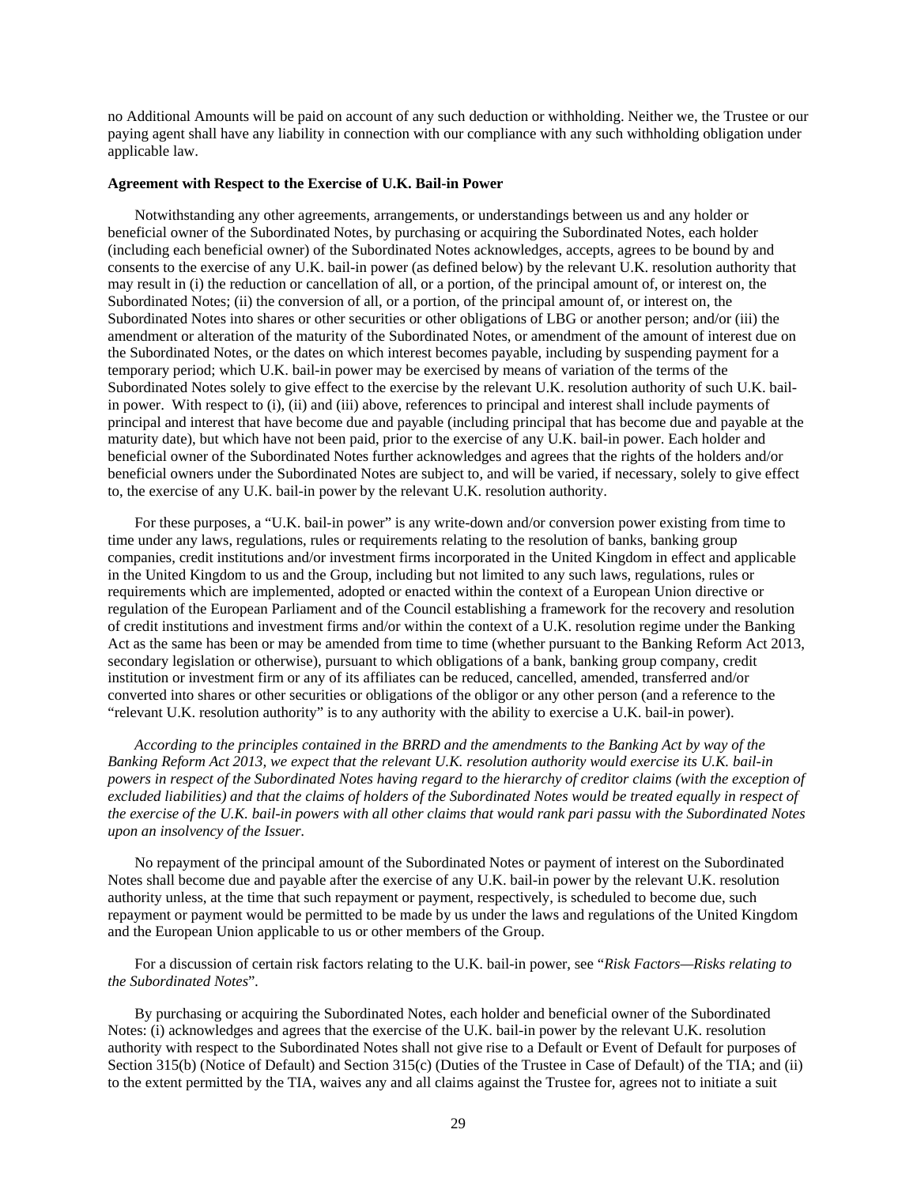no Additional Amounts will be paid on account of any such deduction or withholding. Neither we, the Trustee or our paying agent shall have any liability in connection with our compliance with any such withholding obligation under applicable law.

**Agreement with Respect to the Exercise of U.K. Bail-in Power**

Notwithstanding any other agreements, arrangements, or understandings between us and any holder or beneficial owner of the Subordinated Notes, by purchasing or acquiring the Subordinated Notes, each holder (including each beneficial owner) of the Subordinated Notes acknowledges, accepts, agrees to be bound by and consents to the exercise of any U.K. bail-in power (as defined below) by the relevant U.K. resolution authority that may result in (i) the reduction or cancellation of all, or a portion, of the principal amount of, or interest on, the Subordinated Notes; (ii) the conversion of all, or a portion, of the principal amount of, or interest on, the Subordinated Notes into shares or other securities or other obligations of LBG or another person; and/or (iii) the amendment or alteration of the maturity of the Subordinated Notes, or amendment of the amount of interest due on the Subordinated Notes, or the dates on which interest becomes payable, including by suspending payment for a temporary period; which U.K. bail-in power may be exercised by means of variation of the terms of the Subordinated Notes solely to give effect to the exercise by the relevant U.K. resolution authority of such U.K. bail-in power. With respect to (i), (ii) and (iii) above, references to principal and interest shall include payments of principal and interest that have become due and payable (including principal that has become due and payable at the maturity date), but which have not been paid, prior to the exercise of any U.K. bail-in power. Each holder and beneficial owner of the Subordinated Notes further acknowledges and agrees that the rights of the holders and/or beneficial owners under the Subordinated Notes are subject to, and will be varied, if necessary, solely to give effect to, the exercise of any U.K. bail-in power by the relevant U.K. resolution authority.

For these purposes, a "U.K. bail-in power" is any write-down and/or conversion power existing from time to time under any laws, regulations, rules or requirements relating to the resolution of banks, banking group companies, credit institutions and/or investment firms incorporated in the United Kingdom in effect and applicable in the United Kingdom to us and the Group, including but not limited to any such laws, regulations, rules or requirements which are implemented, adopted or enacted within the context of a European Union directive or regulation of the European Parliament and of the Council establishing a framework for the recovery and resolution of credit institutions and investment firms and/or within the context of a U.K. resolution regime under the Banking Act as the same has been or may be amended from time to time (whether pursuant to the Banking Reform Act 2013, secondary legislation or otherwise), pursuant to which obligations of a bank, banking group company, credit institution or investment firm or any of its affiliates can be reduced, cancelled, amended, transferred and/or converted into shares or other securities or obligations of the obligor or any other person (and a reference to the "relevant U.K. resolution authority" is to any authority with the ability to exercise a U.K. bail-in power).

*According to the principles contained in the BRRD and the amendments to the Banking Act by way of the Banking Reform Act 2013, we expect that the relevant U.K. resolution authority would exercise its U.K. bail-in powers in respect of the Subordinated Notes having regard to the hierarchy of creditor claims (with the exception of excluded liabilities) and that the claims of holders of the Subordinated Notes would be treated equally in respect of the exercise of the U.K. bail-in powers with all other claims that would rank pari passu with the Subordinated Notes upon an insolvency of the Issuer.*

No repayment of the principal amount of the Subordinated Notes or payment of interest on the Subordinated Notes shall become due and payable after the exercise of any U.K. bail-in power by the relevant U.K. resolution authority unless, at the time that such repayment or payment, respectively, is scheduled to become due, such repayment or payment would be permitted to be made by us under the laws and regulations of the United Kingdom and the European Union applicable to us or other members of the Group.

For a discussion of certain risk factors relating to the U.K. bail-in power, see "*Risk Factors—Risks relating to the Subordinated Notes*".

By purchasing or acquiring the Subordinated Notes, each holder and beneficial owner of the Subordinated Notes: (i) acknowledges and agrees that the exercise of the U.K. bail-in power by the relevant U.K. resolution authority with respect to the Subordinated Notes shall not give rise to a Default or Event of Default for purposes of Section 315(b) (Notice of Default) and Section 315(c) (Duties of the Trustee in Case of Default) of the TIA; and (ii) to the extent permitted by the TIA, waives any and all claims against the Trustee for, agrees not to initiate a suit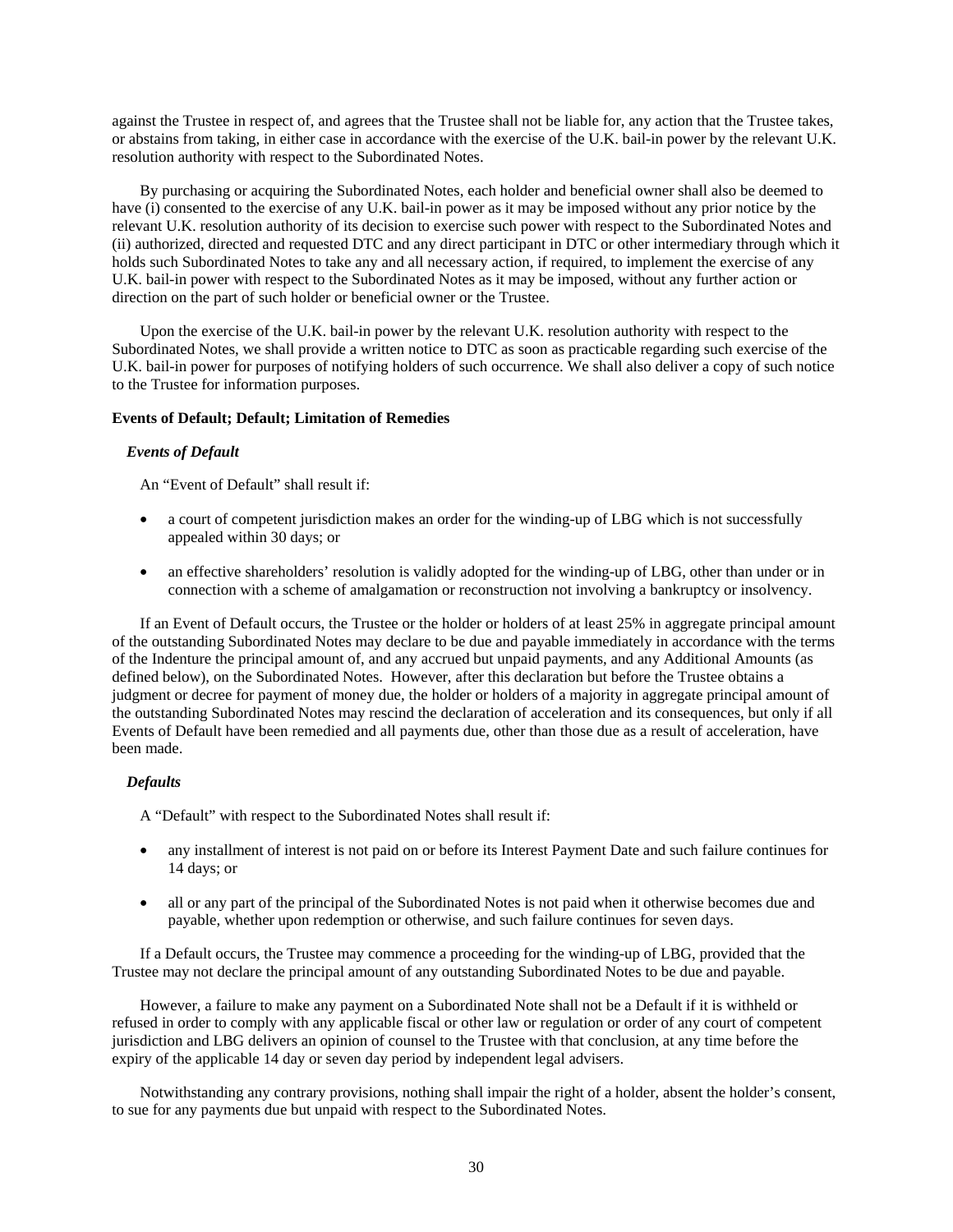against the Trustee in respect of, and agrees that the Trustee shall not be liable for, any action that the Trustee takes, or abstains from taking, in either case in accordance with the exercise of the U.K. bail-in power by the relevant U.K. resolution authority with respect to the Subordinated Notes.

By purchasing or acquiring the Subordinated Notes, each holder and beneficial owner shall also be deemed to have (i) consented to the exercise of any U.K. bail-in power as it may be imposed without any prior notice by the relevant U.K. resolution authority of its decision to exercise such power with respect to the Subordinated Notes and (ii) authorized, directed and requested DTC and any direct participant in DTC or other intermediary through which it holds such Subordinated Notes to take any and all necessary action, if required, to implement the exercise of any U.K. bail-in power with respect to the Subordinated Notes as it may be imposed, without any further action or direction on the part of such holder or beneficial owner or the Trustee.

Upon the exercise of the U.K. bail-in power by the relevant U.K. resolution authority with respect to the Subordinated Notes, we shall provide a written notice to DTC as soon as practicable regarding such exercise of the U.K. bail-in power for purposes of notifying holders of such occurrence. We shall also deliver a copy of such notice to the Trustee for information purposes.

**Events of Default; Default; Limitation of Remedies**

***Events of Default***

An "Event of Default" shall result if:

- a court of competent jurisdiction makes an order for the winding-up of LBG which is not successfully appealed within 30 days; or
- an effective shareholders' resolution is validly adopted for the winding-up of LBG, other than under or in connection with a scheme of amalgamation or reconstruction not involving a bankruptcy or insolvency.

If an Event of Default occurs, the Trustee or the holder or holders of at least 25% in aggregate principal amount of the outstanding Subordinated Notes may declare to be due and payable immediately in accordance with the terms of the Indenture the principal amount of, and any accrued but unpaid payments, and any Additional Amounts (as defined below), on the Subordinated Notes. However, after this declaration but before the Trustee obtains a judgment or decree for payment of money due, the holder or holders of a majority in aggregate principal amount of the outstanding Subordinated Notes may rescind the declaration of acceleration and its consequences, but only if all Events of Default have been remedied and all payments due, other than those due as a result of acceleration, have been made.

***Defaults***

A "Default" with respect to the Subordinated Notes shall result if:

- any installment of interest is not paid on or before its Interest Payment Date and such failure continues for 14 days; or
- all or any part of the principal of the Subordinated Notes is not paid when it otherwise becomes due and payable, whether upon redemption or otherwise, and such failure continues for seven days.

If a Default occurs, the Trustee may commence a proceeding for the winding-up of LBG, provided that the Trustee may not declare the principal amount of any outstanding Subordinated Notes to be due and payable.

However, a failure to make any payment on a Subordinated Note shall not be a Default if it is withheld or refused in order to comply with any applicable fiscal or other law or regulation or order of any court of competent jurisdiction and LBG delivers an opinion of counsel to the Trustee with that conclusion, at any time before the expiry of the applicable 14 day or seven day period by independent legal advisers.

Notwithstanding any contrary provisions, nothing shall impair the right of a holder, absent the holder's consent, to sue for any payments due but unpaid with respect to the Subordinated Notes.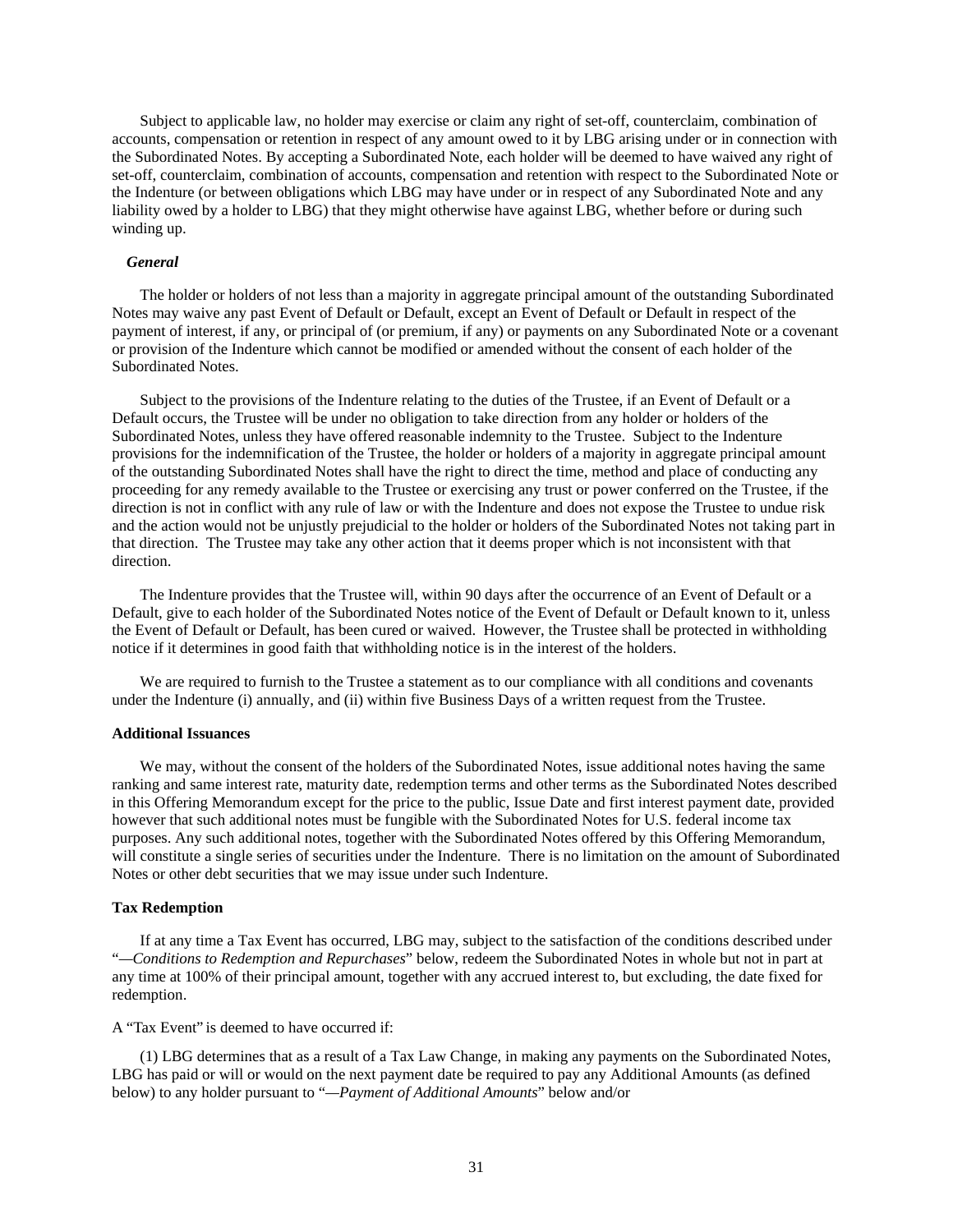Subject to applicable law, no holder may exercise or claim any right of set-off, counterclaim, combination of accounts, compensation or retention in respect of any amount owed to it by LBG arising under or in connection with the Subordinated Notes. By accepting a Subordinated Note, each holder will be deemed to have waived any right of set-off, counterclaim, combination of accounts, compensation and retention with respect to the Subordinated Note or the Indenture (or between obligations which LBG may have under or in respect of any Subordinated Note and any liability owed by a holder to LBG) that they might otherwise have against LBG, whether before or during such winding up.

***General***

The holder or holders of not less than a majority in aggregate principal amount of the outstanding Subordinated Notes may waive any past Event of Default or Default, except an Event of Default or Default in respect of the payment of interest, if any, or principal of (or premium, if any) or payments on any Subordinated Note or a covenant or provision of the Indenture which cannot be modified or amended without the consent of each holder of the Subordinated Notes.

Subject to the provisions of the Indenture relating to the duties of the Trustee, if an Event of Default or a Default occurs, the Trustee will be under no obligation to take direction from any holder or holders of the Subordinated Notes, unless they have offered reasonable indemnity to the Trustee. Subject to the Indenture provisions for the indemnification of the Trustee, the holder or holders of a majority in aggregate principal amount of the outstanding Subordinated Notes shall have the right to direct the time, method and place of conducting any proceeding for any remedy available to the Trustee or exercising any trust or power conferred on the Trustee, if the direction is not in conflict with any rule of law or with the Indenture and does not expose the Trustee to undue risk and the action would not be unjustly prejudicial to the holder or holders of the Subordinated Notes not taking part in that direction. The Trustee may take any other action that it deems proper which is not inconsistent with that direction.

The Indenture provides that the Trustee will, within 90 days after the occurrence of an Event of Default or a Default, give to each holder of the Subordinated Notes notice of the Event of Default or Default known to it, unless the Event of Default or Default, has been cured or waived. However, the Trustee shall be protected in withholding notice if it determines in good faith that withholding notice is in the interest of the holders.

We are required to furnish to the Trustee a statement as to our compliance with all conditions and covenants under the Indenture (i) annually, and (ii) within five Business Days of a written request from the Trustee.

**Additional Issuances**

We may, without the consent of the holders of the Subordinated Notes, issue additional notes having the same ranking and same interest rate, maturity date, redemption terms and other terms as the Subordinated Notes described in this Offering Memorandum except for the price to the public, Issue Date and first interest payment date, provided however that such additional notes must be fungible with the Subordinated Notes for U.S. federal income tax purposes. Any such additional notes, together with the Subordinated Notes offered by this Offering Memorandum, will constitute a single series of securities under the Indenture. There is no limitation on the amount of Subordinated Notes or other debt securities that we may issue under such Indenture.

**Tax Redemption**

If at any time a Tax Event has occurred, LBG may, subject to the satisfaction of the conditions described under "*—Conditions to Redemption and Repurchases*" below, redeem the Subordinated Notes in whole but not in part at any time at 100% of their principal amount, together with any accrued interest to, but excluding, the date fixed for redemption.

A "Tax Event" is deemed to have occurred if:

(1) LBG determines that as a result of a Tax Law Change, in making any payments on the Subordinated Notes, LBG has paid or will or would on the next payment date be required to pay any Additional Amounts (as defined below) to any holder pursuant to "*—Payment of Additional Amounts*" below and/or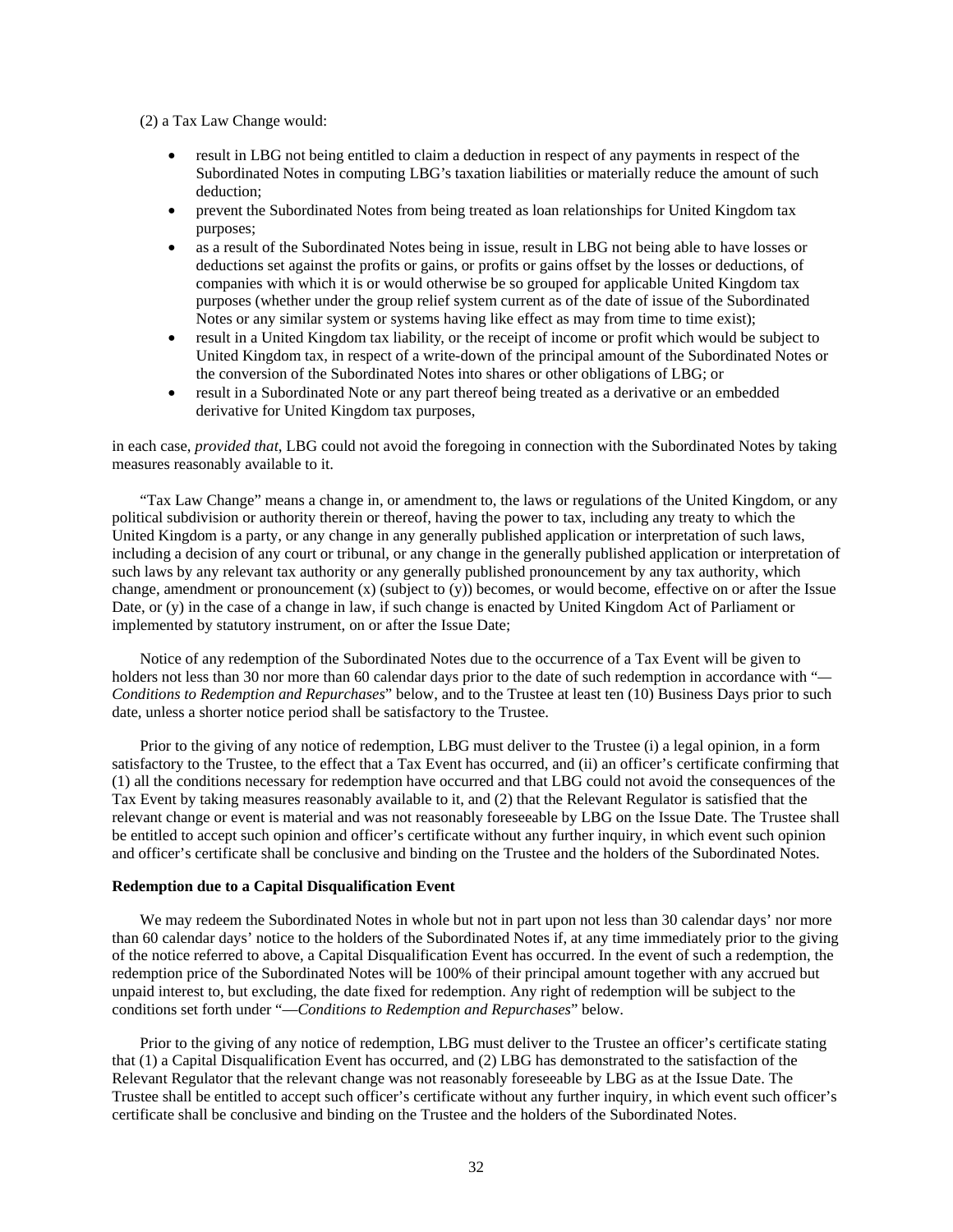(2) a Tax Law Change would:

- result in LBG not being entitled to claim a deduction in respect of any payments in respect of the Subordinated Notes in computing LBG's taxation liabilities or materially reduce the amount of such deduction;
- prevent the Subordinated Notes from being treated as loan relationships for United Kingdom tax purposes;
- as a result of the Subordinated Notes being in issue, result in LBG not being able to have losses or deductions set against the profits or gains, or profits or gains offset by the losses or deductions, of companies with which it is or would otherwise be so grouped for applicable United Kingdom tax purposes (whether under the group relief system current as of the date of issue of the Subordinated Notes or any similar system or systems having like effect as may from time to time exist);
- result in a United Kingdom tax liability, or the receipt of income or profit which would be subject to United Kingdom tax, in respect of a write-down of the principal amount of the Subordinated Notes or the conversion of the Subordinated Notes into shares or other obligations of LBG; or
- result in a Subordinated Note or any part thereof being treated as a derivative or an embedded derivative for United Kingdom tax purposes,

in each case, *provided that*, LBG could not avoid the foregoing in connection with the Subordinated Notes by taking measures reasonably available to it.

"Tax Law Change" means a change in, or amendment to, the laws or regulations of the United Kingdom, or any political subdivision or authority therein or thereof, having the power to tax, including any treaty to which the United Kingdom is a party, or any change in any generally published application or interpretation of such laws, including a decision of any court or tribunal, or any change in the generally published application or interpretation of such laws by any relevant tax authority or any generally published pronouncement by any tax authority, which change, amendment or pronouncement (x) (subject to (y)) becomes, or would become, effective on or after the Issue Date, or (y) in the case of a change in law, if such change is enacted by United Kingdom Act of Parliament or implemented by statutory instrument, on or after the Issue Date;

Notice of any redemption of the Subordinated Notes due to the occurrence of a Tax Event will be given to holders not less than 30 nor more than 60 calendar days prior to the date of such redemption in accordance with "—*Conditions to Redemption and Repurchases*" below, and to the Trustee at least ten (10) Business Days prior to such date, unless a shorter notice period shall be satisfactory to the Trustee.

Prior to the giving of any notice of redemption, LBG must deliver to the Trustee (i) a legal opinion, in a form satisfactory to the Trustee, to the effect that a Tax Event has occurred, and (ii) an officer's certificate confirming that (1) all the conditions necessary for redemption have occurred and that LBG could not avoid the consequences of the Tax Event by taking measures reasonably available to it, and (2) that the Relevant Regulator is satisfied that the relevant change or event is material and was not reasonably foreseeable by LBG on the Issue Date. The Trustee shall be entitled to accept such opinion and officer's certificate without any further inquiry, in which event such opinion and officer's certificate shall be conclusive and binding on the Trustee and the holders of the Subordinated Notes.

**Redemption due to a Capital Disqualification Event**

We may redeem the Subordinated Notes in whole but not in part upon not less than 30 calendar days' nor more than 60 calendar days' notice to the holders of the Subordinated Notes if, at any time immediately prior to the giving of the notice referred to above, a Capital Disqualification Event has occurred. In the event of such a redemption, the redemption price of the Subordinated Notes will be 100% of their principal amount together with any accrued but unpaid interest to, but excluding, the date fixed for redemption. Any right of redemption will be subject to the conditions set forth under "—*Conditions to Redemption and Repurchases*" below.

Prior to the giving of any notice of redemption, LBG must deliver to the Trustee an officer's certificate stating that (1) a Capital Disqualification Event has occurred, and (2) LBG has demonstrated to the satisfaction of the Relevant Regulator that the relevant change was not reasonably foreseeable by LBG as at the Issue Date. The Trustee shall be entitled to accept such officer's certificate without any further inquiry, in which event such officer's certificate shall be conclusive and binding on the Trustee and the holders of the Subordinated Notes.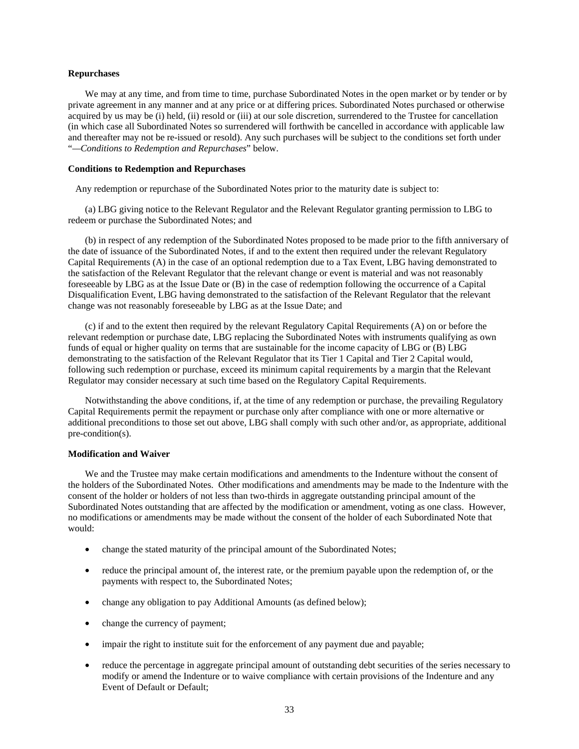**Repurchases**

We may at any time, and from time to time, purchase Subordinated Notes in the open market or by tender or by private agreement in any manner and at any price or at differing prices. Subordinated Notes purchased or otherwise acquired by us may be (i) held, (ii) resold or (iii) at our sole discretion, surrendered to the Trustee for cancellation (in which case all Subordinated Notes so surrendered will forthwith be cancelled in accordance with applicable law and thereafter may not be re-issued or resold). Any such purchases will be subject to the conditions set forth under "—*Conditions to Redemption and Repurchases*" below.

**Conditions to Redemption and Repurchases**

Any redemption or repurchase of the Subordinated Notes prior to the maturity date is subject to:

(a) LBG giving notice to the Relevant Regulator and the Relevant Regulator granting permission to LBG to redeem or purchase the Subordinated Notes; and

(b) in respect of any redemption of the Subordinated Notes proposed to be made prior to the fifth anniversary of the date of issuance of the Subordinated Notes, if and to the extent then required under the relevant Regulatory Capital Requirements (A) in the case of an optional redemption due to a Tax Event, LBG having demonstrated to the satisfaction of the Relevant Regulator that the relevant change or event is material and was not reasonably foreseeable by LBG as at the Issue Date or (B) in the case of redemption following the occurrence of a Capital Disqualification Event, LBG having demonstrated to the satisfaction of the Relevant Regulator that the relevant change was not reasonably foreseeable by LBG as at the Issue Date; and

(c) if and to the extent then required by the relevant Regulatory Capital Requirements (A) on or before the relevant redemption or purchase date, LBG replacing the Subordinated Notes with instruments qualifying as own funds of equal or higher quality on terms that are sustainable for the income capacity of LBG or (B) LBG demonstrating to the satisfaction of the Relevant Regulator that its Tier 1 Capital and Tier 2 Capital would, following such redemption or purchase, exceed its minimum capital requirements by a margin that the Relevant Regulator may consider necessary at such time based on the Regulatory Capital Requirements.

Notwithstanding the above conditions, if, at the time of any redemption or purchase, the prevailing Regulatory Capital Requirements permit the repayment or purchase only after compliance with one or more alternative or additional preconditions to those set out above, LBG shall comply with such other and/or, as appropriate, additional pre-condition(s).

**Modification and Waiver**

We and the Trustee may make certain modifications and amendments to the Indenture without the consent of the holders of the Subordinated Notes. Other modifications and amendments may be made to the Indenture with the consent of the holder or holders of not less than two-thirds in aggregate outstanding principal amount of the Subordinated Notes outstanding that are affected by the modification or amendment, voting as one class. However, no modifications or amendments may be made without the consent of the holder of each Subordinated Note that would:

- change the stated maturity of the principal amount of the Subordinated Notes;
- reduce the principal amount of, the interest rate, or the premium payable upon the redemption of, or the payments with respect to, the Subordinated Notes;
- change any obligation to pay Additional Amounts (as defined below);
- change the currency of payment;
- impair the right to institute suit for the enforcement of any payment due and payable;
- reduce the percentage in aggregate principal amount of outstanding debt securities of the series necessary to modify or amend the Indenture or to waive compliance with certain provisions of the Indenture and any Event of Default or Default;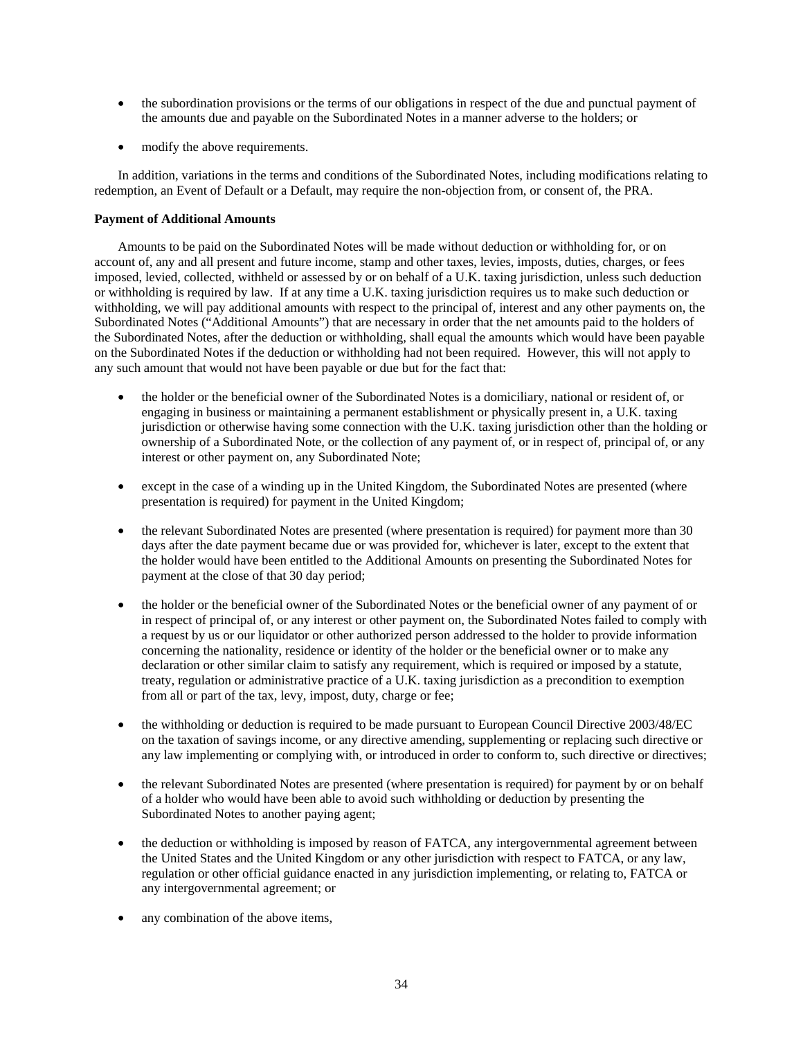- the subordination provisions or the terms of our obligations in respect of the due and punctual payment of the amounts due and payable on the Subordinated Notes in a manner adverse to the holders; or
- modify the above requirements.

In addition, variations in the terms and conditions of the Subordinated Notes, including modifications relating to redemption, an Event of Default or a Default, may require the non-objection from, or consent of, the PRA.

**Payment of Additional Amounts**

Amounts to be paid on the Subordinated Notes will be made without deduction or withholding for, or on account of, any and all present and future income, stamp and other taxes, levies, imposts, duties, charges, or fees imposed, levied, collected, withheld or assessed by or on behalf of a U.K. taxing jurisdiction, unless such deduction or withholding is required by law. If at any time a U.K. taxing jurisdiction requires us to make such deduction or withholding, we will pay additional amounts with respect to the principal of, interest and any other payments on, the Subordinated Notes ("Additional Amounts") that are necessary in order that the net amounts paid to the holders of the Subordinated Notes, after the deduction or withholding, shall equal the amounts which would have been payable on the Subordinated Notes if the deduction or withholding had not been required. However, this will not apply to any such amount that would not have been payable or due but for the fact that:

- the holder or the beneficial owner of the Subordinated Notes is a domiciliary, national or resident of, or engaging in business or maintaining a permanent establishment or physically present in, a U.K. taxing jurisdiction or otherwise having some connection with the U.K. taxing jurisdiction other than the holding or ownership of a Subordinated Note, or the collection of any payment of, or in respect of, principal of, or any interest or other payment on, any Subordinated Note;
- except in the case of a winding up in the United Kingdom, the Subordinated Notes are presented (where presentation is required) for payment in the United Kingdom;
- the relevant Subordinated Notes are presented (where presentation is required) for payment more than 30 days after the date payment became due or was provided for, whichever is later, except to the extent that the holder would have been entitled to the Additional Amounts on presenting the Subordinated Notes for payment at the close of that 30 day period;
- the holder or the beneficial owner of the Subordinated Notes or the beneficial owner of any payment of or in respect of principal of, or any interest or other payment on, the Subordinated Notes failed to comply with a request by us or our liquidator or other authorized person addressed to the holder to provide information concerning the nationality, residence or identity of the holder or the beneficial owner or to make any declaration or other similar claim to satisfy any requirement, which is required or imposed by a statute, treaty, regulation or administrative practice of a U.K. taxing jurisdiction as a precondition to exemption from all or part of the tax, levy, impost, duty, charge or fee;
- the withholding or deduction is required to be made pursuant to European Council Directive 2003/48/EC on the taxation of savings income, or any directive amending, supplementing or replacing such directive or any law implementing or complying with, or introduced in order to conform to, such directive or directives;
- the relevant Subordinated Notes are presented (where presentation is required) for payment by or on behalf of a holder who would have been able to avoid such withholding or deduction by presenting the Subordinated Notes to another paying agent;
- the deduction or withholding is imposed by reason of FATCA, any intergovernmental agreement between the United States and the United Kingdom or any other jurisdiction with respect to FATCA, or any law, regulation or other official guidance enacted in any jurisdiction implementing, or relating to, FATCA or any intergovernmental agreement; or
- any combination of the above items,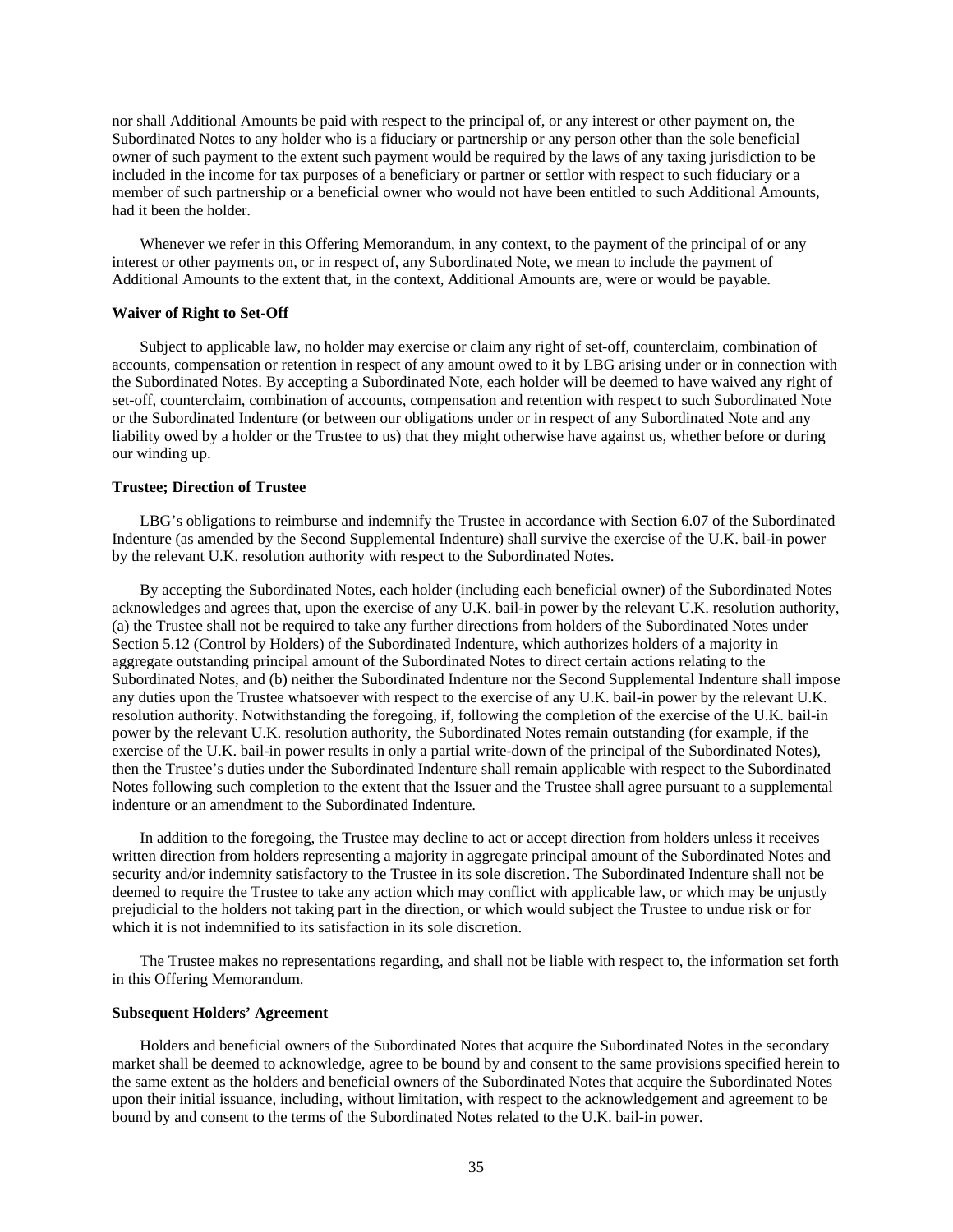nor shall Additional Amounts be paid with respect to the principal of, or any interest or other payment on, the Subordinated Notes to any holder who is a fiduciary or partnership or any person other than the sole beneficial owner of such payment to the extent such payment would be required by the laws of any taxing jurisdiction to be included in the income for tax purposes of a beneficiary or partner or settlor with respect to such fiduciary or a member of such partnership or a beneficial owner who would not have been entitled to such Additional Amounts, had it been the holder.

Whenever we refer in this Offering Memorandum, in any context, to the payment of the principal of or any interest or other payments on, or in respect of, any Subordinated Note, we mean to include the payment of Additional Amounts to the extent that, in the context, Additional Amounts are, were or would be payable.

**Waiver of Right to Set-Off**

Subject to applicable law, no holder may exercise or claim any right of set-off, counterclaim, combination of accounts, compensation or retention in respect of any amount owed to it by LBG arising under or in connection with the Subordinated Notes. By accepting a Subordinated Note, each holder will be deemed to have waived any right of set-off, counterclaim, combination of accounts, compensation and retention with respect to such Subordinated Note or the Subordinated Indenture (or between our obligations under or in respect of any Subordinated Note and any liability owed by a holder or the Trustee to us) that they might otherwise have against us, whether before or during our winding up.

**Trustee; Direction of Trustee**

LBG's obligations to reimburse and indemnify the Trustee in accordance with Section 6.07 of the Subordinated Indenture (as amended by the Second Supplemental Indenture) shall survive the exercise of the U.K. bail-in power by the relevant U.K. resolution authority with respect to the Subordinated Notes.

By accepting the Subordinated Notes, each holder (including each beneficial owner) of the Subordinated Notes acknowledges and agrees that, upon the exercise of any U.K. bail-in power by the relevant U.K. resolution authority, (a) the Trustee shall not be required to take any further directions from holders of the Subordinated Notes under Section 5.12 (Control by Holders) of the Subordinated Indenture, which authorizes holders of a majority in aggregate outstanding principal amount of the Subordinated Notes to direct certain actions relating to the Subordinated Notes, and (b) neither the Subordinated Indenture nor the Second Supplemental Indenture shall impose any duties upon the Trustee whatsoever with respect to the exercise of any U.K. bail-in power by the relevant U.K. resolution authority. Notwithstanding the foregoing, if, following the completion of the exercise of the U.K. bail-in power by the relevant U.K. resolution authority, the Subordinated Notes remain outstanding (for example, if the exercise of the U.K. bail-in power results in only a partial write-down of the principal of the Subordinated Notes), then the Trustee's duties under the Subordinated Indenture shall remain applicable with respect to the Subordinated Notes following such completion to the extent that the Issuer and the Trustee shall agree pursuant to a supplemental indenture or an amendment to the Subordinated Indenture.

In addition to the foregoing, the Trustee may decline to act or accept direction from holders unless it receives written direction from holders representing a majority in aggregate principal amount of the Subordinated Notes and security and/or indemnity satisfactory to the Trustee in its sole discretion. The Subordinated Indenture shall not be deemed to require the Trustee to take any action which may conflict with applicable law, or which may be unjustly prejudicial to the holders not taking part in the direction, or which would subject the Trustee to undue risk or for which it is not indemnified to its satisfaction in its sole discretion.

The Trustee makes no representations regarding, and shall not be liable with respect to, the information set forth in this Offering Memorandum.

**Subsequent Holders' Agreement**

Holders and beneficial owners of the Subordinated Notes that acquire the Subordinated Notes in the secondary market shall be deemed to acknowledge, agree to be bound by and consent to the same provisions specified herein to the same extent as the holders and beneficial owners of the Subordinated Notes that acquire the Subordinated Notes upon their initial issuance, including, without limitation, with respect to the acknowledgement and agreement to be bound by and consent to the terms of the Subordinated Notes related to the U.K. bail-in power.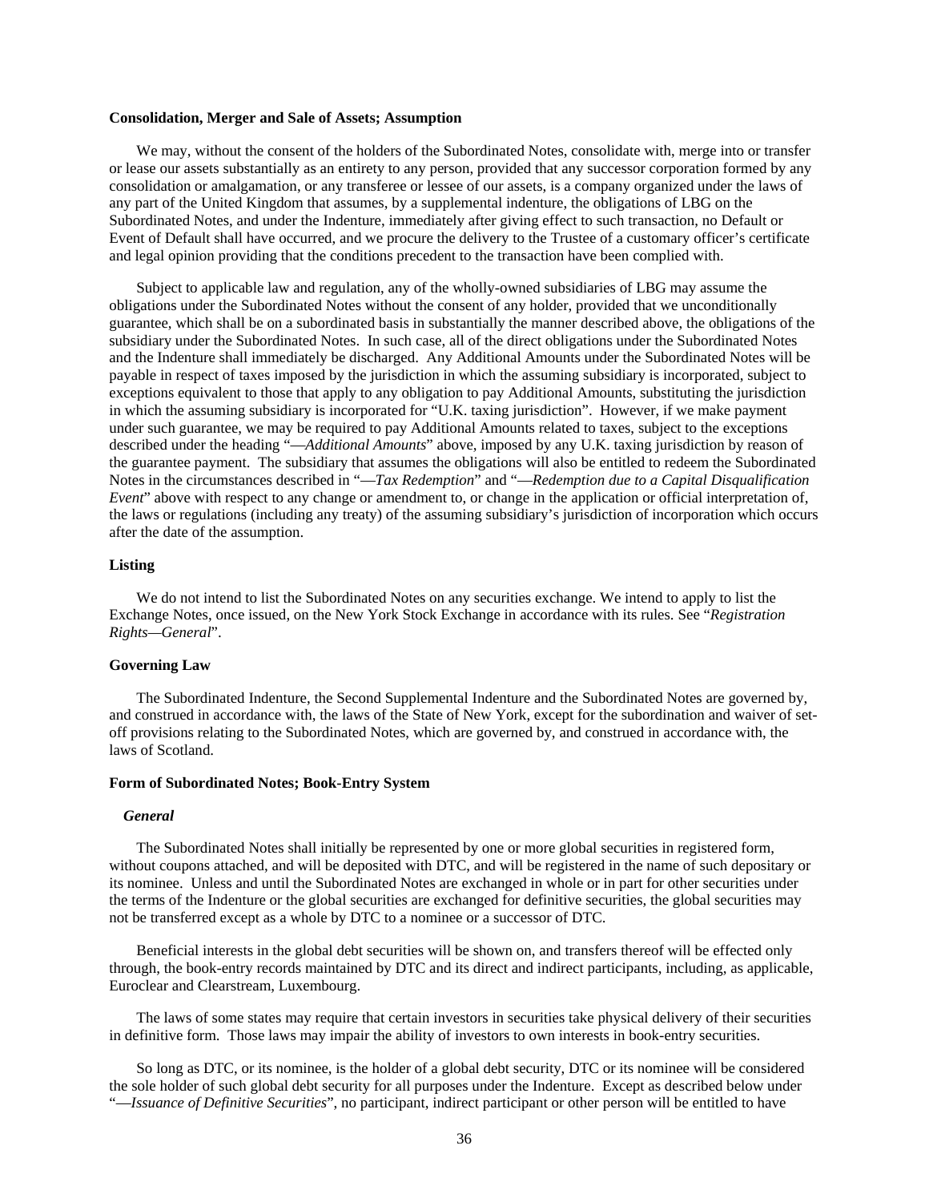**Consolidation, Merger and Sale of Assets; Assumption**

We may, without the consent of the holders of the Subordinated Notes, consolidate with, merge into or transfer or lease our assets substantially as an entirety to any person, provided that any successor corporation formed by any consolidation or amalgamation, or any transferee or lessee of our assets, is a company organized under the laws of any part of the United Kingdom that assumes, by a supplemental indenture, the obligations of LBG on the Subordinated Notes, and under the Indenture, immediately after giving effect to such transaction, no Default or Event of Default shall have occurred, and we procure the delivery to the Trustee of a customary officer's certificate and legal opinion providing that the conditions precedent to the transaction have been complied with.

Subject to applicable law and regulation, any of the wholly-owned subsidiaries of LBG may assume the obligations under the Subordinated Notes without the consent of any holder, provided that we unconditionally guarantee, which shall be on a subordinated basis in substantially the manner described above, the obligations of the subsidiary under the Subordinated Notes. In such case, all of the direct obligations under the Subordinated Notes and the Indenture shall immediately be discharged. Any Additional Amounts under the Subordinated Notes will be payable in respect of taxes imposed by the jurisdiction in which the assuming subsidiary is incorporated, subject to exceptions equivalent to those that apply to any obligation to pay Additional Amounts, substituting the jurisdiction in which the assuming subsidiary is incorporated for "U.K. taxing jurisdiction". However, if we make payment under such guarantee, we may be required to pay Additional Amounts related to taxes, subject to the exceptions described under the heading "—*Additional Amounts*" above, imposed by any U.K. taxing jurisdiction by reason of the guarantee payment. The subsidiary that assumes the obligations will also be entitled to redeem the Subordinated Notes in the circumstances described in "—*Tax Redemption*" and "—*Redemption due to a Capital Disqualification Event*" above with respect to any change or amendment to, or change in the application or official interpretation of, the laws or regulations (including any treaty) of the assuming subsidiary's jurisdiction of incorporation which occurs after the date of the assumption.

**Listing**

We do not intend to list the Subordinated Notes on any securities exchange. We intend to apply to list the Exchange Notes, once issued, on the New York Stock Exchange in accordance with its rules. See "*Registration Rights—General*".

**Governing Law**

The Subordinated Indenture, the Second Supplemental Indenture and the Subordinated Notes are governed by, and construed in accordance with, the laws of the State of New York, except for the subordination and waiver of set-off provisions relating to the Subordinated Notes, which are governed by, and construed in accordance with, the laws of Scotland.

**Form of Subordinated Notes; Book-Entry System**

***General***

The Subordinated Notes shall initially be represented by one or more global securities in registered form, without coupons attached, and will be deposited with DTC, and will be registered in the name of such depositary or its nominee. Unless and until the Subordinated Notes are exchanged in whole or in part for other securities under the terms of the Indenture or the global securities are exchanged for definitive securities, the global securities may not be transferred except as a whole by DTC to a nominee or a successor of DTC.

Beneficial interests in the global debt securities will be shown on, and transfers thereof will be effected only through, the book-entry records maintained by DTC and its direct and indirect participants, including, as applicable, Euroclear and Clearstream, Luxembourg.

The laws of some states may require that certain investors in securities take physical delivery of their securities in definitive form. Those laws may impair the ability of investors to own interests in book-entry securities.

So long as DTC, or its nominee, is the holder of a global debt security, DTC or its nominee will be considered the sole holder of such global debt security for all purposes under the Indenture. Except as described below under "—*Issuance of Definitive Securities*", no participant, indirect participant or other person will be entitled to have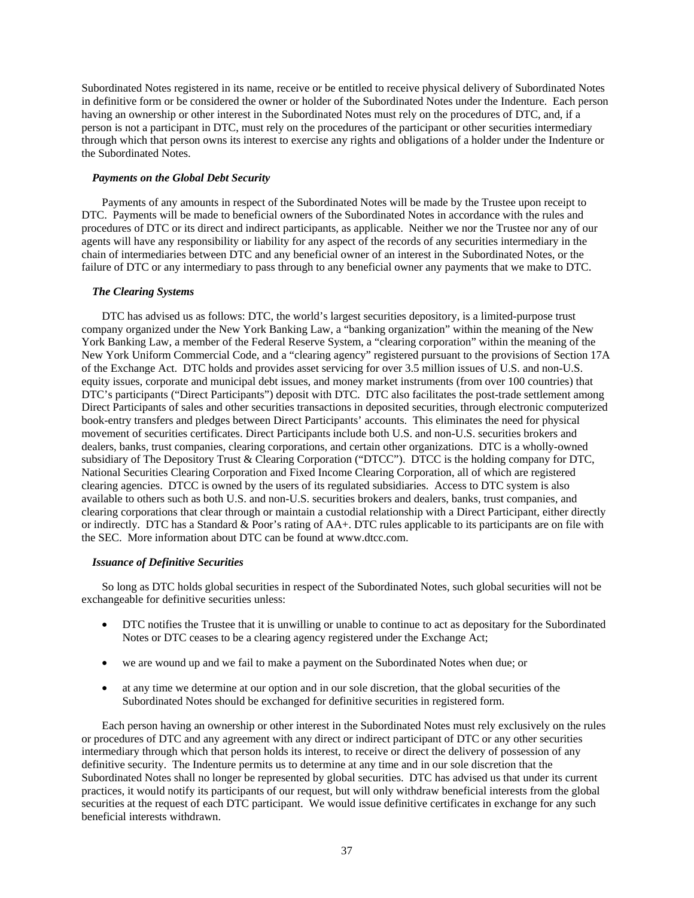Subordinated Notes registered in its name, receive or be entitled to receive physical delivery of Subordinated Notes in definitive form or be considered the owner or holder of the Subordinated Notes under the Indenture. Each person having an ownership or other interest in the Subordinated Notes must rely on the procedures of DTC, and, if a person is not a participant in DTC, must rely on the procedures of the participant or other securities intermediary through which that person owns its interest to exercise any rights and obligations of a holder under the Indenture or the Subordinated Notes.

***Payments on the Global Debt Security***

Payments of any amounts in respect of the Subordinated Notes will be made by the Trustee upon receipt to DTC. Payments will be made to beneficial owners of the Subordinated Notes in accordance with the rules and procedures of DTC or its direct and indirect participants, as applicable. Neither we nor the Trustee nor any of our agents will have any responsibility or liability for any aspect of the records of any securities intermediary in the chain of intermediaries between DTC and any beneficial owner of an interest in the Subordinated Notes, or the failure of DTC or any intermediary to pass through to any beneficial owner any payments that we make to DTC.

***The Clearing Systems***

DTC has advised us as follows: DTC, the world's largest securities depository, is a limited-purpose trust company organized under the New York Banking Law, a "banking organization" within the meaning of the New York Banking Law, a member of the Federal Reserve System, a "clearing corporation" within the meaning of the New York Uniform Commercial Code, and a "clearing agency" registered pursuant to the provisions of Section 17A of the Exchange Act. DTC holds and provides asset servicing for over 3.5 million issues of U.S. and non-U.S. equity issues, corporate and municipal debt issues, and money market instruments (from over 100 countries) that DTC's participants ("Direct Participants") deposit with DTC. DTC also facilitates the post-trade settlement among Direct Participants of sales and other securities transactions in deposited securities, through electronic computerized book-entry transfers and pledges between Direct Participants' accounts. This eliminates the need for physical movement of securities certificates. Direct Participants include both U.S. and non-U.S. securities brokers and dealers, banks, trust companies, clearing corporations, and certain other organizations. DTC is a wholly-owned subsidiary of The Depository Trust & Clearing Corporation ("DTCC"). DTCC is the holding company for DTC, National Securities Clearing Corporation and Fixed Income Clearing Corporation, all of which are registered clearing agencies. DTCC is owned by the users of its regulated subsidiaries. Access to DTC system is also available to others such as both U.S. and non-U.S. securities brokers and dealers, banks, trust companies, and clearing corporations that clear through or maintain a custodial relationship with a Direct Participant, either directly or indirectly. DTC has a Standard & Poor's rating of AA+. DTC rules applicable to its participants are on file with the SEC. More information about DTC can be found at www.dtcc.com.

***Issuance of Definitive Securities***

So long as DTC holds global securities in respect of the Subordinated Notes, such global securities will not be exchangeable for definitive securities unless:

- DTC notifies the Trustee that it is unwilling or unable to continue to act as depositary for the Subordinated Notes or DTC ceases to be a clearing agency registered under the Exchange Act;
- we are wound up and we fail to make a payment on the Subordinated Notes when due; or
- at any time we determine at our option and in our sole discretion, that the global securities of the Subordinated Notes should be exchanged for definitive securities in registered form.

Each person having an ownership or other interest in the Subordinated Notes must rely exclusively on the rules or procedures of DTC and any agreement with any direct or indirect participant of DTC or any other securities intermediary through which that person holds its interest, to receive or direct the delivery of possession of any definitive security. The Indenture permits us to determine at any time and in our sole discretion that the Subordinated Notes shall no longer be represented by global securities. DTC has advised us that under its current practices, it would notify its participants of our request, but will only withdraw beneficial interests from the global securities at the request of each DTC participant. We would issue definitive certificates in exchange for any such beneficial interests withdrawn.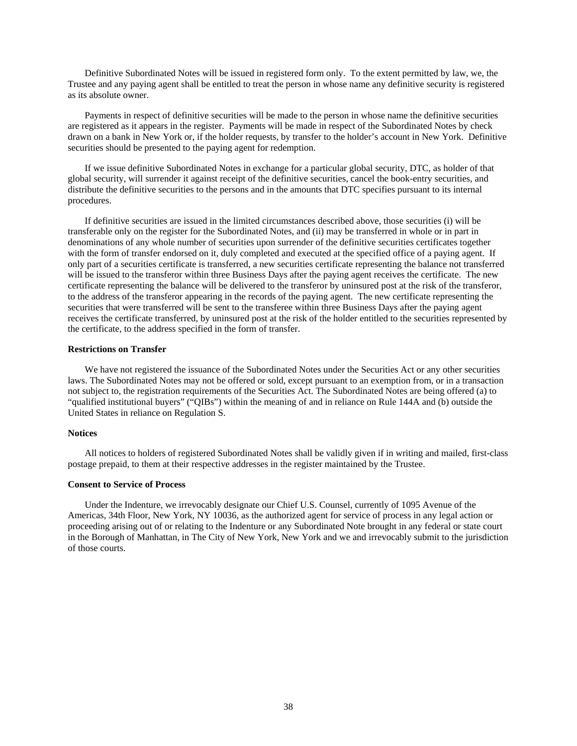Definitive Subordinated Notes will be issued in registered form only. To the extent permitted by law, we, the Trustee and any paying agent shall be entitled to treat the person in whose name any definitive security is registered as its absolute owner.

Payments in respect of definitive securities will be made to the person in whose name the definitive securities are registered as it appears in the register. Payments will be made in respect of the Subordinated Notes by check drawn on a bank in New York or, if the holder requests, by transfer to the holder's account in New York. Definitive securities should be presented to the paying agent for redemption.

If we issue definitive Subordinated Notes in exchange for a particular global security, DTC, as holder of that global security, will surrender it against receipt of the definitive securities, cancel the book-entry securities, and distribute the definitive securities to the persons and in the amounts that DTC specifies pursuant to its internal procedures.

If definitive securities are issued in the limited circumstances described above, those securities (i) will be transferable only on the register for the Subordinated Notes, and (ii) may be transferred in whole or in part in denominations of any whole number of securities upon surrender of the definitive securities certificates together with the form of transfer endorsed on it, duly completed and executed at the specified office of a paying agent. If only part of a securities certificate is transferred, a new securities certificate representing the balance not transferred will be issued to the transferor within three Business Days after the paying agent receives the certificate. The new certificate representing the balance will be delivered to the transferor by uninsured post at the risk of the transferor, to the address of the transferor appearing in the records of the paying agent. The new certificate representing the securities that were transferred will be sent to the transferee within three Business Days after the paying agent receives the certificate transferred, by uninsured post at the risk of the holder entitled to the securities represented by the certificate, to the address specified in the form of transfer.

**Restrictions on Transfer**

We have not registered the issuance of the Subordinated Notes under the Securities Act or any other securities laws. The Subordinated Notes may not be offered or sold, except pursuant to an exemption from, or in a transaction not subject to, the registration requirements of the Securities Act. The Subordinated Notes are being offered (a) to "qualified institutional buyers" ("QIBs") within the meaning of and in reliance on Rule 144A and (b) outside the United States in reliance on Regulation S.

**Notices**

All notices to holders of registered Subordinated Notes shall be validly given if in writing and mailed, first-class postage prepaid, to them at their respective addresses in the register maintained by the Trustee.

**Consent to Service of Process**

Under the Indenture, we irrevocably designate our Chief U.S. Counsel, currently of 1095 Avenue of the Americas, 34th Floor, New York, NY 10036, as the authorized agent for service of process in any legal action or proceeding arising out of or relating to the Indenture or any Subordinated Note brought in any federal or state court in the Borough of Manhattan, in The City of New York, New York and we and irrevocably submit to the jurisdiction of those courts.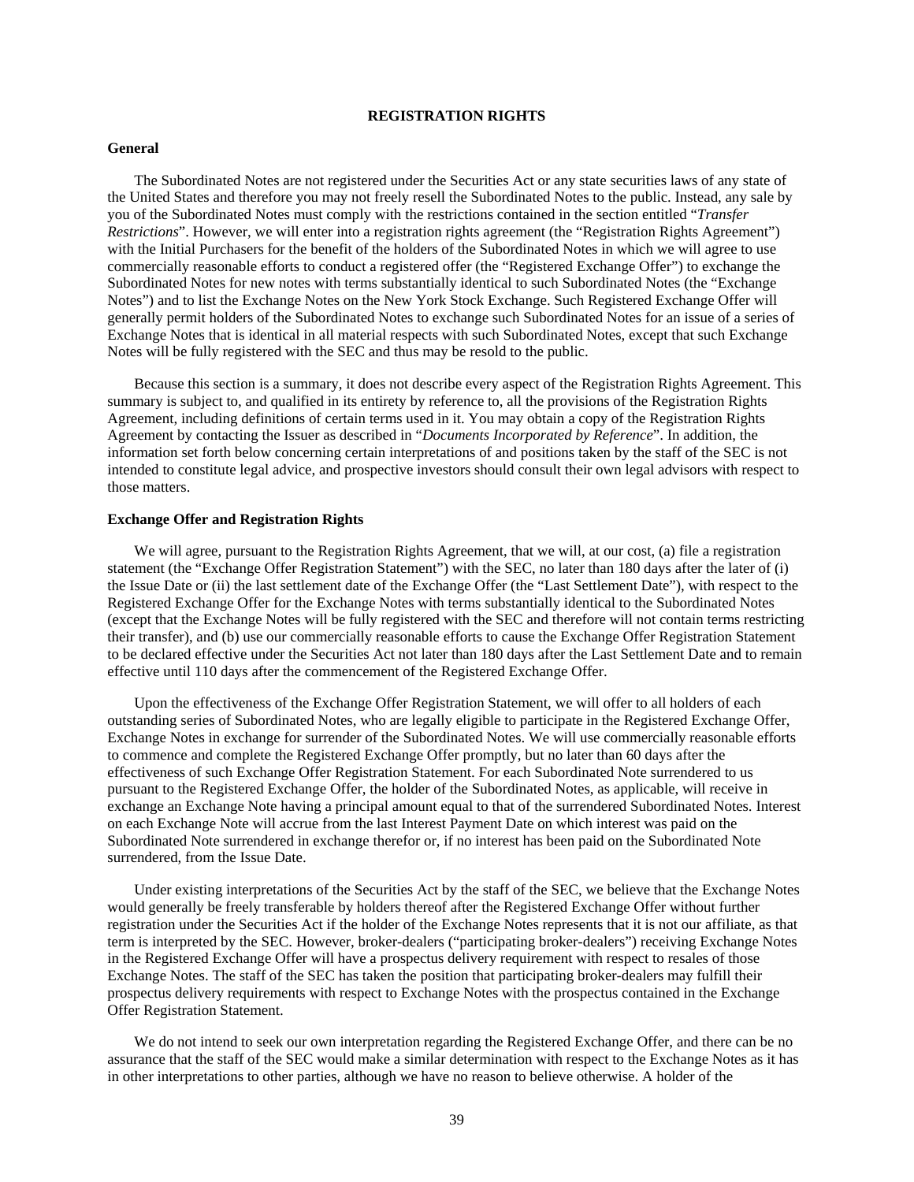# REGISTRATION RIGHTS

**General**

The Subordinated Notes are not registered under the Securities Act or any state securities laws of any state of the United States and therefore you may not freely resell the Subordinated Notes to the public. Instead, any sale by you of the Subordinated Notes must comply with the restrictions contained in the section entitled "*Transfer Restrictions*". However, we will enter into a registration rights agreement (the "Registration Rights Agreement") with the Initial Purchasers for the benefit of the holders of the Subordinated Notes in which we will agree to use commercially reasonable efforts to conduct a registered offer (the "Registered Exchange Offer") to exchange the Subordinated Notes for new notes with terms substantially identical to such Subordinated Notes (the "Exchange Notes") and to list the Exchange Notes on the New York Stock Exchange. Such Registered Exchange Offer will generally permit holders of the Subordinated Notes to exchange such Subordinated Notes for an issue of a series of Exchange Notes that is identical in all material respects with such Subordinated Notes, except that such Exchange Notes will be fully registered with the SEC and thus may be resold to the public.

Because this section is a summary, it does not describe every aspect of the Registration Rights Agreement. This summary is subject to, and qualified in its entirety by reference to, all the provisions of the Registration Rights Agreement, including definitions of certain terms used in it. You may obtain a copy of the Registration Rights Agreement by contacting the Issuer as described in "*Documents Incorporated by Reference*". In addition, the information set forth below concerning certain interpretations of and positions taken by the staff of the SEC is not intended to constitute legal advice, and prospective investors should consult their own legal advisors with respect to those matters.

**Exchange Offer and Registration Rights**

We will agree, pursuant to the Registration Rights Agreement, that we will, at our cost, (a) file a registration statement (the "Exchange Offer Registration Statement") with the SEC, no later than 180 days after the later of (i) the Issue Date or (ii) the last settlement date of the Exchange Offer (the "Last Settlement Date"), with respect to the Registered Exchange Offer for the Exchange Notes with terms substantially identical to the Subordinated Notes (except that the Exchange Notes will be fully registered with the SEC and therefore will not contain terms restricting their transfer), and (b) use our commercially reasonable efforts to cause the Exchange Offer Registration Statement to be declared effective under the Securities Act not later than 180 days after the Last Settlement Date and to remain effective until 110 days after the commencement of the Registered Exchange Offer.

Upon the effectiveness of the Exchange Offer Registration Statement, we will offer to all holders of each outstanding series of Subordinated Notes, who are legally eligible to participate in the Registered Exchange Offer, Exchange Notes in exchange for surrender of the Subordinated Notes. We will use commercially reasonable efforts to commence and complete the Registered Exchange Offer promptly, but no later than 60 days after the effectiveness of such Exchange Offer Registration Statement. For each Subordinated Note surrendered to us pursuant to the Registered Exchange Offer, the holder of the Subordinated Notes, as applicable, will receive in exchange an Exchange Note having a principal amount equal to that of the surrendered Subordinated Notes. Interest on each Exchange Note will accrue from the last Interest Payment Date on which interest was paid on the Subordinated Note surrendered in exchange therefor or, if no interest has been paid on the Subordinated Note surrendered, from the Issue Date.

Under existing interpretations of the Securities Act by the staff of the SEC, we believe that the Exchange Notes would generally be freely transferable by holders thereof after the Registered Exchange Offer without further registration under the Securities Act if the holder of the Exchange Notes represents that it is not our affiliate, as that term is interpreted by the SEC. However, broker-dealers ("participating broker-dealers") receiving Exchange Notes in the Registered Exchange Offer will have a prospectus delivery requirement with respect to resales of those Exchange Notes. The staff of the SEC has taken the position that participating broker-dealers may fulfill their prospectus delivery requirements with respect to Exchange Notes with the prospectus contained in the Exchange Offer Registration Statement.

We do not intend to seek our own interpretation regarding the Registered Exchange Offer, and there can be no assurance that the staff of the SEC would make a similar determination with respect to the Exchange Notes as it has in other interpretations to other parties, although we have no reason to believe otherwise. A holder of the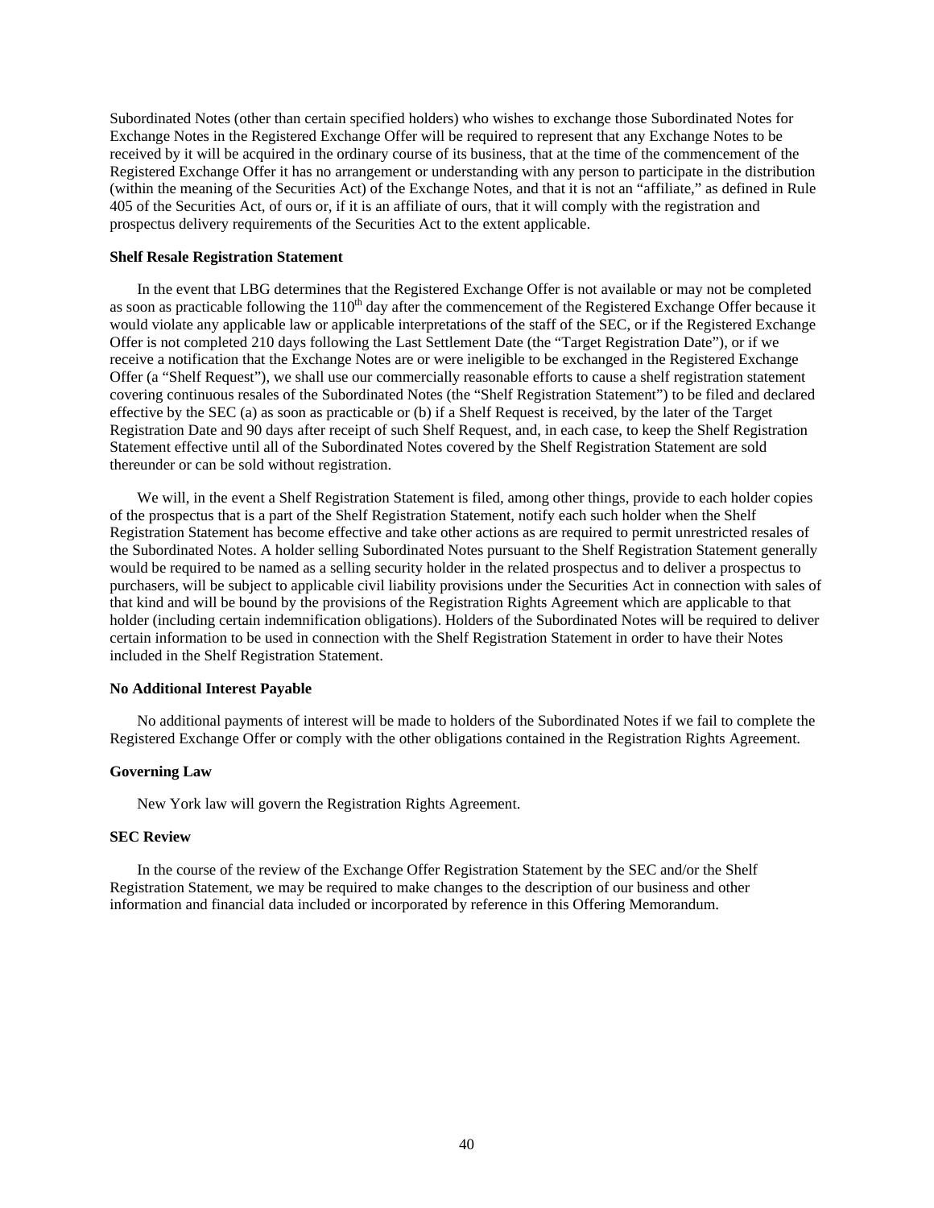Subordinated Notes (other than certain specified holders) who wishes to exchange those Subordinated Notes for Exchange Notes in the Registered Exchange Offer will be required to represent that any Exchange Notes to be received by it will be acquired in the ordinary course of its business, that at the time of the commencement of the Registered Exchange Offer it has no arrangement or understanding with any person to participate in the distribution (within the meaning of the Securities Act) of the Exchange Notes, and that it is not an "affiliate," as defined in Rule 405 of the Securities Act, of ours or, if it is an affiliate of ours, that it will comply with the registration and prospectus delivery requirements of the Securities Act to the extent applicable.

**Shelf Resale Registration Statement**

In the event that LBG determines that the Registered Exchange Offer is not available or may not be completed as soon as practicable following the 110th day after the commencement of the Registered Exchange Offer because it would violate any applicable law or applicable interpretations of the staff of the SEC, or if the Registered Exchange Offer is not completed 210 days following the Last Settlement Date (the "Target Registration Date"), or if we receive a notification that the Exchange Notes are or were ineligible to be exchanged in the Registered Exchange Offer (a "Shelf Request"), we shall use our commercially reasonable efforts to cause a shelf registration statement covering continuous resales of the Subordinated Notes (the "Shelf Registration Statement") to be filed and declared effective by the SEC (a) as soon as practicable or (b) if a Shelf Request is received, by the later of the Target Registration Date and 90 days after receipt of such Shelf Request, and, in each case, to keep the Shelf Registration Statement effective until all of the Subordinated Notes covered by the Shelf Registration Statement are sold thereunder or can be sold without registration.

We will, in the event a Shelf Registration Statement is filed, among other things, provide to each holder copies of the prospectus that is a part of the Shelf Registration Statement, notify each such holder when the Shelf Registration Statement has become effective and take other actions as are required to permit unrestricted resales of the Subordinated Notes. A holder selling Subordinated Notes pursuant to the Shelf Registration Statement generally would be required to be named as a selling security holder in the related prospectus and to deliver a prospectus to purchasers, will be subject to applicable civil liability provisions under the Securities Act in connection with sales of that kind and will be bound by the provisions of the Registration Rights Agreement which are applicable to that holder (including certain indemnification obligations). Holders of the Subordinated Notes will be required to deliver certain information to be used in connection with the Shelf Registration Statement in order to have their Notes included in the Shelf Registration Statement.

**No Additional Interest Payable**

No additional payments of interest will be made to holders of the Subordinated Notes if we fail to complete the Registered Exchange Offer or comply with the other obligations contained in the Registration Rights Agreement.

**Governing Law**

New York law will govern the Registration Rights Agreement.

**SEC Review**

In the course of the review of the Exchange Offer Registration Statement by the SEC and/or the Shelf Registration Statement, we may be required to make changes to the description of our business and other information and financial data included or incorporated by reference in this Offering Memorandum.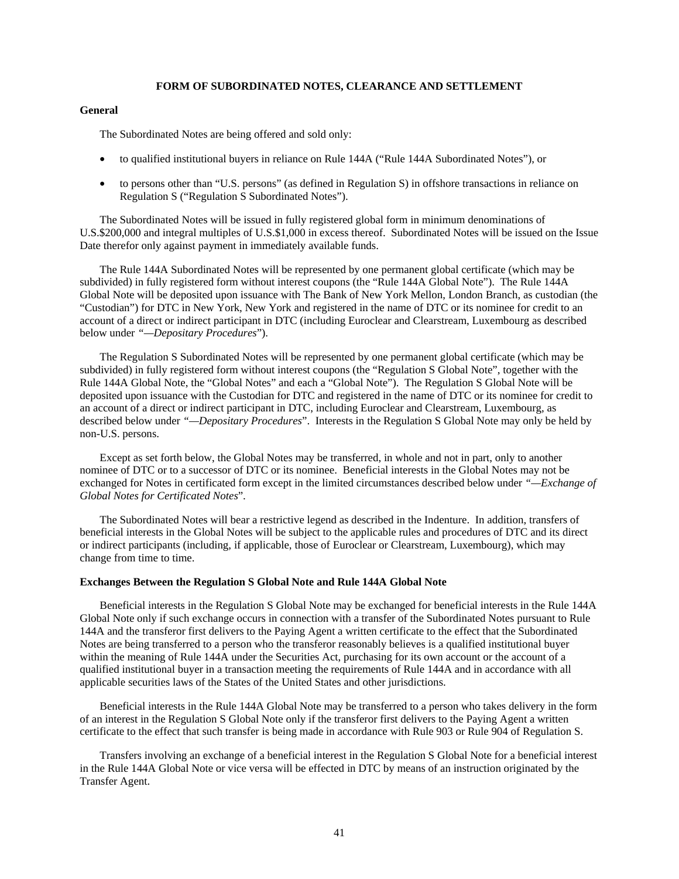# FORM OF SUBORDINATED NOTES, CLEARANCE AND SETTLEMENT

**General**

The Subordinated Notes are being offered and sold only:

- to qualified institutional buyers in reliance on Rule 144A ("Rule 144A Subordinated Notes"), or
- to persons other than "U.S. persons" (as defined in Regulation S) in offshore transactions in reliance on Regulation S ("Regulation S Subordinated Notes").

The Subordinated Notes will be issued in fully registered global form in minimum denominations of U.S.$200,000 and integral multiples of U.S.$1,000 in excess thereof. Subordinated Notes will be issued on the Issue Date therefor only against payment in immediately available funds.

The Rule 144A Subordinated Notes will be represented by one permanent global certificate (which may be subdivided) in fully registered form without interest coupons (the "Rule 144A Global Note"). The Rule 144A Global Note will be deposited upon issuance with The Bank of New York Mellon, London Branch, as custodian (the "Custodian") for DTC in New York, New York and registered in the name of DTC or its nominee for credit to an account of a direct or indirect participant in DTC (including Euroclear and Clearstream, Luxembourg as described below under *"—Depositary Procedures"*).

The Regulation S Subordinated Notes will be represented by one permanent global certificate (which may be subdivided) in fully registered form without interest coupons (the "Regulation S Global Note", together with the Rule 144A Global Note, the "Global Notes" and each a "Global Note"). The Regulation S Global Note will be deposited upon issuance with the Custodian for DTC and registered in the name of DTC or its nominee for credit to an account of a direct or indirect participant in DTC, including Euroclear and Clearstream, Luxembourg, as described below under *"—Depositary Procedures"*. Interests in the Regulation S Global Note may only be held by non-U.S. persons.

Except as set forth below, the Global Notes may be transferred, in whole and not in part, only to another nominee of DTC or to a successor of DTC or its nominee. Beneficial interests in the Global Notes may not be exchanged for Notes in certificated form except in the limited circumstances described below under *"—Exchange of Global Notes for Certificated Notes"*.

The Subordinated Notes will bear a restrictive legend as described in the Indenture. In addition, transfers of beneficial interests in the Global Notes will be subject to the applicable rules and procedures of DTC and its direct or indirect participants (including, if applicable, those of Euroclear or Clearstream, Luxembourg), which may change from time to time.

**Exchanges Between the Regulation S Global Note and Rule 144A Global Note**

Beneficial interests in the Regulation S Global Note may be exchanged for beneficial interests in the Rule 144A Global Note only if such exchange occurs in connection with a transfer of the Subordinated Notes pursuant to Rule 144A and the transferor first delivers to the Paying Agent a written certificate to the effect that the Subordinated Notes are being transferred to a person who the transferor reasonably believes is a qualified institutional buyer within the meaning of Rule 144A under the Securities Act, purchasing for its own account or the account of a qualified institutional buyer in a transaction meeting the requirements of Rule 144A and in accordance with all applicable securities laws of the States of the United States and other jurisdictions.

Beneficial interests in the Rule 144A Global Note may be transferred to a person who takes delivery in the form of an interest in the Regulation S Global Note only if the transferor first delivers to the Paying Agent a written certificate to the effect that such transfer is being made in accordance with Rule 903 or Rule 904 of Regulation S.

Transfers involving an exchange of a beneficial interest in the Regulation S Global Note for a beneficial interest in the Rule 144A Global Note or vice versa will be effected in DTC by means of an instruction originated by the Transfer Agent.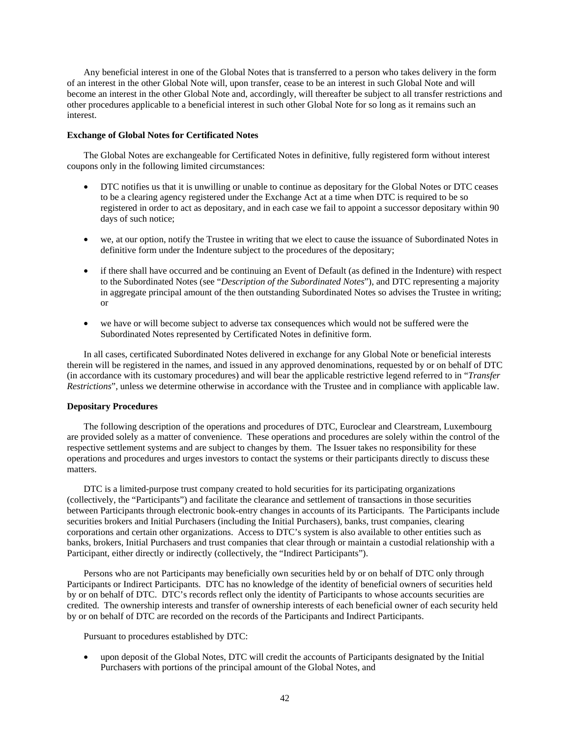Any beneficial interest in one of the Global Notes that is transferred to a person who takes delivery in the form of an interest in the other Global Note will, upon transfer, cease to be an interest in such Global Note and will become an interest in the other Global Note and, accordingly, will thereafter be subject to all transfer restrictions and other procedures applicable to a beneficial interest in such other Global Note for so long as it remains such an interest.

**Exchange of Global Notes for Certificated Notes**

The Global Notes are exchangeable for Certificated Notes in definitive, fully registered form without interest coupons only in the following limited circumstances:

- DTC notifies us that it is unwilling or unable to continue as depositary for the Global Notes or DTC ceases to be a clearing agency registered under the Exchange Act at a time when DTC is required to be so registered in order to act as depositary, and in each case we fail to appoint a successor depositary within 90 days of such notice;

- we, at our option, notify the Trustee in writing that we elect to cause the issuance of Subordinated Notes in definitive form under the Indenture subject to the procedures of the depositary;

- if there shall have occurred and be continuing an Event of Default (as defined in the Indenture) with respect to the Subordinated Notes (see "*Description of the Subordinated Notes*"), and DTC representing a majority in aggregate principal amount of the then outstanding Subordinated Notes so advises the Trustee in writing; or

- we have or will become subject to adverse tax consequences which would not be suffered were the Subordinated Notes represented by Certificated Notes in definitive form.

In all cases, certificated Subordinated Notes delivered in exchange for any Global Note or beneficial interests therein will be registered in the names, and issued in any approved denominations, requested by or on behalf of DTC (in accordance with its customary procedures) and will bear the applicable restrictive legend referred to in "*Transfer Restrictions*", unless we determine otherwise in accordance with the Trustee and in compliance with applicable law.

**Depositary Procedures**

The following description of the operations and procedures of DTC, Euroclear and Clearstream, Luxembourg are provided solely as a matter of convenience. These operations and procedures are solely within the control of the respective settlement systems and are subject to changes by them. The Issuer takes no responsibility for these operations and procedures and urges investors to contact the systems or their participants directly to discuss these matters.

DTC is a limited-purpose trust company created to hold securities for its participating organizations (collectively, the "Participants") and facilitate the clearance and settlement of transactions in those securities between Participants through electronic book-entry changes in accounts of its Participants. The Participants include securities brokers and Initial Purchasers (including the Initial Purchasers), banks, trust companies, clearing corporations and certain other organizations. Access to DTC's system is also available to other entities such as banks, brokers, Initial Purchasers and trust companies that clear through or maintain a custodial relationship with a Participant, either directly or indirectly (collectively, the "Indirect Participants").

Persons who are not Participants may beneficially own securities held by or on behalf of DTC only through Participants or Indirect Participants. DTC has no knowledge of the identity of beneficial owners of securities held by or on behalf of DTC. DTC's records reflect only the identity of Participants to whose accounts securities are credited. The ownership interests and transfer of ownership interests of each beneficial owner of each security held by or on behalf of DTC are recorded on the records of the Participants and Indirect Participants.

Pursuant to procedures established by DTC:

- upon deposit of the Global Notes, DTC will credit the accounts of Participants designated by the Initial Purchasers with portions of the principal amount of the Global Notes, and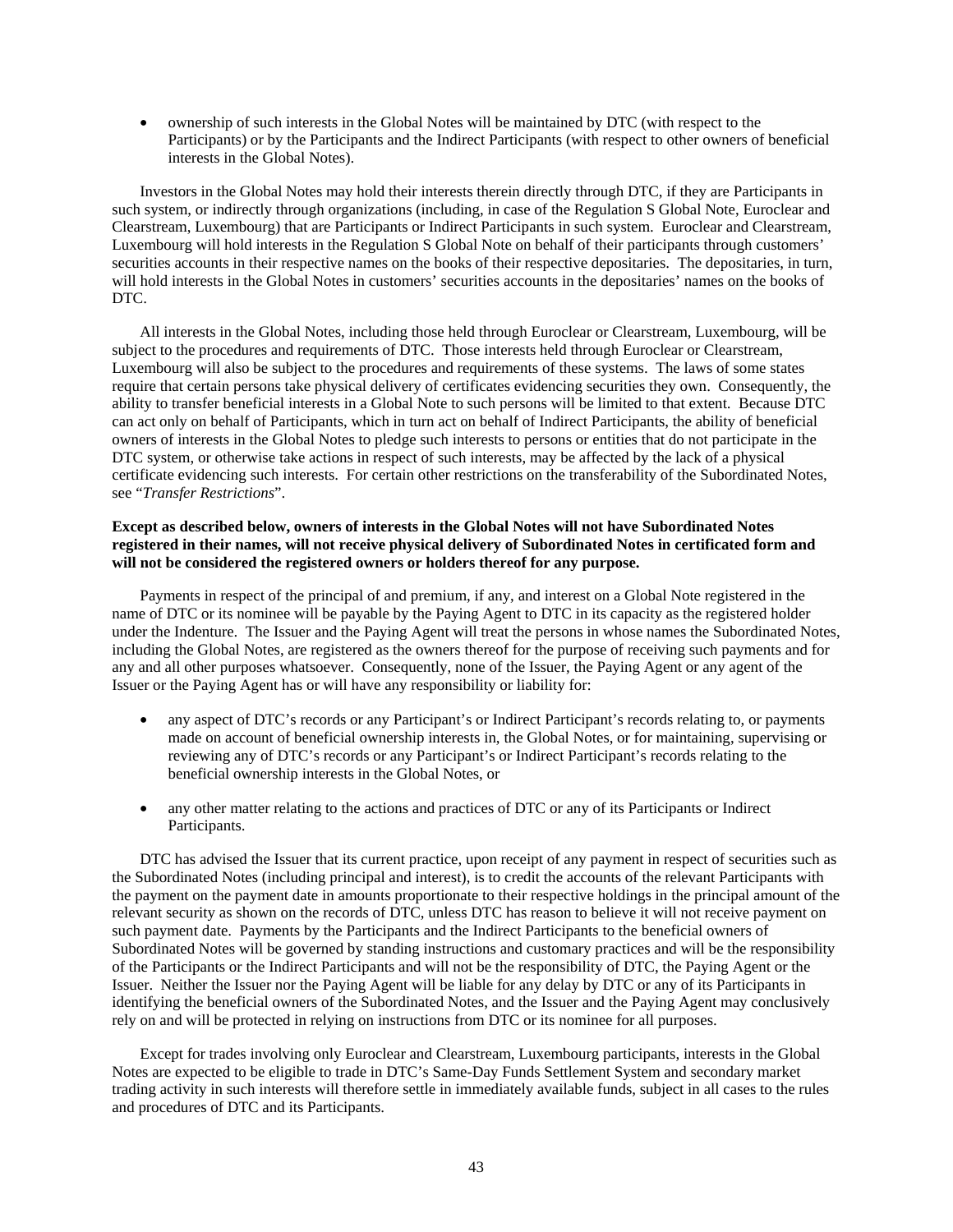- ownership of such interests in the Global Notes will be maintained by DTC (with respect to the Participants) or by the Participants and the Indirect Participants (with respect to other owners of beneficial interests in the Global Notes).

Investors in the Global Notes may hold their interests therein directly through DTC, if they are Participants in such system, or indirectly through organizations (including, in case of the Regulation S Global Note, Euroclear and Clearstream, Luxembourg) that are Participants or Indirect Participants in such system. Euroclear and Clearstream, Luxembourg will hold interests in the Regulation S Global Note on behalf of their participants through customers' securities accounts in their respective names on the books of their respective depositaries. The depositaries, in turn, will hold interests in the Global Notes in customers' securities accounts in the depositaries' names on the books of DTC.

All interests in the Global Notes, including those held through Euroclear or Clearstream, Luxembourg, will be subject to the procedures and requirements of DTC. Those interests held through Euroclear or Clearstream, Luxembourg will also be subject to the procedures and requirements of these systems. The laws of some states require that certain persons take physical delivery of certificates evidencing securities they own. Consequently, the ability to transfer beneficial interests in a Global Note to such persons will be limited to that extent. Because DTC can act only on behalf of Participants, which in turn act on behalf of Indirect Participants, the ability of beneficial owners of interests in the Global Notes to pledge such interests to persons or entities that do not participate in the DTC system, or otherwise take actions in respect of such interests, may be affected by the lack of a physical certificate evidencing such interests. For certain other restrictions on the transferability of the Subordinated Notes, see "*Transfer Restrictions*".

**Except as described below, owners of interests in the Global Notes will not have Subordinated Notes registered in their names, will not receive physical delivery of Subordinated Notes in certificated form and will not be considered the registered owners or holders thereof for any purpose.**

Payments in respect of the principal of and premium, if any, and interest on a Global Note registered in the name of DTC or its nominee will be payable by the Paying Agent to DTC in its capacity as the registered holder under the Indenture. The Issuer and the Paying Agent will treat the persons in whose names the Subordinated Notes, including the Global Notes, are registered as the owners thereof for the purpose of receiving such payments and for any and all other purposes whatsoever. Consequently, none of the Issuer, the Paying Agent or any agent of the Issuer or the Paying Agent has or will have any responsibility or liability for:

- any aspect of DTC's records or any Participant's or Indirect Participant's records relating to, or payments made on account of beneficial ownership interests in, the Global Notes, or for maintaining, supervising or reviewing any of DTC's records or any Participant's or Indirect Participant's records relating to the beneficial ownership interests in the Global Notes, or
- any other matter relating to the actions and practices of DTC or any of its Participants or Indirect Participants.

DTC has advised the Issuer that its current practice, upon receipt of any payment in respect of securities such as the Subordinated Notes (including principal and interest), is to credit the accounts of the relevant Participants with the payment on the payment date in amounts proportionate to their respective holdings in the principal amount of the relevant security as shown on the records of DTC, unless DTC has reason to believe it will not receive payment on such payment date. Payments by the Participants and the Indirect Participants to the beneficial owners of Subordinated Notes will be governed by standing instructions and customary practices and will be the responsibility of the Participants or the Indirect Participants and will not be the responsibility of DTC, the Paying Agent or the Issuer. Neither the Issuer nor the Paying Agent will be liable for any delay by DTC or any of its Participants in identifying the beneficial owners of the Subordinated Notes, and the Issuer and the Paying Agent may conclusively rely on and will be protected in relying on instructions from DTC or its nominee for all purposes.

Except for trades involving only Euroclear and Clearstream, Luxembourg participants, interests in the Global Notes are expected to be eligible to trade in DTC's Same-Day Funds Settlement System and secondary market trading activity in such interests will therefore settle in immediately available funds, subject in all cases to the rules and procedures of DTC and its Participants.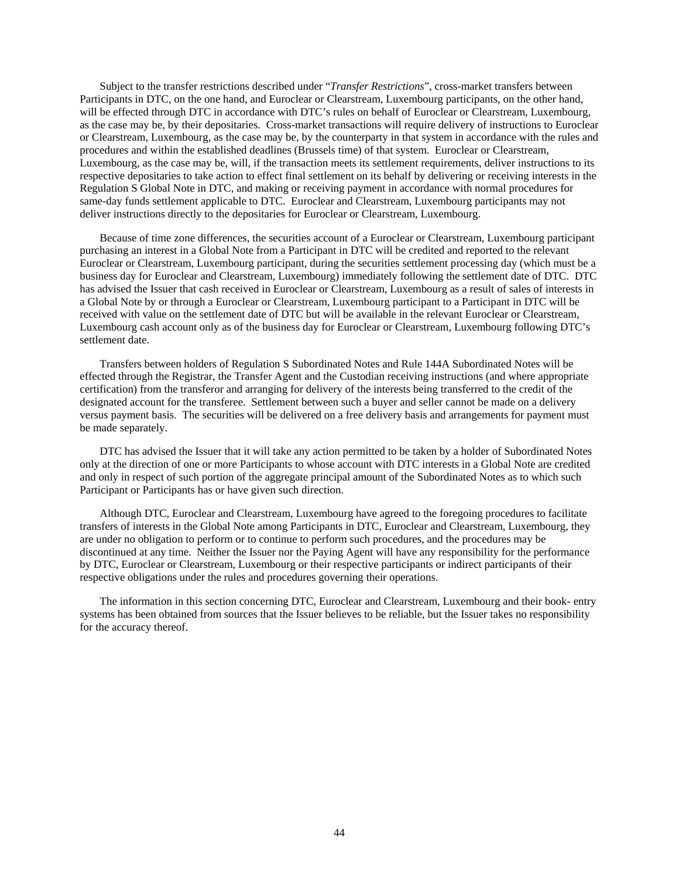Subject to the transfer restrictions described under "*Transfer Restrictions*", cross-market transfers between Participants in DTC, on the one hand, and Euroclear or Clearstream, Luxembourg participants, on the other hand, will be effected through DTC in accordance with DTC's rules on behalf of Euroclear or Clearstream, Luxembourg, as the case may be, by their depositaries. Cross-market transactions will require delivery of instructions to Euroclear or Clearstream, Luxembourg, as the case may be, by the counterparty in that system in accordance with the rules and procedures and within the established deadlines (Brussels time) of that system. Euroclear or Clearstream, Luxembourg, as the case may be, will, if the transaction meets its settlement requirements, deliver instructions to its respective depositaries to take action to effect final settlement on its behalf by delivering or receiving interests in the Regulation S Global Note in DTC, and making or receiving payment in accordance with normal procedures for same-day funds settlement applicable to DTC. Euroclear and Clearstream, Luxembourg participants may not deliver instructions directly to the depositaries for Euroclear or Clearstream, Luxembourg.

Because of time zone differences, the securities account of a Euroclear or Clearstream, Luxembourg participant purchasing an interest in a Global Note from a Participant in DTC will be credited and reported to the relevant Euroclear or Clearstream, Luxembourg participant, during the securities settlement processing day (which must be a business day for Euroclear and Clearstream, Luxembourg) immediately following the settlement date of DTC. DTC has advised the Issuer that cash received in Euroclear or Clearstream, Luxembourg as a result of sales of interests in a Global Note by or through a Euroclear or Clearstream, Luxembourg participant to a Participant in DTC will be received with value on the settlement date of DTC but will be available in the relevant Euroclear or Clearstream, Luxembourg cash account only as of the business day for Euroclear or Clearstream, Luxembourg following DTC's settlement date.

Transfers between holders of Regulation S Subordinated Notes and Rule 144A Subordinated Notes will be effected through the Registrar, the Transfer Agent and the Custodian receiving instructions (and where appropriate certification) from the transferor and arranging for delivery of the interests being transferred to the credit of the designated account for the transferee. Settlement between such a buyer and seller cannot be made on a delivery versus payment basis. The securities will be delivered on a free delivery basis and arrangements for payment must be made separately.

DTC has advised the Issuer that it will take any action permitted to be taken by a holder of Subordinated Notes only at the direction of one or more Participants to whose account with DTC interests in a Global Note are credited and only in respect of such portion of the aggregate principal amount of the Subordinated Notes as to which such Participant or Participants has or have given such direction.

Although DTC, Euroclear and Clearstream, Luxembourg have agreed to the foregoing procedures to facilitate transfers of interests in the Global Note among Participants in DTC, Euroclear and Clearstream, Luxembourg, they are under no obligation to perform or to continue to perform such procedures, and the procedures may be discontinued at any time. Neither the Issuer nor the Paying Agent will have any responsibility for the performance by DTC, Euroclear or Clearstream, Luxembourg or their respective participants or indirect participants of their respective obligations under the rules and procedures governing their operations.

The information in this section concerning DTC, Euroclear and Clearstream, Luxembourg and their book- entry systems has been obtained from sources that the Issuer believes to be reliable, but the Issuer takes no responsibility for the accuracy thereof.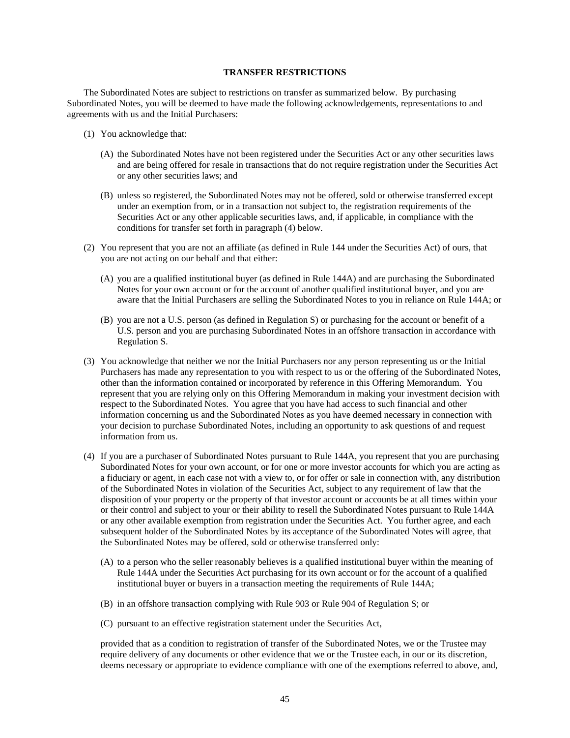## TRANSFER RESTRICTIONS

The Subordinated Notes are subject to restrictions on transfer as summarized below. By purchasing Subordinated Notes, you will be deemed to have made the following acknowledgements, representations to and agreements with us and the Initial Purchasers:

(1) You acknowledge that:

(A) the Subordinated Notes have not been registered under the Securities Act or any other securities laws and are being offered for resale in transactions that do not require registration under the Securities Act or any other securities laws; and

(B) unless so registered, the Subordinated Notes may not be offered, sold or otherwise transferred except under an exemption from, or in a transaction not subject to, the registration requirements of the Securities Act or any other applicable securities laws, and, if applicable, in compliance with the conditions for transfer set forth in paragraph (4) below.

(2) You represent that you are not an affiliate (as defined in Rule 144 under the Securities Act) of ours, that you are not acting on our behalf and that either:

(A) you are a qualified institutional buyer (as defined in Rule 144A) and are purchasing the Subordinated Notes for your own account or for the account of another qualified institutional buyer, and you are aware that the Initial Purchasers are selling the Subordinated Notes to you in reliance on Rule 144A; or

(B) you are not a U.S. person (as defined in Regulation S) or purchasing for the account or benefit of a U.S. person and you are purchasing Subordinated Notes in an offshore transaction in accordance with Regulation S.

(3) You acknowledge that neither we nor the Initial Purchasers nor any person representing us or the Initial Purchasers has made any representation to you with respect to us or the offering of the Subordinated Notes, other than the information contained or incorporated by reference in this Offering Memorandum. You represent that you are relying only on this Offering Memorandum in making your investment decision with respect to the Subordinated Notes. You agree that you have had access to such financial and other information concerning us and the Subordinated Notes as you have deemed necessary in connection with your decision to purchase Subordinated Notes, including an opportunity to ask questions of and request information from us.

(4) If you are a purchaser of Subordinated Notes pursuant to Rule 144A, you represent that you are purchasing Subordinated Notes for your own account, or for one or more investor accounts for which you are acting as a fiduciary or agent, in each case not with a view to, or for offer or sale in connection with, any distribution of the Subordinated Notes in violation of the Securities Act, subject to any requirement of law that the disposition of your property or the property of that investor account or accounts be at all times within your or their control and subject to your or their ability to resell the Subordinated Notes pursuant to Rule 144A or any other available exemption from registration under the Securities Act. You further agree, and each subsequent holder of the Subordinated Notes by its acceptance of the Subordinated Notes will agree, that the Subordinated Notes may be offered, sold or otherwise transferred only:

(A) to a person who the seller reasonably believes is a qualified institutional buyer within the meaning of Rule 144A under the Securities Act purchasing for its own account or for the account of a qualified institutional buyer or buyers in a transaction meeting the requirements of Rule 144A;

(B) in an offshore transaction complying with Rule 903 or Rule 904 of Regulation S; or

(C) pursuant to an effective registration statement under the Securities Act,

provided that as a condition to registration of transfer of the Subordinated Notes, we or the Trustee may require delivery of any documents or other evidence that we or the Trustee each, in our or its discretion, deems necessary or appropriate to evidence compliance with one of the exemptions referred to above, and,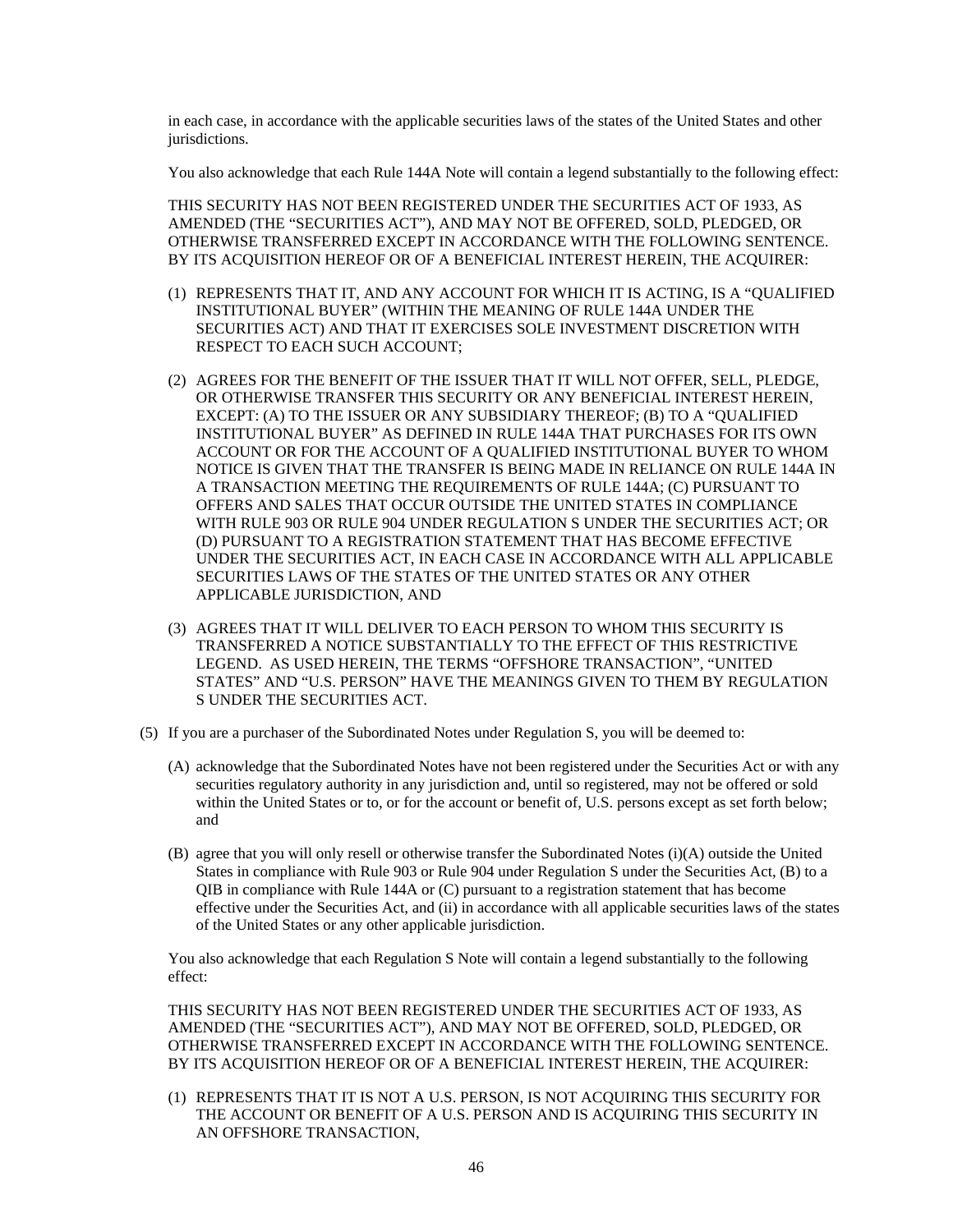in each case, in accordance with the applicable securities laws of the states of the United States and other jurisdictions.

You also acknowledge that each Rule 144A Note will contain a legend substantially to the following effect:

THIS SECURITY HAS NOT BEEN REGISTERED UNDER THE SECURITIES ACT OF 1933, AS AMENDED (THE "SECURITIES ACT"), AND MAY NOT BE OFFERED, SOLD, PLEDGED, OR OTHERWISE TRANSFERRED EXCEPT IN ACCORDANCE WITH THE FOLLOWING SENTENCE. BY ITS ACQUISITION HEREOF OR OF A BENEFICIAL INTEREST HEREIN, THE ACQUIRER:

(1) REPRESENTS THAT IT, AND ANY ACCOUNT FOR WHICH IT IS ACTING, IS A "QUALIFIED INSTITUTIONAL BUYER" (WITHIN THE MEANING OF RULE 144A UNDER THE SECURITIES ACT) AND THAT IT EXERCISES SOLE INVESTMENT DISCRETION WITH RESPECT TO EACH SUCH ACCOUNT;

(2) AGREES FOR THE BENEFIT OF THE ISSUER THAT IT WILL NOT OFFER, SELL, PLEDGE, OR OTHERWISE TRANSFER THIS SECURITY OR ANY BENEFICIAL INTEREST HEREIN, EXCEPT: (A) TO THE ISSUER OR ANY SUBSIDIARY THEREOF; (B) TO A "QUALIFIED INSTITUTIONAL BUYER" AS DEFINED IN RULE 144A THAT PURCHASES FOR ITS OWN ACCOUNT OR FOR THE ACCOUNT OF A QUALIFIED INSTITUTIONAL BUYER TO WHOM NOTICE IS GIVEN THAT THE TRANSFER IS BEING MADE IN RELIANCE ON RULE 144A IN A TRANSACTION MEETING THE REQUIREMENTS OF RULE 144A; (C) PURSUANT TO OFFERS AND SALES THAT OCCUR OUTSIDE THE UNITED STATES IN COMPLIANCE WITH RULE 903 OR RULE 904 UNDER REGULATION S UNDER THE SECURITIES ACT; OR (D) PURSUANT TO A REGISTRATION STATEMENT THAT HAS BECOME EFFECTIVE UNDER THE SECURITIES ACT, IN EACH CASE IN ACCORDANCE WITH ALL APPLICABLE SECURITIES LAWS OF THE STATES OF THE UNITED STATES OR ANY OTHER APPLICABLE JURISDICTION, AND

(3) AGREES THAT IT WILL DELIVER TO EACH PERSON TO WHOM THIS SECURITY IS TRANSFERRED A NOTICE SUBSTANTIALLY TO THE EFFECT OF THIS RESTRICTIVE LEGEND. AS USED HEREIN, THE TERMS "OFFSHORE TRANSACTION", "UNITED STATES" AND "U.S. PERSON" HAVE THE MEANINGS GIVEN TO THEM BY REGULATION S UNDER THE SECURITIES ACT.

(5) If you are a purchaser of the Subordinated Notes under Regulation S, you will be deemed to:

(A) acknowledge that the Subordinated Notes have not been registered under the Securities Act or with any securities regulatory authority in any jurisdiction and, until so registered, may not be offered or sold within the United States or to, or for the account or benefit of, U.S. persons except as set forth below; and

(B) agree that you will only resell or otherwise transfer the Subordinated Notes (i)(A) outside the United States in compliance with Rule 903 or Rule 904 under Regulation S under the Securities Act, (B) to a QIB in compliance with Rule 144A or (C) pursuant to a registration statement that has become effective under the Securities Act, and (ii) in accordance with all applicable securities laws of the states of the United States or any other applicable jurisdiction.

You also acknowledge that each Regulation S Note will contain a legend substantially to the following effect:

THIS SECURITY HAS NOT BEEN REGISTERED UNDER THE SECURITIES ACT OF 1933, AS AMENDED (THE "SECURITIES ACT"), AND MAY NOT BE OFFERED, SOLD, PLEDGED, OR OTHERWISE TRANSFERRED EXCEPT IN ACCORDANCE WITH THE FOLLOWING SENTENCE. BY ITS ACQUISITION HEREOF OR OF A BENEFICIAL INTEREST HEREIN, THE ACQUIRER:

(1) REPRESENTS THAT IT IS NOT A U.S. PERSON, IS NOT ACQUIRING THIS SECURITY FOR THE ACCOUNT OR BENEFIT OF A U.S. PERSON AND IS ACQUIRING THIS SECURITY IN AN OFFSHORE TRANSACTION,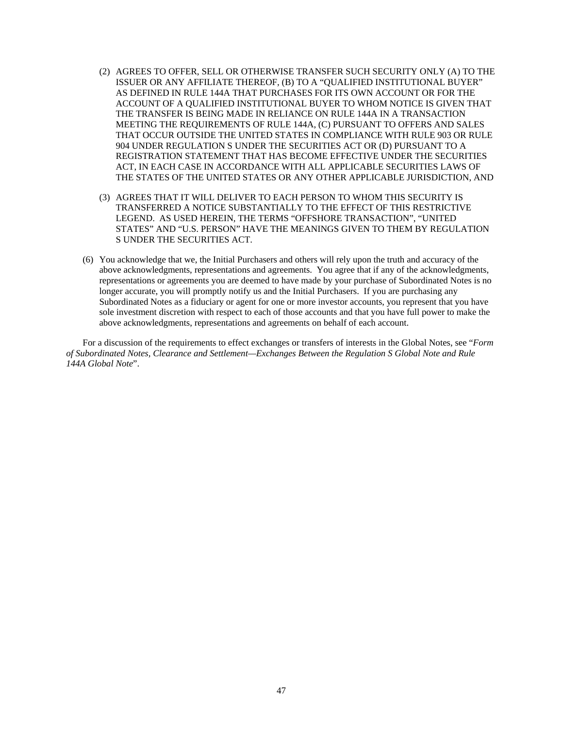(2) AGREES TO OFFER, SELL OR OTHERWISE TRANSFER SUCH SECURITY ONLY (A) TO THE ISSUER OR ANY AFFILIATE THEREOF, (B) TO A "QUALIFIED INSTITUTIONAL BUYER" AS DEFINED IN RULE 144A THAT PURCHASES FOR ITS OWN ACCOUNT OR FOR THE ACCOUNT OF A QUALIFIED INSTITUTIONAL BUYER TO WHOM NOTICE IS GIVEN THAT THE TRANSFER IS BEING MADE IN RELIANCE ON RULE 144A IN A TRANSACTION MEETING THE REQUIREMENTS OF RULE 144A, (C) PURSUANT TO OFFERS AND SALES THAT OCCUR OUTSIDE THE UNITED STATES IN COMPLIANCE WITH RULE 903 OR RULE 904 UNDER REGULATION S UNDER THE SECURITIES ACT OR (D) PURSUANT TO A REGISTRATION STATEMENT THAT HAS BECOME EFFECTIVE UNDER THE SECURITIES ACT, IN EACH CASE IN ACCORDANCE WITH ALL APPLICABLE SECURITIES LAWS OF THE STATES OF THE UNITED STATES OR ANY OTHER APPLICABLE JURISDICTION, AND

(3) AGREES THAT IT WILL DELIVER TO EACH PERSON TO WHOM THIS SECURITY IS TRANSFERRED A NOTICE SUBSTANTIALLY TO THE EFFECT OF THIS RESTRICTIVE LEGEND. AS USED HEREIN, THE TERMS "OFFSHORE TRANSACTION", "UNITED STATES" AND "U.S. PERSON" HAVE THE MEANINGS GIVEN TO THEM BY REGULATION S UNDER THE SECURITIES ACT.

(6) You acknowledge that we, the Initial Purchasers and others will rely upon the truth and accuracy of the above acknowledgments, representations and agreements. You agree that if any of the acknowledgments, representations or agreements you are deemed to have made by your purchase of Subordinated Notes is no longer accurate, you will promptly notify us and the Initial Purchasers. If you are purchasing any Subordinated Notes as a fiduciary or agent for one or more investor accounts, you represent that you have sole investment discretion with respect to each of those accounts and that you have full power to make the above acknowledgments, representations and agreements on behalf of each account.

For a discussion of the requirements to effect exchanges or transfers of interests in the Global Notes, see "*Form of Subordinated Notes, Clearance and Settlement—Exchanges Between the Regulation S Global Note and Rule 144A Global Note*".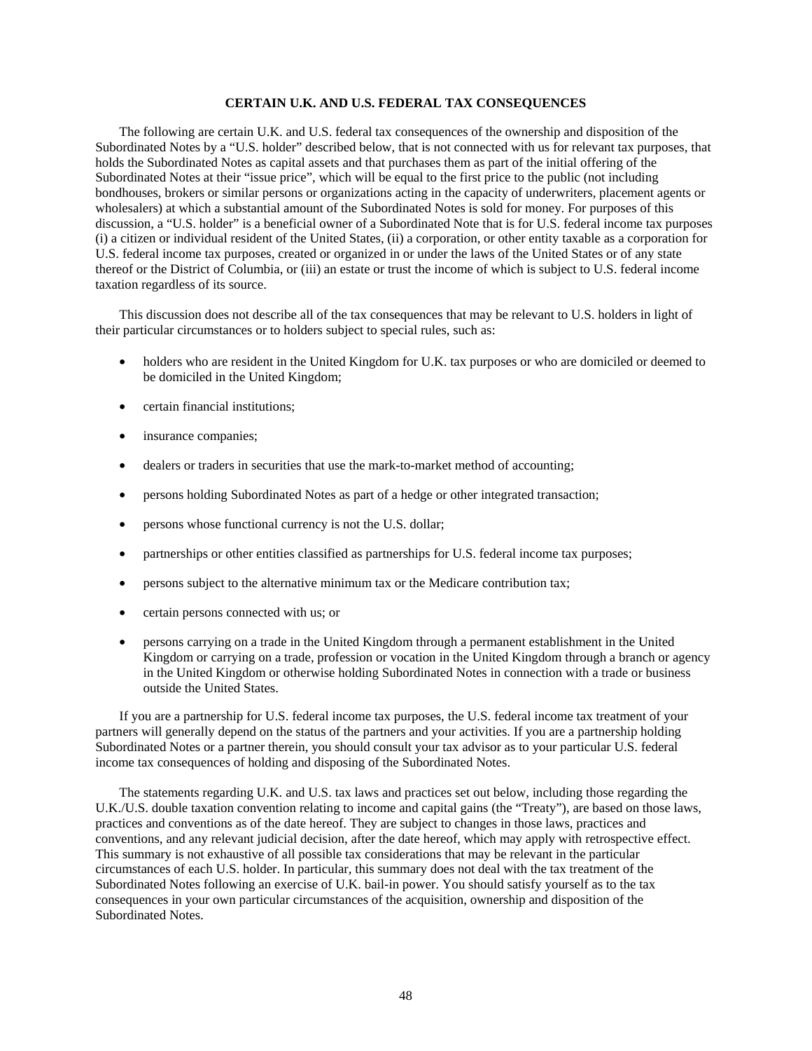## CERTAIN U.K. AND U.S. FEDERAL TAX CONSEQUENCES

The following are certain U.K. and U.S. federal tax consequences of the ownership and disposition of the Subordinated Notes by a "U.S. holder" described below, that is not connected with us for relevant tax purposes, that holds the Subordinated Notes as capital assets and that purchases them as part of the initial offering of the Subordinated Notes at their "issue price", which will be equal to the first price to the public (not including bondhouses, brokers or similar persons or organizations acting in the capacity of underwriters, placement agents or wholesalers) at which a substantial amount of the Subordinated Notes is sold for money. For purposes of this discussion, a "U.S. holder" is a beneficial owner of a Subordinated Note that is for U.S. federal income tax purposes (i) a citizen or individual resident of the United States, (ii) a corporation, or other entity taxable as a corporation for U.S. federal income tax purposes, created or organized in or under the laws of the United States or of any state thereof or the District of Columbia, or (iii) an estate or trust the income of which is subject to U.S. federal income taxation regardless of its source.

This discussion does not describe all of the tax consequences that may be relevant to U.S. holders in light of their particular circumstances or to holders subject to special rules, such as:

- holders who are resident in the United Kingdom for U.K. tax purposes or who are domiciled or deemed to be domiciled in the United Kingdom;
- certain financial institutions;
- insurance companies;
- dealers or traders in securities that use the mark-to-market method of accounting;
- persons holding Subordinated Notes as part of a hedge or other integrated transaction;
- persons whose functional currency is not the U.S. dollar;
- partnerships or other entities classified as partnerships for U.S. federal income tax purposes;
- persons subject to the alternative minimum tax or the Medicare contribution tax;
- certain persons connected with us; or
- persons carrying on a trade in the United Kingdom through a permanent establishment in the United Kingdom or carrying on a trade, profession or vocation in the United Kingdom through a branch or agency in the United Kingdom or otherwise holding Subordinated Notes in connection with a trade or business outside the United States.

If you are a partnership for U.S. federal income tax purposes, the U.S. federal income tax treatment of your partners will generally depend on the status of the partners and your activities. If you are a partnership holding Subordinated Notes or a partner therein, you should consult your tax advisor as to your particular U.S. federal income tax consequences of holding and disposing of the Subordinated Notes.

The statements regarding U.K. and U.S. tax laws and practices set out below, including those regarding the U.K./U.S. double taxation convention relating to income and capital gains (the "Treaty"), are based on those laws, practices and conventions as of the date hereof. They are subject to changes in those laws, practices and conventions, and any relevant judicial decision, after the date hereof, which may apply with retrospective effect. This summary is not exhaustive of all possible tax considerations that may be relevant in the particular circumstances of each U.S. holder. In particular, this summary does not deal with the tax treatment of the Subordinated Notes following an exercise of U.K. bail-in power. You should satisfy yourself as to the tax consequences in your own particular circumstances of the acquisition, ownership and disposition of the Subordinated Notes.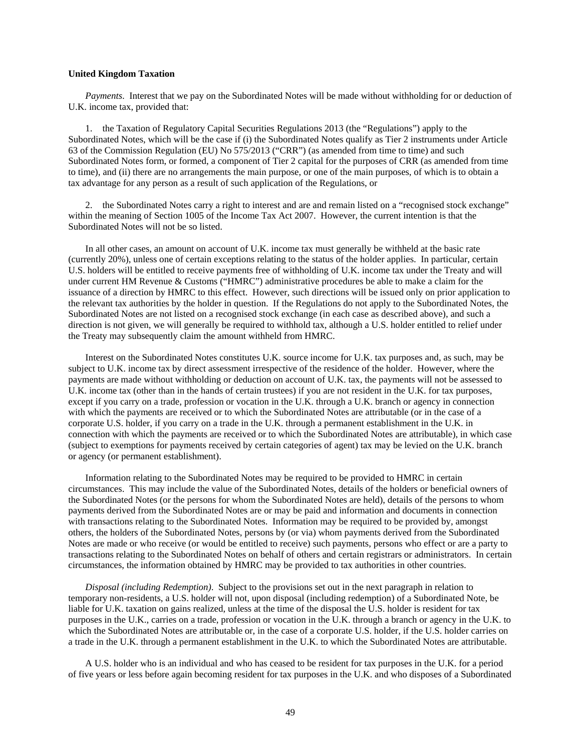**United Kingdom Taxation**

*Payments*. Interest that we pay on the Subordinated Notes will be made without withholding for or deduction of U.K. income tax, provided that:

1. the Taxation of Regulatory Capital Securities Regulations 2013 (the "Regulations") apply to the Subordinated Notes, which will be the case if (i) the Subordinated Notes qualify as Tier 2 instruments under Article 63 of the Commission Regulation (EU) No 575/2013 ("CRR") (as amended from time to time) and such Subordinated Notes form, or formed, a component of Tier 2 capital for the purposes of CRR (as amended from time to time), and (ii) there are no arrangements the main purpose, or one of the main purposes, of which is to obtain a tax advantage for any person as a result of such application of the Regulations, or

2. the Subordinated Notes carry a right to interest and are and remain listed on a "recognised stock exchange" within the meaning of Section 1005 of the Income Tax Act 2007. However, the current intention is that the Subordinated Notes will not be so listed.

In all other cases, an amount on account of U.K. income tax must generally be withheld at the basic rate (currently 20%), unless one of certain exceptions relating to the status of the holder applies. In particular, certain U.S. holders will be entitled to receive payments free of withholding of U.K. income tax under the Treaty and will under current HM Revenue & Customs ("HMRC") administrative procedures be able to make a claim for the issuance of a direction by HMRC to this effect. However, such directions will be issued only on prior application to the relevant tax authorities by the holder in question. If the Regulations do not apply to the Subordinated Notes, the Subordinated Notes are not listed on a recognised stock exchange (in each case as described above), and such a direction is not given, we will generally be required to withhold tax, although a U.S. holder entitled to relief under the Treaty may subsequently claim the amount withheld from HMRC.

Interest on the Subordinated Notes constitutes U.K. source income for U.K. tax purposes and, as such, may be subject to U.K. income tax by direct assessment irrespective of the residence of the holder. However, where the payments are made without withholding or deduction on account of U.K. tax, the payments will not be assessed to U.K. income tax (other than in the hands of certain trustees) if you are not resident in the U.K. for tax purposes, except if you carry on a trade, profession or vocation in the U.K. through a U.K. branch or agency in connection with which the payments are received or to which the Subordinated Notes are attributable (or in the case of a corporate U.S. holder, if you carry on a trade in the U.K. through a permanent establishment in the U.K. in connection with which the payments are received or to which the Subordinated Notes are attributable), in which case (subject to exemptions for payments received by certain categories of agent) tax may be levied on the U.K. branch or agency (or permanent establishment).

Information relating to the Subordinated Notes may be required to be provided to HMRC in certain circumstances. This may include the value of the Subordinated Notes, details of the holders or beneficial owners of the Subordinated Notes (or the persons for whom the Subordinated Notes are held), details of the persons to whom payments derived from the Subordinated Notes are or may be paid and information and documents in connection with transactions relating to the Subordinated Notes. Information may be required to be provided by, amongst others, the holders of the Subordinated Notes, persons by (or via) whom payments derived from the Subordinated Notes are made or who receive (or would be entitled to receive) such payments, persons who effect or are a party to transactions relating to the Subordinated Notes on behalf of others and certain registrars or administrators. In certain circumstances, the information obtained by HMRC may be provided to tax authorities in other countries.

*Disposal (including Redemption)*. Subject to the provisions set out in the next paragraph in relation to temporary non-residents, a U.S. holder will not, upon disposal (including redemption) of a Subordinated Note, be liable for U.K. taxation on gains realized, unless at the time of the disposal the U.S. holder is resident for tax purposes in the U.K., carries on a trade, profession or vocation in the U.K. through a branch or agency in the U.K. to which the Subordinated Notes are attributable or, in the case of a corporate U.S. holder, if the U.S. holder carries on a trade in the U.K. through a permanent establishment in the U.K. to which the Subordinated Notes are attributable.

A U.S. holder who is an individual and who has ceased to be resident for tax purposes in the U.K. for a period of five years or less before again becoming resident for tax purposes in the U.K. and who disposes of a Subordinated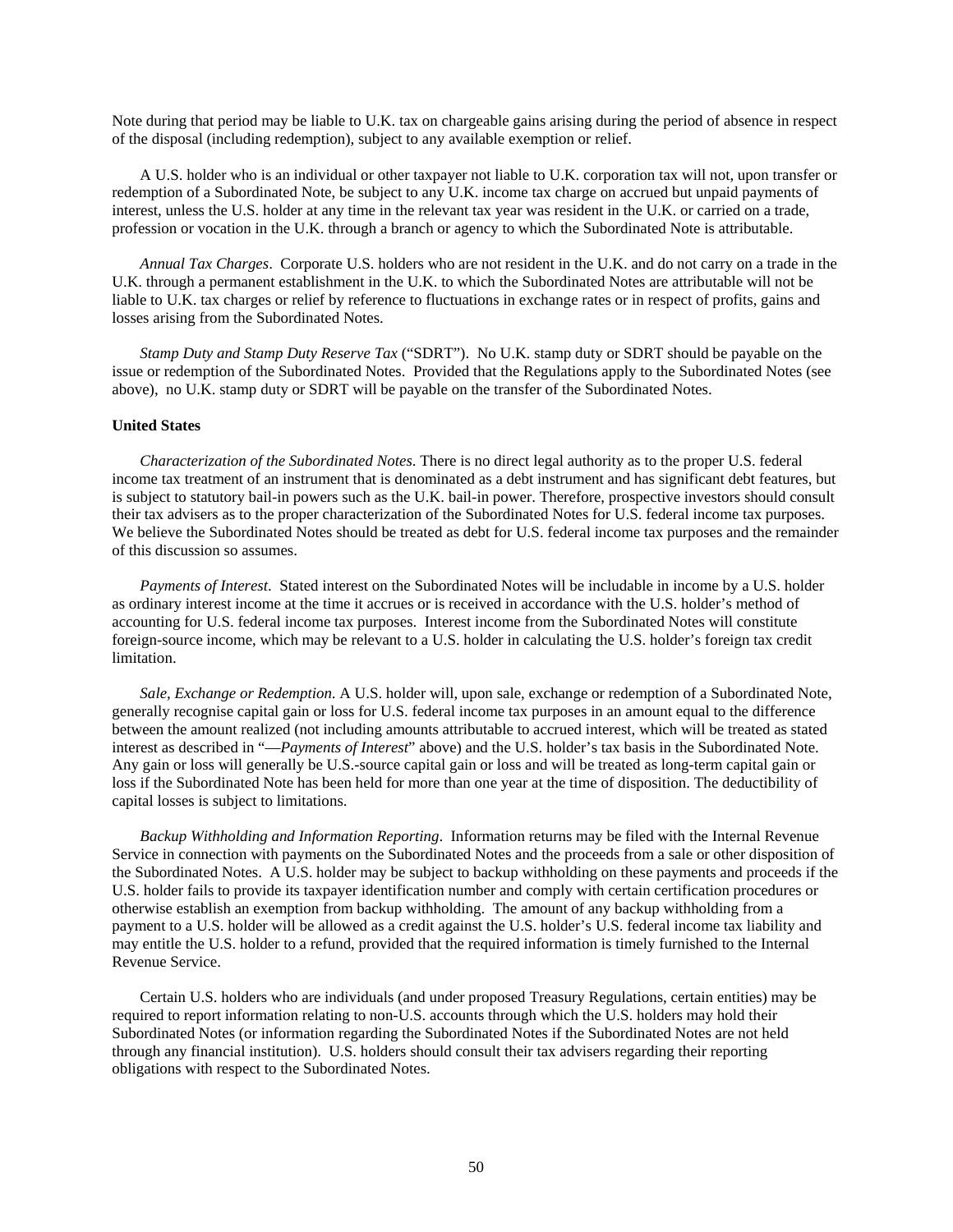Note during that period may be liable to U.K. tax on chargeable gains arising during the period of absence in respect of the disposal (including redemption), subject to any available exemption or relief.

A U.S. holder who is an individual or other taxpayer not liable to U.K. corporation tax will not, upon transfer or redemption of a Subordinated Note, be subject to any U.K. income tax charge on accrued but unpaid payments of interest, unless the U.S. holder at any time in the relevant tax year was resident in the U.K. or carried on a trade, profession or vocation in the U.K. through a branch or agency to which the Subordinated Note is attributable.

*Annual Tax Charges*. Corporate U.S. holders who are not resident in the U.K. and do not carry on a trade in the U.K. through a permanent establishment in the U.K. to which the Subordinated Notes are attributable will not be liable to U.K. tax charges or relief by reference to fluctuations in exchange rates or in respect of profits, gains and losses arising from the Subordinated Notes.

*Stamp Duty and Stamp Duty Reserve Tax* ("SDRT"). No U.K. stamp duty or SDRT should be payable on the issue or redemption of the Subordinated Notes. Provided that the Regulations apply to the Subordinated Notes (see above), no U.K. stamp duty or SDRT will be payable on the transfer of the Subordinated Notes.

**United States**

*Characterization of the Subordinated Notes*. There is no direct legal authority as to the proper U.S. federal income tax treatment of an instrument that is denominated as a debt instrument and has significant debt features, but is subject to statutory bail-in powers such as the U.K. bail-in power. Therefore, prospective investors should consult their tax advisers as to the proper characterization of the Subordinated Notes for U.S. federal income tax purposes. We believe the Subordinated Notes should be treated as debt for U.S. federal income tax purposes and the remainder of this discussion so assumes.

*Payments of Interest*. Stated interest on the Subordinated Notes will be includable in income by a U.S. holder as ordinary interest income at the time it accrues or is received in accordance with the U.S. holder's method of accounting for U.S. federal income tax purposes. Interest income from the Subordinated Notes will constitute foreign-source income, which may be relevant to a U.S. holder in calculating the U.S. holder's foreign tax credit limitation.

*Sale, Exchange or Redemption*. A U.S. holder will, upon sale, exchange or redemption of a Subordinated Note, generally recognise capital gain or loss for U.S. federal income tax purposes in an amount equal to the difference between the amount realized (not including amounts attributable to accrued interest, which will be treated as stated interest as described in "—*Payments of Interest*" above) and the U.S. holder's tax basis in the Subordinated Note. Any gain or loss will generally be U.S.-source capital gain or loss and will be treated as long-term capital gain or loss if the Subordinated Note has been held for more than one year at the time of disposition. The deductibility of capital losses is subject to limitations.

*Backup Withholding and Information Reporting*. Information returns may be filed with the Internal Revenue Service in connection with payments on the Subordinated Notes and the proceeds from a sale or other disposition of the Subordinated Notes. A U.S. holder may be subject to backup withholding on these payments and proceeds if the U.S. holder fails to provide its taxpayer identification number and comply with certain certification procedures or otherwise establish an exemption from backup withholding. The amount of any backup withholding from a payment to a U.S. holder will be allowed as a credit against the U.S. holder's U.S. federal income tax liability and may entitle the U.S. holder to a refund, provided that the required information is timely furnished to the Internal Revenue Service.

Certain U.S. holders who are individuals (and under proposed Treasury Regulations, certain entities) may be required to report information relating to non-U.S. accounts through which the U.S. holders may hold their Subordinated Notes (or information regarding the Subordinated Notes if the Subordinated Notes are not held through any financial institution). U.S. holders should consult their tax advisers regarding their reporting obligations with respect to the Subordinated Notes.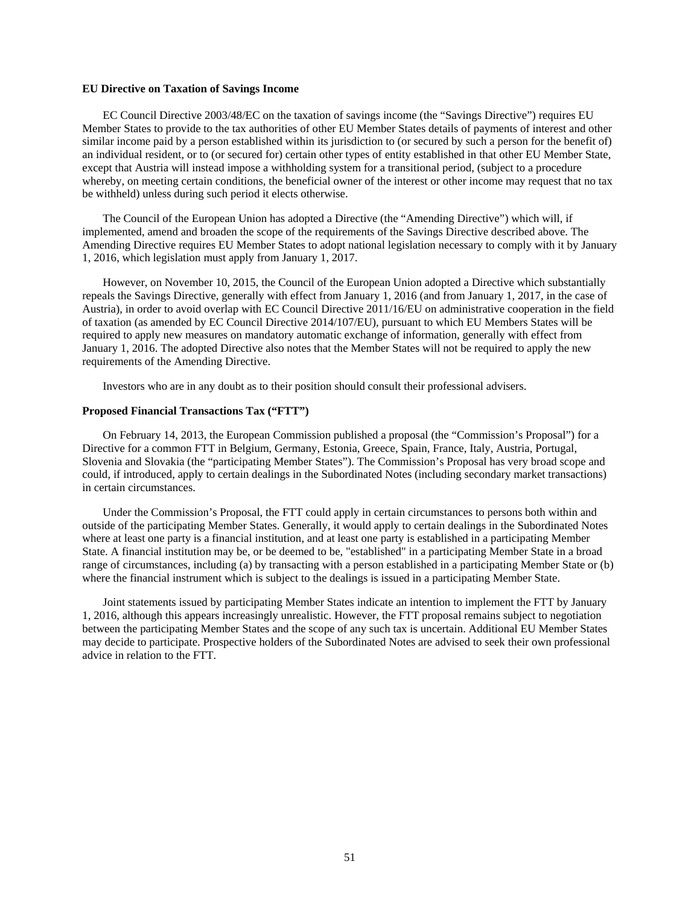**EU Directive on Taxation of Savings Income**

EC Council Directive 2003/48/EC on the taxation of savings income (the "Savings Directive") requires EU Member States to provide to the tax authorities of other EU Member States details of payments of interest and other similar income paid by a person established within its jurisdiction to (or secured by such a person for the benefit of) an individual resident, or to (or secured for) certain other types of entity established in that other EU Member State, except that Austria will instead impose a withholding system for a transitional period, (subject to a procedure whereby, on meeting certain conditions, the beneficial owner of the interest or other income may request that no tax be withheld) unless during such period it elects otherwise.

The Council of the European Union has adopted a Directive (the "Amending Directive") which will, if implemented, amend and broaden the scope of the requirements of the Savings Directive described above. The Amending Directive requires EU Member States to adopt national legislation necessary to comply with it by January 1, 2016, which legislation must apply from January 1, 2017.

However, on November 10, 2015, the Council of the European Union adopted a Directive which substantially repeals the Savings Directive, generally with effect from January 1, 2016 (and from January 1, 2017, in the case of Austria), in order to avoid overlap with EC Council Directive 2011/16/EU on administrative cooperation in the field of taxation (as amended by EC Council Directive 2014/107/EU), pursuant to which EU Members States will be required to apply new measures on mandatory automatic exchange of information, generally with effect from January 1, 2016. The adopted Directive also notes that the Member States will not be required to apply the new requirements of the Amending Directive.

Investors who are in any doubt as to their position should consult their professional advisers.

**Proposed Financial Transactions Tax ("FTT")**

On February 14, 2013, the European Commission published a proposal (the "Commission's Proposal") for a Directive for a common FTT in Belgium, Germany, Estonia, Greece, Spain, France, Italy, Austria, Portugal, Slovenia and Slovakia (the "participating Member States"). The Commission's Proposal has very broad scope and could, if introduced, apply to certain dealings in the Subordinated Notes (including secondary market transactions) in certain circumstances.

Under the Commission's Proposal, the FTT could apply in certain circumstances to persons both within and outside of the participating Member States. Generally, it would apply to certain dealings in the Subordinated Notes where at least one party is a financial institution, and at least one party is established in a participating Member State. A financial institution may be, or be deemed to be, "established" in a participating Member State in a broad range of circumstances, including (a) by transacting with a person established in a participating Member State or (b) where the financial instrument which is subject to the dealings is issued in a participating Member State.

Joint statements issued by participating Member States indicate an intention to implement the FTT by January 1, 2016, although this appears increasingly unrealistic. However, the FTT proposal remains subject to negotiation between the participating Member States and the scope of any such tax is uncertain. Additional EU Member States may decide to participate. Prospective holders of the Subordinated Notes are advised to seek their own professional advice in relation to the FTT.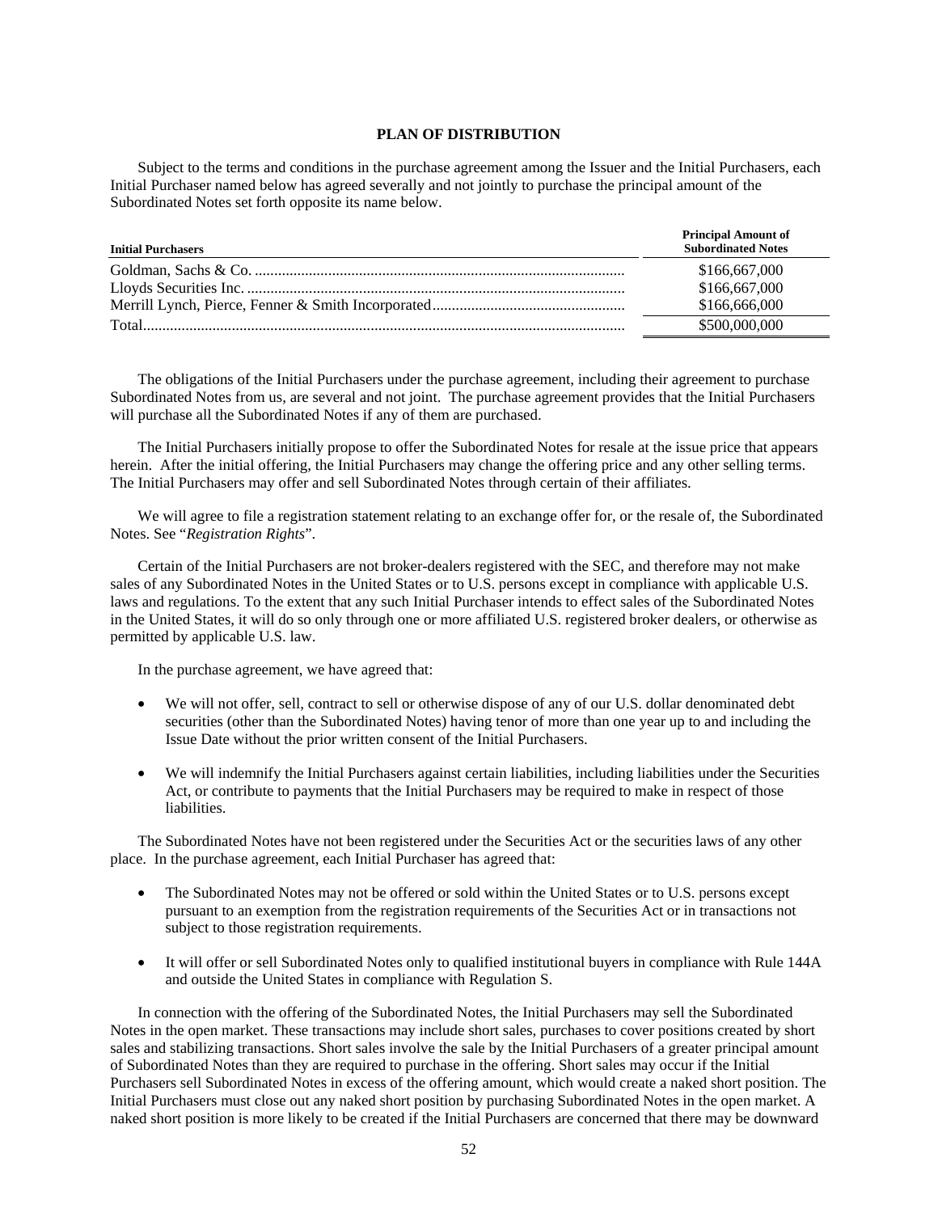## PLAN OF DISTRIBUTION

Subject to the terms and conditions in the purchase agreement among the Issuer and the Initial Purchasers, each Initial Purchaser named below has agreed severally and not jointly to purchase the principal amount of the Subordinated Notes set forth opposite its name below.

| Initial Purchasers | Principal Amount of Subordinated Notes |
|---|---|
| Goldman, Sachs & Co. | $166,667,000 |
| Lloyds Securities Inc. | $166,667,000 |
| Merrill Lynch, Pierce, Fenner & Smith Incorporated | $166,666,000 |
| Total | $500,000,000 |

The obligations of the Initial Purchasers under the purchase agreement, including their agreement to purchase Subordinated Notes from us, are several and not joint. The purchase agreement provides that the Initial Purchasers will purchase all the Subordinated Notes if any of them are purchased.

The Initial Purchasers initially propose to offer the Subordinated Notes for resale at the issue price that appears herein. After the initial offering, the Initial Purchasers may change the offering price and any other selling terms. The Initial Purchasers may offer and sell Subordinated Notes through certain of their affiliates.

We will agree to file a registration statement relating to an exchange offer for, or the resale of, the Subordinated Notes. See "*Registration Rights*".

Certain of the Initial Purchasers are not broker-dealers registered with the SEC, and therefore may not make sales of any Subordinated Notes in the United States or to U.S. persons except in compliance with applicable U.S. laws and regulations. To the extent that any such Initial Purchaser intends to effect sales of the Subordinated Notes in the United States, it will do so only through one or more affiliated U.S. registered broker dealers, or otherwise as permitted by applicable U.S. law.

In the purchase agreement, we have agreed that:

- We will not offer, sell, contract to sell or otherwise dispose of any of our U.S. dollar denominated debt securities (other than the Subordinated Notes) having tenor of more than one year up to and including the Issue Date without the prior written consent of the Initial Purchasers.
- We will indemnify the Initial Purchasers against certain liabilities, including liabilities under the Securities Act, or contribute to payments that the Initial Purchasers may be required to make in respect of those liabilities.

The Subordinated Notes have not been registered under the Securities Act or the securities laws of any other place. In the purchase agreement, each Initial Purchaser has agreed that:

- The Subordinated Notes may not be offered or sold within the United States or to U.S. persons except pursuant to an exemption from the registration requirements of the Securities Act or in transactions not subject to those registration requirements.
- It will offer or sell Subordinated Notes only to qualified institutional buyers in compliance with Rule 144A and outside the United States in compliance with Regulation S.

In connection with the offering of the Subordinated Notes, the Initial Purchasers may sell the Subordinated Notes in the open market. These transactions may include short sales, purchases to cover positions created by short sales and stabilizing transactions. Short sales involve the sale by the Initial Purchasers of a greater principal amount of Subordinated Notes than they are required to purchase in the offering. Short sales may occur if the Initial Purchasers sell Subordinated Notes in excess of the offering amount, which would create a naked short position. The Initial Purchasers must close out any naked short position by purchasing Subordinated Notes in the open market. A naked short position is more likely to be created if the Initial Purchasers are concerned that there may be downward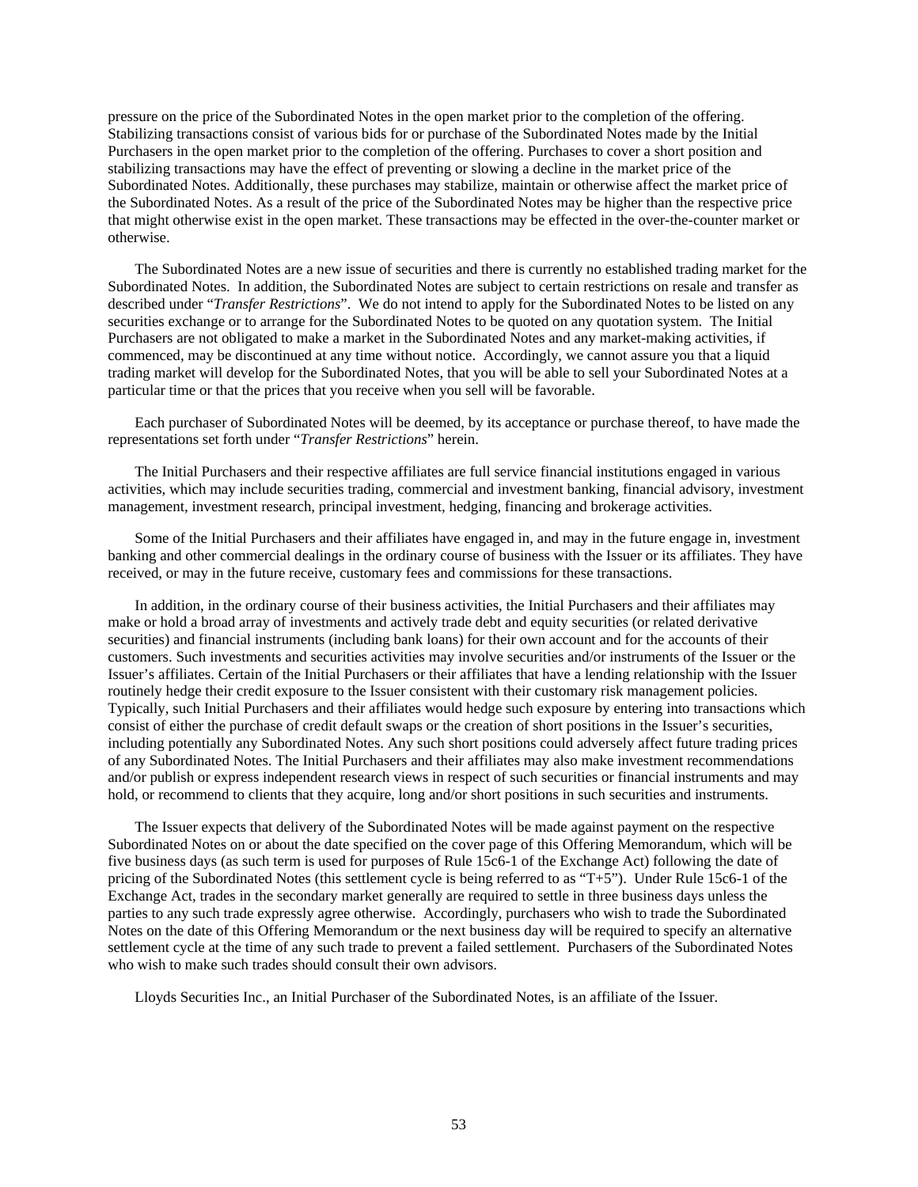pressure on the price of the Subordinated Notes in the open market prior to the completion of the offering. Stabilizing transactions consist of various bids for or purchase of the Subordinated Notes made by the Initial Purchasers in the open market prior to the completion of the offering. Purchases to cover a short position and stabilizing transactions may have the effect of preventing or slowing a decline in the market price of the Subordinated Notes. Additionally, these purchases may stabilize, maintain or otherwise affect the market price of the Subordinated Notes. As a result of the price of the Subordinated Notes may be higher than the respective price that might otherwise exist in the open market. These transactions may be effected in the over-the-counter market or otherwise.

The Subordinated Notes are a new issue of securities and there is currently no established trading market for the Subordinated Notes. In addition, the Subordinated Notes are subject to certain restrictions on resale and transfer as described under "*Transfer Restrictions*". We do not intend to apply for the Subordinated Notes to be listed on any securities exchange or to arrange for the Subordinated Notes to be quoted on any quotation system. The Initial Purchasers are not obligated to make a market in the Subordinated Notes and any market-making activities, if commenced, may be discontinued at any time without notice. Accordingly, we cannot assure you that a liquid trading market will develop for the Subordinated Notes, that you will be able to sell your Subordinated Notes at a particular time or that the prices that you receive when you sell will be favorable.

Each purchaser of Subordinated Notes will be deemed, by its acceptance or purchase thereof, to have made the representations set forth under "*Transfer Restrictions*" herein.

The Initial Purchasers and their respective affiliates are full service financial institutions engaged in various activities, which may include securities trading, commercial and investment banking, financial advisory, investment management, investment research, principal investment, hedging, financing and brokerage activities.

Some of the Initial Purchasers and their affiliates have engaged in, and may in the future engage in, investment banking and other commercial dealings in the ordinary course of business with the Issuer or its affiliates. They have received, or may in the future receive, customary fees and commissions for these transactions.

In addition, in the ordinary course of their business activities, the Initial Purchasers and their affiliates may make or hold a broad array of investments and actively trade debt and equity securities (or related derivative securities) and financial instruments (including bank loans) for their own account and for the accounts of their customers. Such investments and securities activities may involve securities and/or instruments of the Issuer or the Issuer's affiliates. Certain of the Initial Purchasers or their affiliates that have a lending relationship with the Issuer routinely hedge their credit exposure to the Issuer consistent with their customary risk management policies. Typically, such Initial Purchasers and their affiliates would hedge such exposure by entering into transactions which consist of either the purchase of credit default swaps or the creation of short positions in the Issuer's securities, including potentially any Subordinated Notes. Any such short positions could adversely affect future trading prices of any Subordinated Notes. The Initial Purchasers and their affiliates may also make investment recommendations and/or publish or express independent research views in respect of such securities or financial instruments and may hold, or recommend to clients that they acquire, long and/or short positions in such securities and instruments.

The Issuer expects that delivery of the Subordinated Notes will be made against payment on the respective Subordinated Notes on or about the date specified on the cover page of this Offering Memorandum, which will be five business days (as such term is used for purposes of Rule 15c6-1 of the Exchange Act) following the date of pricing of the Subordinated Notes (this settlement cycle is being referred to as "T+5"). Under Rule 15c6-1 of the Exchange Act, trades in the secondary market generally are required to settle in three business days unless the parties to any such trade expressly agree otherwise. Accordingly, purchasers who wish to trade the Subordinated Notes on the date of this Offering Memorandum or the next business day will be required to specify an alternative settlement cycle at the time of any such trade to prevent a failed settlement. Purchasers of the Subordinated Notes who wish to make such trades should consult their own advisors.

Lloyds Securities Inc., an Initial Purchaser of the Subordinated Notes, is an affiliate of the Issuer.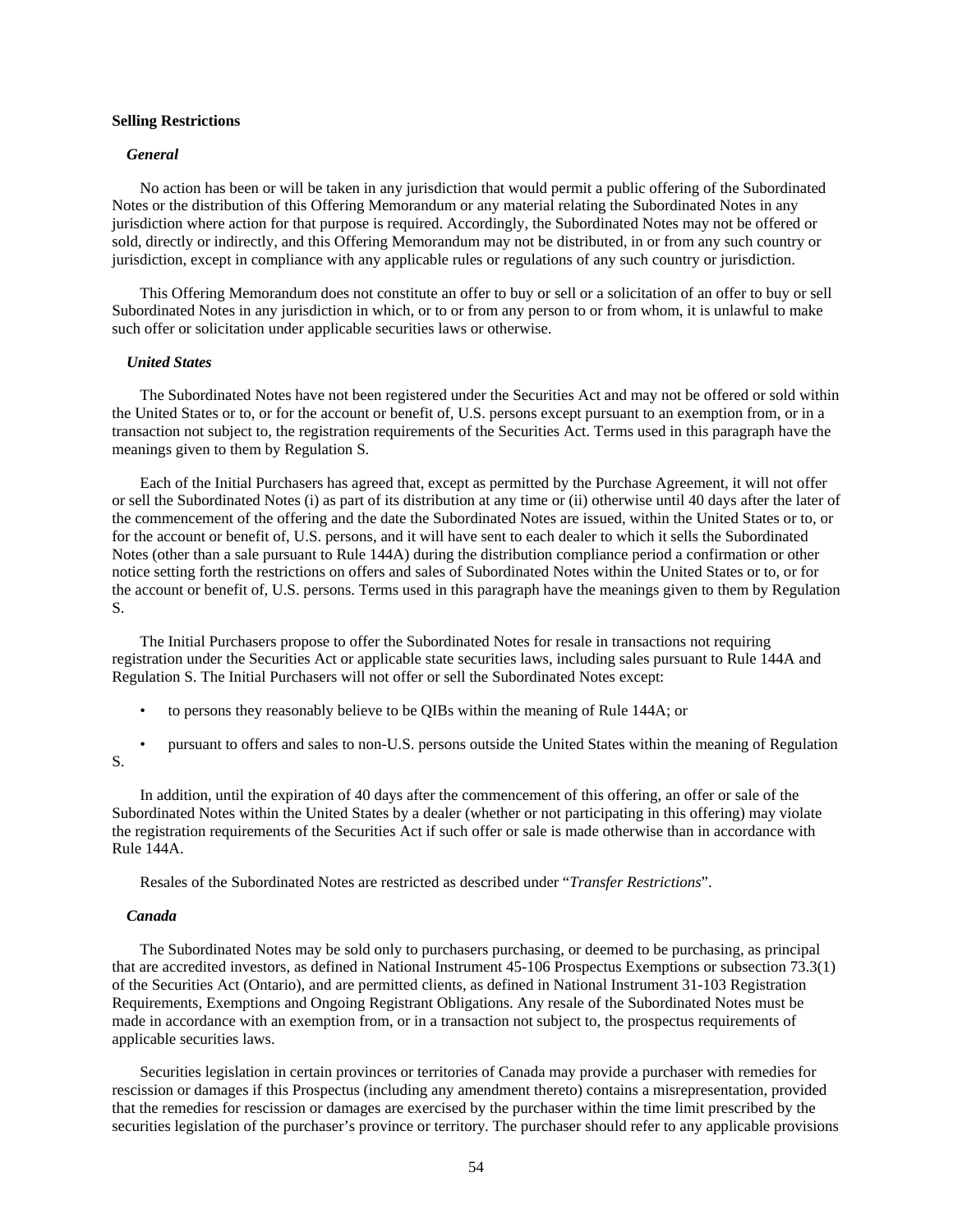## Selling Restrictions

### *General*

No action has been or will be taken in any jurisdiction that would permit a public offering of the Subordinated Notes or the distribution of this Offering Memorandum or any material relating the Subordinated Notes in any jurisdiction where action for that purpose is required. Accordingly, the Subordinated Notes may not be offered or sold, directly or indirectly, and this Offering Memorandum may not be distributed, in or from any such country or jurisdiction, except in compliance with any applicable rules or regulations of any such country or jurisdiction.

This Offering Memorandum does not constitute an offer to buy or sell or a solicitation of an offer to buy or sell Subordinated Notes in any jurisdiction in which, or to or from any person to or from whom, it is unlawful to make such offer or solicitation under applicable securities laws or otherwise.

### *United States*

The Subordinated Notes have not been registered under the Securities Act and may not be offered or sold within the United States or to, or for the account or benefit of, U.S. persons except pursuant to an exemption from, or in a transaction not subject to, the registration requirements of the Securities Act. Terms used in this paragraph have the meanings given to them by Regulation S.

Each of the Initial Purchasers has agreed that, except as permitted by the Purchase Agreement, it will not offer or sell the Subordinated Notes (i) as part of its distribution at any time or (ii) otherwise until 40 days after the later of the commencement of the offering and the date the Subordinated Notes are issued, within the United States or to, or for the account or benefit of, U.S. persons, and it will have sent to each dealer to which it sells the Subordinated Notes (other than a sale pursuant to Rule 144A) during the distribution compliance period a confirmation or other notice setting forth the restrictions on offers and sales of Subordinated Notes within the United States or to, or for the account or benefit of, U.S. persons. Terms used in this paragraph have the meanings given to them by Regulation S.

The Initial Purchasers propose to offer the Subordinated Notes for resale in transactions not requiring registration under the Securities Act or applicable state securities laws, including sales pursuant to Rule 144A and Regulation S. The Initial Purchasers will not offer or sell the Subordinated Notes except:

- to persons they reasonably believe to be QIBs within the meaning of Rule 144A; or
- pursuant to offers and sales to non-U.S. persons outside the United States within the meaning of Regulation S.

In addition, until the expiration of 40 days after the commencement of this offering, an offer or sale of the Subordinated Notes within the United States by a dealer (whether or not participating in this offering) may violate the registration requirements of the Securities Act if such offer or sale is made otherwise than in accordance with Rule 144A.

Resales of the Subordinated Notes are restricted as described under "*Transfer Restrictions*".

### *Canada*

The Subordinated Notes may be sold only to purchasers purchasing, or deemed to be purchasing, as principal that are accredited investors, as defined in National Instrument 45-106 Prospectus Exemptions or subsection 73.3(1) of the Securities Act (Ontario), and are permitted clients, as defined in National Instrument 31-103 Registration Requirements, Exemptions and Ongoing Registrant Obligations. Any resale of the Subordinated Notes must be made in accordance with an exemption from, or in a transaction not subject to, the prospectus requirements of applicable securities laws.

Securities legislation in certain provinces or territories of Canada may provide a purchaser with remedies for rescission or damages if this Prospectus (including any amendment thereto) contains a misrepresentation, provided that the remedies for rescission or damages are exercised by the purchaser within the time limit prescribed by the securities legislation of the purchaser's province or territory. The purchaser should refer to any applicable provisions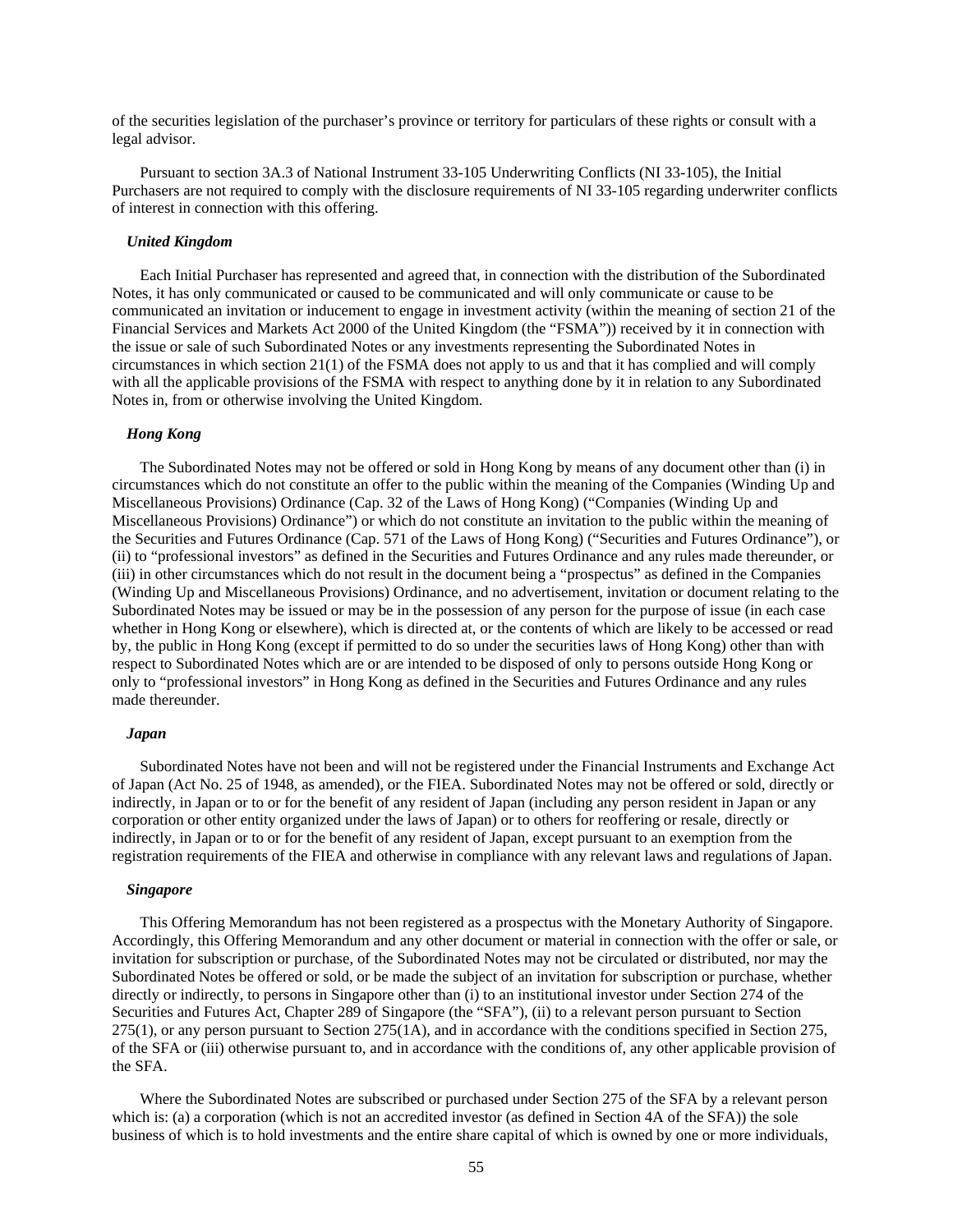of the securities legislation of the purchaser's province or territory for particulars of these rights or consult with a legal advisor.

Pursuant to section 3A.3 of National Instrument 33-105 Underwriting Conflicts (NI 33-105), the Initial Purchasers are not required to comply with the disclosure requirements of NI 33-105 regarding underwriter conflicts of interest in connection with this offering.

***United Kingdom***

Each Initial Purchaser has represented and agreed that, in connection with the distribution of the Subordinated Notes, it has only communicated or caused to be communicated and will only communicate or cause to be communicated an invitation or inducement to engage in investment activity (within the meaning of section 21 of the Financial Services and Markets Act 2000 of the United Kingdom (the "FSMA")) received by it in connection with the issue or sale of such Subordinated Notes or any investments representing the Subordinated Notes in circumstances in which section 21(1) of the FSMA does not apply to us and that it has complied and will comply with all the applicable provisions of the FSMA with respect to anything done by it in relation to any Subordinated Notes in, from or otherwise involving the United Kingdom.

***Hong Kong***

The Subordinated Notes may not be offered or sold in Hong Kong by means of any document other than (i) in circumstances which do not constitute an offer to the public within the meaning of the Companies (Winding Up and Miscellaneous Provisions) Ordinance (Cap. 32 of the Laws of Hong Kong) ("Companies (Winding Up and Miscellaneous Provisions) Ordinance") or which do not constitute an invitation to the public within the meaning of the Securities and Futures Ordinance (Cap. 571 of the Laws of Hong Kong) ("Securities and Futures Ordinance"), or (ii) to "professional investors" as defined in the Securities and Futures Ordinance and any rules made thereunder, or (iii) in other circumstances which do not result in the document being a "prospectus" as defined in the Companies (Winding Up and Miscellaneous Provisions) Ordinance, and no advertisement, invitation or document relating to the Subordinated Notes may be issued or may be in the possession of any person for the purpose of issue (in each case whether in Hong Kong or elsewhere), which is directed at, or the contents of which are likely to be accessed or read by, the public in Hong Kong (except if permitted to do so under the securities laws of Hong Kong) other than with respect to Subordinated Notes which are or are intended to be disposed of only to persons outside Hong Kong or only to "professional investors" in Hong Kong as defined in the Securities and Futures Ordinance and any rules made thereunder.

***Japan***

Subordinated Notes have not been and will not be registered under the Financial Instruments and Exchange Act of Japan (Act No. 25 of 1948, as amended), or the FIEA. Subordinated Notes may not be offered or sold, directly or indirectly, in Japan or to or for the benefit of any resident of Japan (including any person resident in Japan or any corporation or other entity organized under the laws of Japan) or to others for reoffering or resale, directly or indirectly, in Japan or to or for the benefit of any resident of Japan, except pursuant to an exemption from the registration requirements of the FIEA and otherwise in compliance with any relevant laws and regulations of Japan.

***Singapore***

This Offering Memorandum has not been registered as a prospectus with the Monetary Authority of Singapore. Accordingly, this Offering Memorandum and any other document or material in connection with the offer or sale, or invitation for subscription or purchase, of the Subordinated Notes may not be circulated or distributed, nor may the Subordinated Notes be offered or sold, or be made the subject of an invitation for subscription or purchase, whether directly or indirectly, to persons in Singapore other than (i) to an institutional investor under Section 274 of the Securities and Futures Act, Chapter 289 of Singapore (the "SFA"), (ii) to a relevant person pursuant to Section 275(1), or any person pursuant to Section 275(1A), and in accordance with the conditions specified in Section 275, of the SFA or (iii) otherwise pursuant to, and in accordance with the conditions of, any other applicable provision of the SFA.

Where the Subordinated Notes are subscribed or purchased under Section 275 of the SFA by a relevant person which is: (a) a corporation (which is not an accredited investor (as defined in Section 4A of the SFA)) the sole business of which is to hold investments and the entire share capital of which is owned by one or more individuals,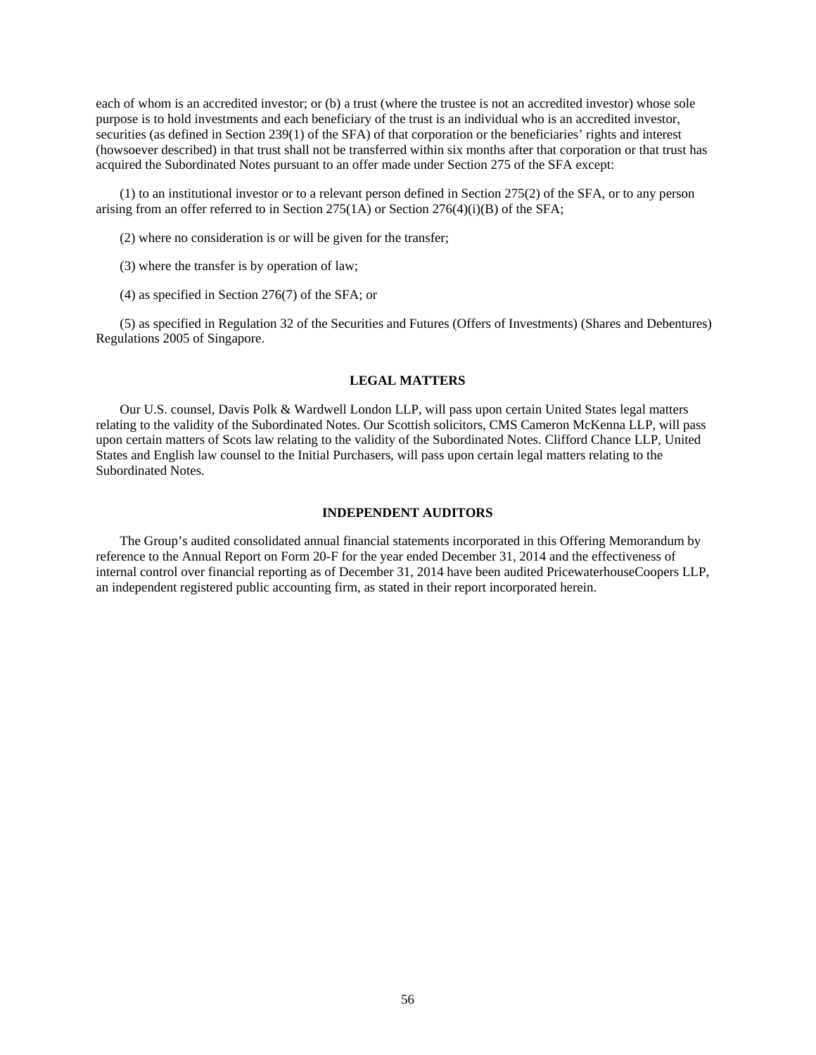each of whom is an accredited investor; or (b) a trust (where the trustee is not an accredited investor) whose sole purpose is to hold investments and each beneficiary of the trust is an individual who is an accredited investor, securities (as defined in Section 239(1) of the SFA) of that corporation or the beneficiaries' rights and interest (howsoever described) in that trust shall not be transferred within six months after that corporation or that trust has acquired the Subordinated Notes pursuant to an offer made under Section 275 of the SFA except:

(1) to an institutional investor or to a relevant person defined in Section 275(2) of the SFA, or to any person arising from an offer referred to in Section 275(1A) or Section 276(4)(i)(B) of the SFA;

(2) where no consideration is or will be given for the transfer;

(3) where the transfer is by operation of law;

(4) as specified in Section 276(7) of the SFA; or

(5) as specified in Regulation 32 of the Securities and Futures (Offers of Investments) (Shares and Debentures) Regulations 2005 of Singapore.

## LEGAL MATTERS

Our U.S. counsel, Davis Polk & Wardwell London LLP, will pass upon certain United States legal matters relating to the validity of the Subordinated Notes. Our Scottish solicitors, CMS Cameron McKenna LLP, will pass upon certain matters of Scots law relating to the validity of the Subordinated Notes. Clifford Chance LLP, United States and English law counsel to the Initial Purchasers, will pass upon certain legal matters relating to the Subordinated Notes.

## INDEPENDENT AUDITORS

The Group's audited consolidated annual financial statements incorporated in this Offering Memorandum by reference to the Annual Report on Form 20-F for the year ended December 31, 2014 and the effectiveness of internal control over financial reporting as of December 31, 2014 have been audited PricewaterhouseCoopers LLP, an independent registered public accounting firm, as stated in their report incorporated herein.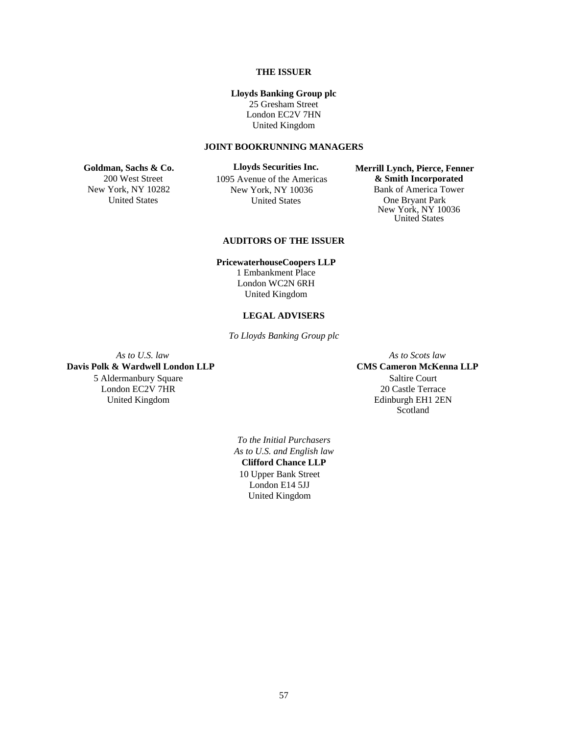## THE ISSUER

**Lloyds Banking Group plc**
25 Gresham Street
London EC2V 7HN
United Kingdom

## JOINT BOOKRUNNING MANAGERS

**Goldman, Sachs & Co.**
200 West Street
New York, NY 10282
United States

**Lloyds Securities Inc.**
1095 Avenue of the Americas
New York, NY 10036
United States

**Merrill Lynch, Pierce, Fenner & Smith Incorporated**
Bank of America Tower
One Bryant Park
New York, NY 10036
United States

## AUDITORS OF THE ISSUER

**PricewaterhouseCoopers LLP**
1 Embankment Place
London WC2N 6RH
United Kingdom

## LEGAL ADVISERS

*To Lloyds Banking Group plc*

*As to U.S. law*
**Davis Polk & Wardwell London LLP**
5 Aldermanbury Square
London EC2V 7HR
United Kingdom

*As to Scots law*
**CMS Cameron McKenna LLP**
Saltire Court
20 Castle Terrace
Edinburgh EH1 2EN
Scotland

*To the Initial Purchasers*
*As to U.S. and English law*
**Clifford Chance LLP**
10 Upper Bank Street
London E14 5JJ
United Kingdom